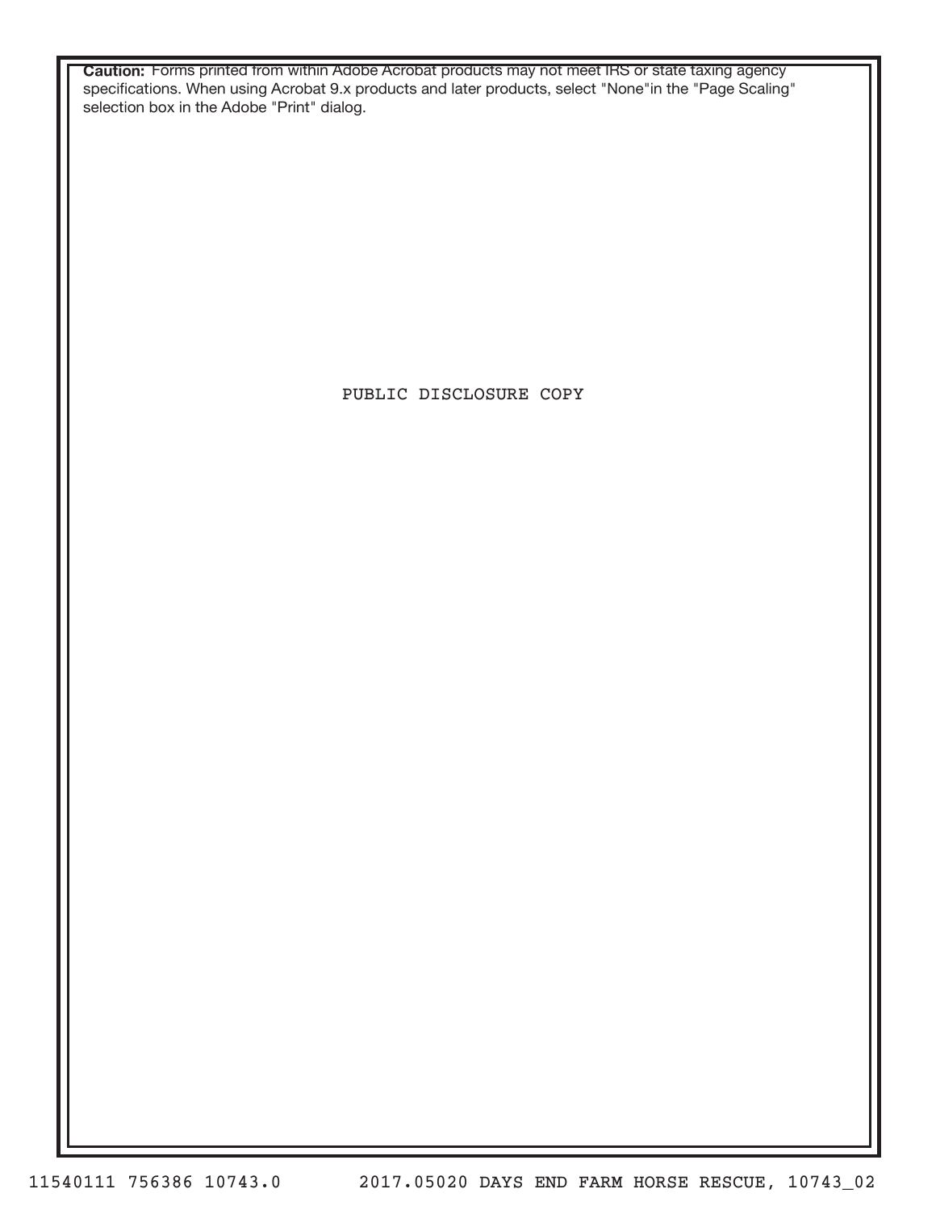**Caution:** Forms printed from within Adobe Acrobat products may not meet IRS or state taxing agency specifications. When using Acrobat 9.x products and later products, select "None"in the "Page Scaling" selection box in the Adobe "Print" dialog.

PUBLIC DISCLOSURE COPY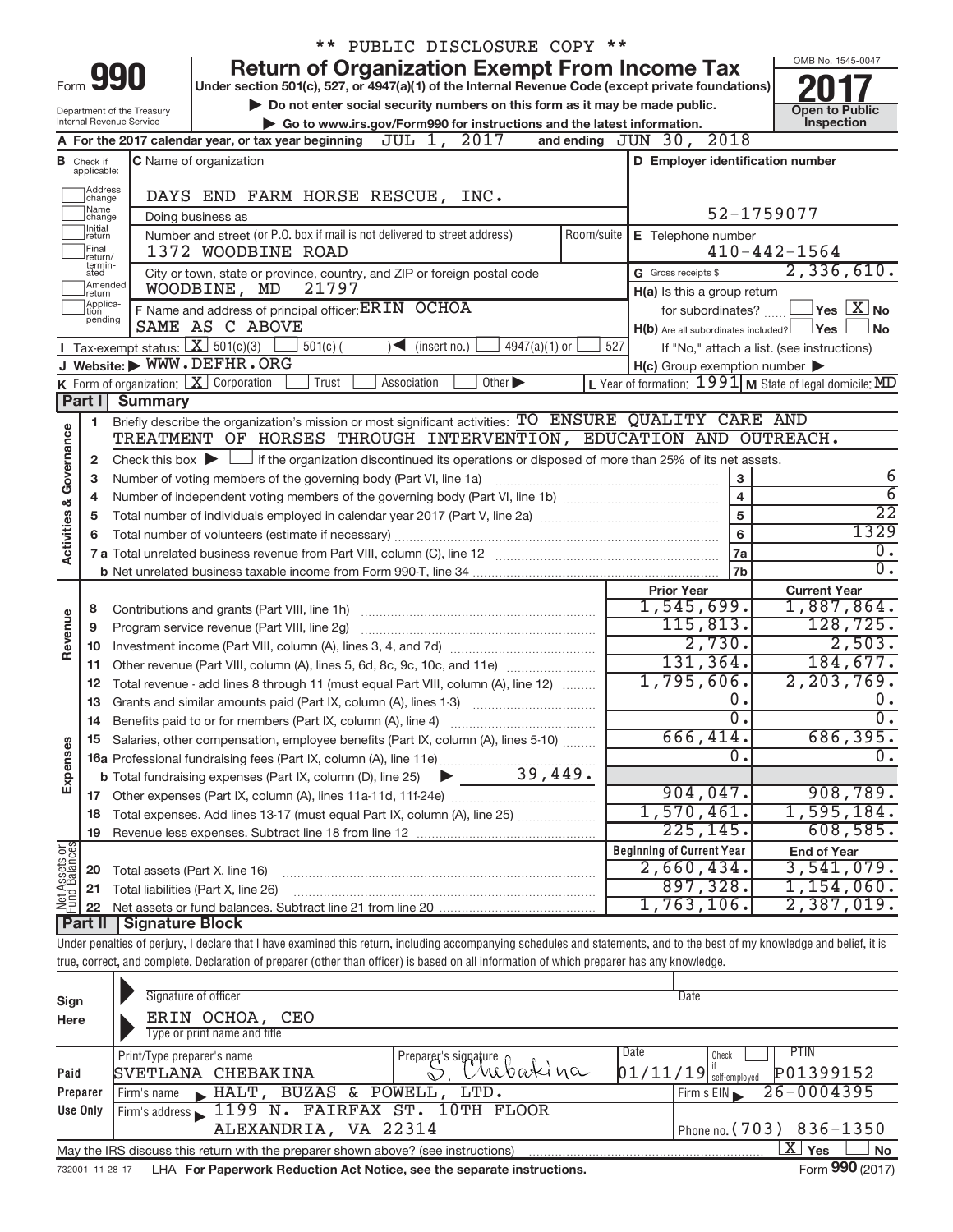** PUBLIC DISCLOSURE COPY **

# Form 990 — Return of Organization Exempt From Income Tax

Under section 501(c), 527, or 4947(a)(1) of the Internal Revenue Code (except private foundations)

▶ Do not enter social security numbers on this form as it may be made public.

▶ Go to www.irs.gov/Form990 for instructions and the latest information.

Department of the Treasury
Internal Revenue Service

OMB No. 1545-0047

**2017**

**Open to Public Inspection**

**A** For the 2017 calendar year, or tax year beginning JUL 1, 2017 and ending JUN 30, 2018

**B** Check if applicable: Address change, Name change, Initial return, Final return/terminated, Amended return, Application pending

**C** Name of organization: DAYS END FARM HORSE RESCUE, INC.

Doing business as

Number and street (or P.O. box if mail is not delivered to street address): 1372 WOODBINE ROAD — Room/suite

City or town, state or province, country, and ZIP or foreign postal code: WOODBINE, MD 21797

**D** Employer identification number: 52-1759077

**E** Telephone number: 410-442-1564

**G** Gross receipts $ 2,336,610.

**F** Name and address of principal officer: ERIN OCHOA
SAME AS C ABOVE

**H(a)** Is this a group return for subordinates? ☐ Yes ☒ No

**H(b)** Are all subordinates included? ☐ Yes ☐ No
If "No," attach a list. (see instructions)

**H(c)** Group exemption number ▶

**I** Tax-exempt status: ☒ 501(c)(3) ☐ 501(c) ( ) ◀ (insert no.) ☐ 4947(a)(1) or ☐ 527

**J** Website: ▶ WWW.DEFHR.ORG

**K** Form of organization: ☒ Corporation ☐ Trust ☐ Association ☐ Other ▶

**L** Year of formation: 1991 **M** State of legal domicile: MD

## Part I — Summary

**Activities & Governance**

1. Briefly describe the organization's mission or most significant activities: TO ENSURE QUALITY CARE AND TREATMENT OF HORSES THROUGH INTERVENTION, EDUCATION AND OUTREACH.
2. Check this box ▶ ☐ if the organization discontinued its operations or disposed of more than 25% of its net assets.

| Line | Description | | Value |
|---|---|---|---|
| 3 | Number of voting members of the governing body (Part VI, line 1a) | 3 | 6 |
| 4 | Number of independent voting members of the governing body (Part VI, line 1b) | 4 | 6 |
| 5 | Total number of individuals employed in calendar year 2017 (Part V, line 2a) | 5 | 22 |
| 6 | Total number of volunteers (estimate if necessary) | 6 | 1329 |
| 7a | Total unrelated business revenue from Part VIII, column (C), line 12 | 7a | 0. |
| 7b | Net unrelated business taxable income from Form 990-T, line 34 | 7b | 0. |

| Line | Description | Prior Year | Current Year |
|---|---|---|---|
| **Revenue** | | | |
| 8 | Contributions and grants (Part VIII, line 1h) | 1,545,699. | 1,887,864. |
| 9 | Program service revenue (Part VIII, line 2g) | 115,813. | 128,725. |
| 10 | Investment income (Part VIII, column (A), lines 3, 4, and 7d) | 2,730. | 2,503. |
| 11 | Other revenue (Part VIII, column (A), lines 5, 6d, 8c, 9c, 10c, and 11e) | 131,364. | 184,677. |
| 12 | Total revenue - add lines 8 through 11 (must equal Part VIII, column (A), line 12) | 1,795,606. | 2,203,769. |
| **Expenses** | | | |
| 13 | Grants and similar amounts paid (Part IX, column (A), lines 1-3) | 0. | 0. |
| 14 | Benefits paid to or for members (Part IX, column (A), line 4) | 0. | 0. |
| 15 | Salaries, other compensation, employee benefits (Part IX, column (A), lines 5-10) | 666,414. | 686,395. |
| 16a | Professional fundraising fees (Part IX, column (A), line 11e) | 0. | 0. |
| b | Total fundraising expenses (Part IX, column (D), line 25) ▶ 39,449. | | |
| 17 | Other expenses (Part IX, column (A), lines 11a-11d, 11f-24e) | 904,047. | 908,789. |
| 18 | Total expenses. Add lines 13-17 (must equal Part IX, column (A), line 25) | 1,570,461. | 1,595,184. |
| 19 | Revenue less expenses. Subtract line 18 from line 12 | 225,145. | 608,585. |

| Line | Net Assets or Fund Balances | Beginning of Current Year | End of Year |
|---|---|---|---|
| 20 | Total assets (Part X, line 16) | 2,660,434. | 3,541,079. |
| 21 | Total liabilities (Part X, line 26) | 897,328. | 1,154,060. |
| 22 | Net assets or fund balances. Subtract line 21 from line 20 | 1,763,106. | 2,387,019. |

## Part II — Signature Block

Under penalties of perjury, I declare that I have examined this return, including accompanying schedules and statements, and to the best of my knowledge and belief, it is true, correct, and complete. Declaration of preparer (other than officer) is based on all information of which preparer has any knowledge.

**Sign Here**

Signature of officer — Date

ERIN OCHOA, CEO
Type or print name and title

**Paid Preparer Use Only**

| Print/Type preparer's name | Preparer's signature | Date | Check if self-employed | PTIN |
|---|---|---|---|---|
| SVETLANA CHEBAKINA | S. Chebakina | 01/11/19 | ☐ | P01399152 |

Firm's name ▶ HALT, BUZAS & POWELL, LTD. — Firm's EIN ▶ 26-0004395

Firm's address ▶ 1199 N. FAIRFAX ST. 10TH FLOOR, ALEXANDRIA, VA 22314 — Phone no. (703) 836-1350

May the IRS discuss this return with the preparer shown above? (see instructions) ☒ Yes ☐ No

732001 11-28-17 LHA For Paperwork Reduction Act Notice, see the separate instructions. Form 990 (2017)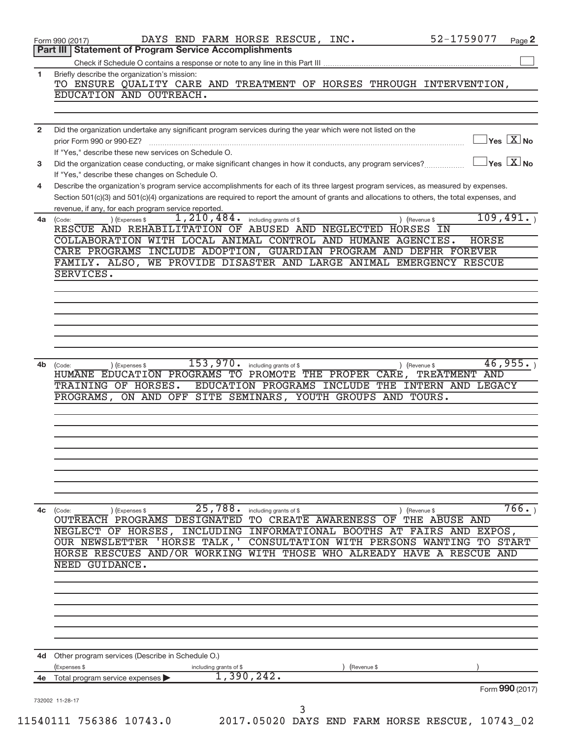Form 990 (2017) DAYS END FARM HORSE RESCUE, INC. 52-1759077 Page **2**

## Part III Statement of Program Service Accomplishments

Check if Schedule O contains a response or note to any line in this Part III ☐

**1** Briefly describe the organization's mission:

TO ENSURE QUALITY CARE AND TREATMENT OF HORSES THROUGH INTERVENTION, EDUCATION AND OUTREACH.

**2** Did the organization undertake any significant program services during the year which were not listed on the prior Form 990 or 990-EZ? ☐ Yes ☒ No

If "Yes," describe these new services on Schedule O.

**3** Did the organization cease conducting, or make significant changes in how it conducts, any program services? ☐ Yes ☒ No

If "Yes," describe these changes on Schedule O.

**4** Describe the organization's program service accomplishments for each of its three largest program services, as measured by expenses. Section 501(c)(3) and 501(c)(4) organizations are required to report the amount of grants and allocations to others, the total expenses, and revenue, if any, for each program service reported.

**4a** (Code: ) (Expenses $ 1,210,484. including grants of $ ) (Revenue $ 109,491. )

RESCUE AND REHABILITATION OF ABUSED AND NEGLECTED HORSES IN COLLABORATION WITH LOCAL ANIMAL CONTROL AND HUMANE AGENCIES. HORSE CARE PROGRAMS INCLUDE ADOPTION, GUARDIAN PROGRAM AND DEFHR FOREVER FAMILY. ALSO, WE PROVIDE DISASTER AND LARGE ANIMAL EMERGENCY RESCUE SERVICES.

**4b** (Code: ) (Expenses $ 153,970. including grants of $ ) (Revenue $ 46,955. )

HUMANE EDUCATION PROGRAMS TO PROMOTE THE PROPER CARE, TREATMENT AND TRAINING OF HORSES. EDUCATION PROGRAMS INCLUDE THE INTERN AND LEGACY PROGRAMS, ON AND OFF SITE SEMINARS, YOUTH GROUPS AND TOURS.

**4c** (Code: ) (Expenses $ 25,788. including grants of $ ) (Revenue $ 766. )

OUTREACH PROGRAMS DESIGNATED TO CREATE AWARENESS OF THE ABUSE AND NEGLECT OF HORSES, INCLUDING INFORMATIONAL BOOTHS AT FAIRS AND EXPOS, OUR NEWSLETTER 'HORSE TALK,' CONSULTATION WITH PERSONS WANTING TO START HORSE RESCUES AND/OR WORKING WITH THOSE WHO ALREADY HAVE A RESCUE AND NEED GUIDANCE.

**4d** Other program services (Describe in Schedule O.)

(Expenses $ including grants of $ ) (Revenue $ )

**4e** Total program service expenses ▶ 1,390,242.

Form **990** (2017)

732002 11-28-17

11540111 756386 10743.0 2017.05020 DAYS END FARM HORSE RESCUE, 10743_02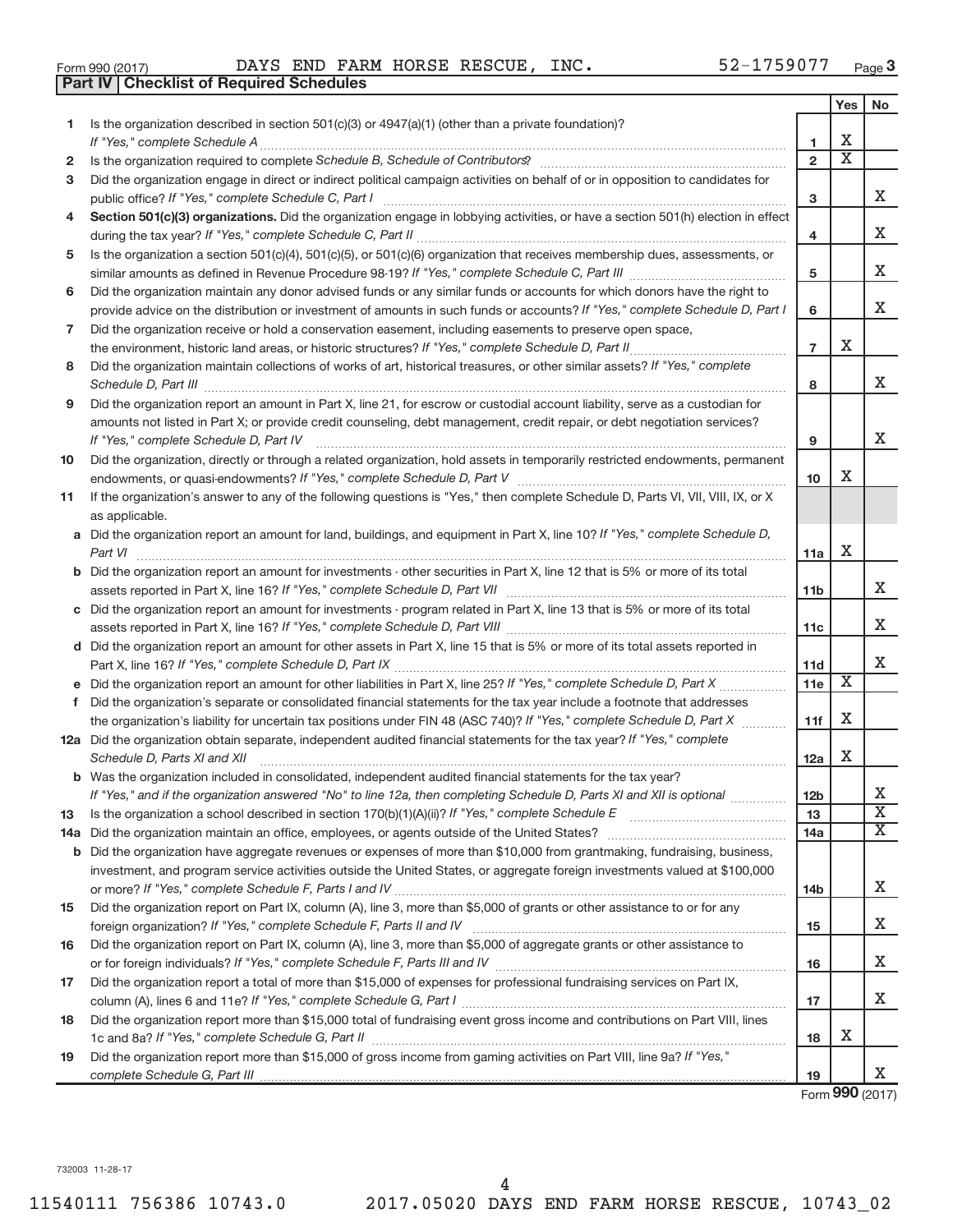Form 990 (2017) DAYS END FARM HORSE RESCUE, INC. 52-1759077 Page 3

**Part IV | Checklist of Required Schedules**

| | | | Yes | No |
|---|---|---|---|---|
| 1 | Is the organization described in section 501(c)(3) or 4947(a)(1) (other than a private foundation)? *If "Yes," complete Schedule A* | 1 | X | |
| 2 | Is the organization required to complete *Schedule B, Schedule of Contributors*? | 2 | X | |
| 3 | Did the organization engage in direct or indirect political campaign activities on behalf of or in opposition to candidates for public office? *If "Yes," complete Schedule C, Part I* | 3 | | X |
| 4 | **Section 501(c)(3) organizations.** Did the organization engage in lobbying activities, or have a section 501(h) election in effect during the tax year? *If "Yes," complete Schedule C, Part II* | 4 | | X |
| 5 | Is the organization a section 501(c)(4), 501(c)(5), or 501(c)(6) organization that receives membership dues, assessments, or similar amounts as defined in Revenue Procedure 98-19? *If "Yes," complete Schedule C, Part III* | 5 | | X |
| 6 | Did the organization maintain any donor advised funds or any similar funds or accounts for which donors have the right to provide advice on the distribution or investment of amounts in such funds or accounts? *If "Yes," complete Schedule D, Part I* | 6 | | X |
| 7 | Did the organization receive or hold a conservation easement, including easements to preserve open space, the environment, historic land areas, or historic structures? *If "Yes," complete Schedule D, Part II* | 7 | X | |
| 8 | Did the organization maintain collections of works of art, historical treasures, or other similar assets? *If "Yes," complete Schedule D, Part III* | 8 | | X |
| 9 | Did the organization report an amount in Part X, line 21, for escrow or custodial account liability, serve as a custodian for amounts not listed in Part X; or provide credit counseling, debt management, credit repair, or debt negotiation services? *If "Yes," complete Schedule D, Part IV* | 9 | | X |
| 10 | Did the organization, directly or through a related organization, hold assets in temporarily restricted endowments, permanent endowments, or quasi-endowments? *If "Yes," complete Schedule D, Part V* | 10 | X | |
| 11 | If the organization's answer to any of the following questions is "Yes," then complete Schedule D, Parts VI, VII, VIII, IX, or X as applicable. | | | |
| a | Did the organization report an amount for land, buildings, and equipment in Part X, line 10? *If "Yes," complete Schedule D, Part VI* | 11a | X | |
| b | Did the organization report an amount for investments - other securities in Part X, line 12 that is 5% or more of its total assets reported in Part X, line 16? *If "Yes," complete Schedule D, Part VII* | 11b | | X |
| c | Did the organization report an amount for investments - program related in Part X, line 13 that is 5% or more of its total assets reported in Part X, line 16? *If "Yes," complete Schedule D, Part VIII* | 11c | | X |
| d | Did the organization report an amount for other assets in Part X, line 15 that is 5% or more of its total assets reported in Part X, line 16? *If "Yes," complete Schedule D, Part IX* | 11d | | X |
| e | Did the organization report an amount for other liabilities in Part X, line 25? *If "Yes," complete Schedule D, Part X* | 11e | X | |
| f | Did the organization's separate or consolidated financial statements for the tax year include a footnote that addresses the organization's liability for uncertain tax positions under FIN 48 (ASC 740)? *If "Yes," complete Schedule D, Part X* | 11f | X | |
| 12a | Did the organization obtain separate, independent audited financial statements for the tax year? *If "Yes," complete Schedule D, Parts XI and XII* | 12a | X | |
| b | Was the organization included in consolidated, independent audited financial statements for the tax year? *If "Yes," and if the organization answered "No" to line 12a, then completing Schedule D, Parts XI and XII is optional* | 12b | | X |
| 13 | Is the organization a school described in section 170(b)(1)(A)(ii)? *If "Yes," complete Schedule E* | 13 | | X |
| 14a | Did the organization maintain an office, employees, or agents outside of the United States? | 14a | | X |
| b | Did the organization have aggregate revenues or expenses of more than $10,000 from grantmaking, fundraising, business, investment, and program service activities outside the United States, or aggregate foreign investments valued at $100,000 or more? *If "Yes," complete Schedule F, Parts I and IV* | 14b | | X |
| 15 | Did the organization report on Part IX, column (A), line 3, more than $5,000 of grants or other assistance to or for any foreign organization? *If "Yes," complete Schedule F, Parts II and IV* | 15 | | X |
| 16 | Did the organization report on Part IX, column (A), line 3, more than $5,000 of aggregate grants or other assistance to or for foreign individuals? *If "Yes," complete Schedule F, Parts III and IV* | 16 | | X |
| 17 | Did the organization report a total of more than $15,000 of expenses for professional fundraising services on Part IX, column (A), lines 6 and 11e? *If "Yes," complete Schedule G, Part I* | 17 | | X |
| 18 | Did the organization report more than $15,000 total of fundraising event gross income and contributions on Part VIII, lines 1c and 8a? *If "Yes," complete Schedule G, Part II* | 18 | X | |
| 19 | Did the organization report more than $15,000 of gross income from gaming activities on Part VIII, line 9a? *If "Yes," complete Schedule G, Part III* | 19 | | X |

Form **990** (2017)

732003 11-28-17

11540111 756386 10743.0 2017.05020 DAYS END FARM HORSE RESCUE, 10743_02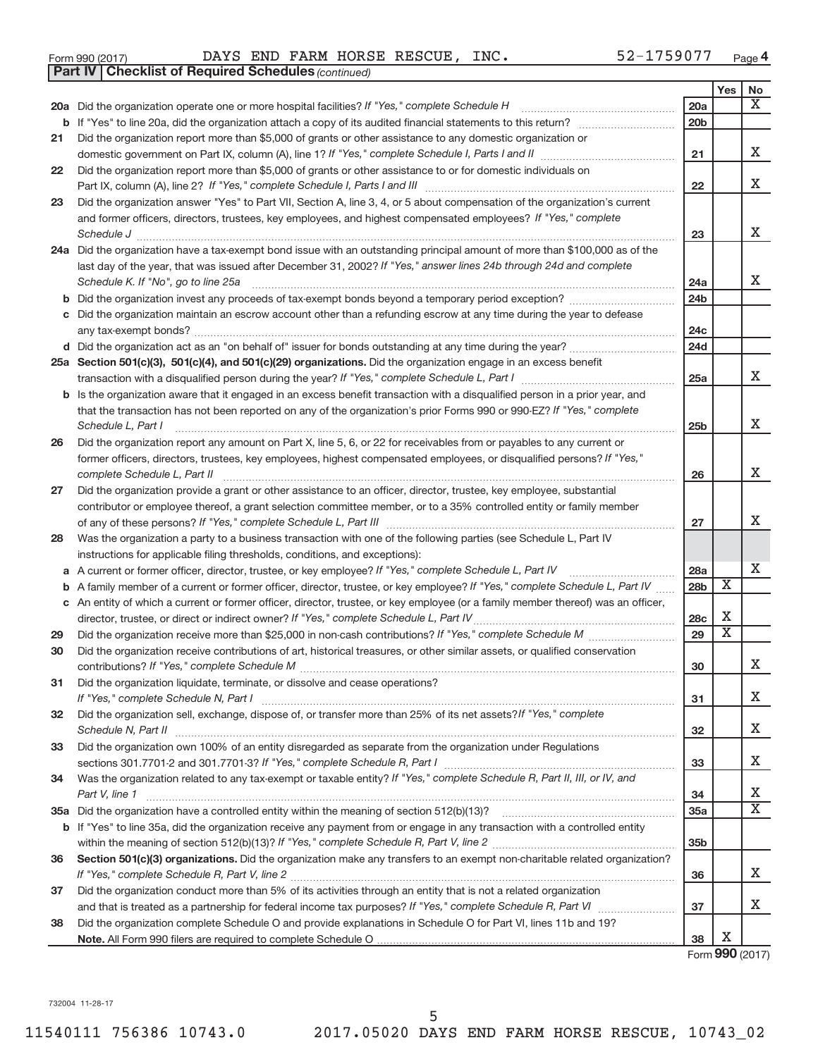Form 990 (2017) DAYS END FARM HORSE RESCUE, INC. 52-1759077 Page 4

**Part IV | Checklist of Required Schedules** *(continued)*

| | | | Yes | No |
|---|---|---|---|---|
| **20a** | Did the organization operate one or more hospital facilities? *If "Yes," complete Schedule H* | 20a | | X |
| **b** | If "Yes" to line 20a, did the organization attach a copy of its audited financial statements to this return? | 20b | | |
| **21** | Did the organization report more than $5,000 of grants or other assistance to any domestic organization or domestic government on Part IX, column (A), line 1? *If "Yes," complete Schedule I, Parts I and II* | 21 | | X |
| **22** | Did the organization report more than $5,000 of grants or other assistance to or for domestic individuals on Part IX, column (A), line 2? *If "Yes," complete Schedule I, Parts I and III* | 22 | | X |
| **23** | Did the organization answer "Yes" to Part VII, Section A, line 3, 4, or 5 about compensation of the organization's current and former officers, directors, trustees, key employees, and highest compensated employees? *If "Yes," complete Schedule J* | 23 | | X |
| **24a** | Did the organization have a tax-exempt bond issue with an outstanding principal amount of more than $100,000 as of the last day of the year, that was issued after December 31, 2002? *If "Yes," answer lines 24b through 24d and complete Schedule K. If "No", go to line 25a* | 24a | | X |
| **b** | Did the organization invest any proceeds of tax-exempt bonds beyond a temporary period exception? | 24b | | |
| **c** | Did the organization maintain an escrow account other than a refunding escrow at any time during the year to defease any tax-exempt bonds? | 24c | | |
| **d** | Did the organization act as an "on behalf of" issuer for bonds outstanding at any time during the year? | 24d | | |
| **25a** | **Section 501(c)(3), 501(c)(4), and 501(c)(29) organizations.** Did the organization engage in an excess benefit transaction with a disqualified person during the year? *If "Yes," complete Schedule L, Part I* | 25a | | X |
| **b** | Is the organization aware that it engaged in an excess benefit transaction with a disqualified person in a prior year, and that the transaction has not been reported on any of the organization's prior Forms 990 or 990-EZ? *If "Yes," complete Schedule L, Part I* | 25b | | X |
| **26** | Did the organization report any amount on Part X, line 5, 6, or 22 for receivables from or payables to any current or former officers, directors, trustees, key employees, highest compensated employees, or disqualified persons? *If "Yes," complete Schedule L, Part II* | 26 | | X |
| **27** | Did the organization provide a grant or other assistance to an officer, director, trustee, key employee, substantial contributor or employee thereof, a grant selection committee member, or to a 35% controlled entity or family member of any of these persons? *If "Yes," complete Schedule L, Part III* | 27 | | X |
| **28** | Was the organization a party to a business transaction with one of the following parties (see Schedule L, Part IV instructions for applicable filing thresholds, conditions, and exceptions): | | | |
| **a** | A current or former officer, director, trustee, or key employee? *If "Yes," complete Schedule L, Part IV* | 28a | | X |
| **b** | A family member of a current or former officer, director, trustee, or key employee? *If "Yes," complete Schedule L, Part IV* | 28b | X | |
| **c** | An entity of which a current or former officer, director, trustee, or key employee (or a family member thereof) was an officer, director, trustee, or direct or indirect owner? *If "Yes," complete Schedule L, Part IV* | 28c | X | |
| **29** | Did the organization receive more than $25,000 in non-cash contributions? *If "Yes," complete Schedule M* | 29 | X | |
| **30** | Did the organization receive contributions of art, historical treasures, or other similar assets, or qualified conservation contributions? *If "Yes," complete Schedule M* | 30 | | X |
| **31** | Did the organization liquidate, terminate, or dissolve and cease operations? *If "Yes," complete Schedule N, Part I* | 31 | | X |
| **32** | Did the organization sell, exchange, dispose of, or transfer more than 25% of its net assets? *If "Yes," complete Schedule N, Part II* | 32 | | X |
| **33** | Did the organization own 100% of an entity disregarded as separate from the organization under Regulations sections 301.7701-2 and 301.7701-3? *If "Yes," complete Schedule R, Part I* | 33 | | X |
| **34** | Was the organization related to any tax-exempt or taxable entity? *If "Yes," complete Schedule R, Part II, III, or IV, and Part V, line 1* | 34 | | X |
| **35a** | Did the organization have a controlled entity within the meaning of section 512(b)(13)? | 35a | | X |
| **b** | If "Yes" to line 35a, did the organization receive any payment from or engage in any transaction with a controlled entity within the meaning of section 512(b)(13)? *If "Yes," complete Schedule R, Part V, line 2* | 35b | | |
| **36** | **Section 501(c)(3) organizations.** Did the organization make any transfers to an exempt non-charitable related organization? *If "Yes," complete Schedule R, Part V, line 2* | 36 | | X |
| **37** | Did the organization conduct more than 5% of its activities through an entity that is not a related organization and that is treated as a partnership for federal income tax purposes? *If "Yes," complete Schedule R, Part VI* | 37 | | X |
| **38** | Did the organization complete Schedule O and provide explanations in Schedule O for Part VI, lines 11b and 19? **Note.** All Form 990 filers are required to complete Schedule O | 38 | X | |

Form **990** (2017)

732004 11-28-17

11540111 756386 10743.0 2017.05020 DAYS END FARM HORSE RESCUE, 10743_02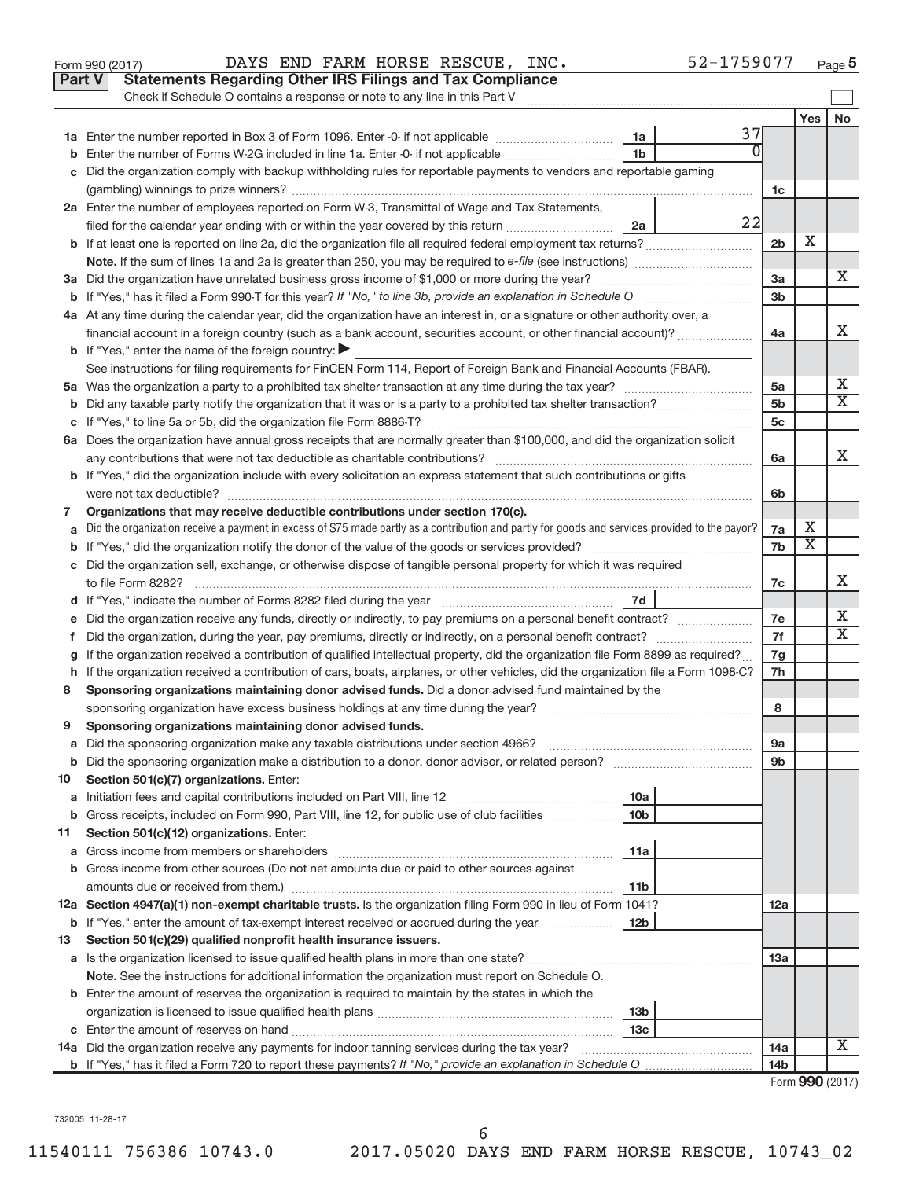Form 990 (2017) DAYS END FARM HORSE RESCUE, INC. 52-1759077 Page 5

**Part V Statements Regarding Other IRS Filings and Tax Compliance**

Check if Schedule O contains a response or note to any line in this Part V

| | | | | | Yes | No |
|---|---|---|---|---|---|---|
| 1a | Enter the number reported in Box 3 of Form 1096. Enter -0- if not applicable | 1a | 37 | | | |
| b | Enter the number of Forms W-2G included in line 1a. Enter -0- if not applicable | 1b | 0 | | | |
| c | Did the organization comply with backup withholding rules for reportable payments to vendors and reportable gaming (gambling) winnings to prize winners? | | | 1c | | |
| 2a | Enter the number of employees reported on Form W-3, Transmittal of Wage and Tax Statements, filed for the calendar year ending with or within the year covered by this return | 2a | 22 | | | |
| b | If at least one is reported on line 2a, did the organization file all required federal employment tax returns? | | | 2b | X | |
| | **Note.** If the sum of lines 1a and 2a is greater than 250, you may be required to *e-file* (see instructions) | | | | | |
| 3a | Did the organization have unrelated business gross income of $1,000 or more during the year? | | | 3a | | X |
| b | If "Yes," has it filed a Form 990-T for this year? *If "No," to line 3b, provide an explanation in Schedule O* | | | 3b | | |
| 4a | At any time during the calendar year, did the organization have an interest in, or a signature or other authority over, a financial account in a foreign country (such as a bank account, securities account, or other financial account)? | | | 4a | | X |
| b | If "Yes," enter the name of the foreign country: ▶ | | | | | |
| | See instructions for filing requirements for FinCEN Form 114, Report of Foreign Bank and Financial Accounts (FBAR). | | | | | |
| 5a | Was the organization a party to a prohibited tax shelter transaction at any time during the tax year? | | | 5a | | X |
| b | Did any taxable party notify the organization that it was or is a party to a prohibited tax shelter transaction? | | | 5b | | X |
| c | If "Yes," to line 5a or 5b, did the organization file Form 8886-T? | | | 5c | | |
| 6a | Does the organization have annual gross receipts that are normally greater than $100,000, and did the organization solicit any contributions that were not tax deductible as charitable contributions? | | | 6a | | X |
| b | If "Yes," did the organization include with every solicitation an express statement that such contributions or gifts were not tax deductible? | | | 6b | | |
| 7 | **Organizations that may receive deductible contributions under section 170(c).** | | | | | |
| a | Did the organization receive a payment in excess of $75 made partly as a contribution and partly for goods and services provided to the payor? | | | 7a | X | |
| b | If "Yes," did the organization notify the donor of the value of the goods or services provided? | | | 7b | X | |
| c | Did the organization sell, exchange, or otherwise dispose of tangible personal property for which it was required to file Form 8282? | | | 7c | | X |
| d | If "Yes," indicate the number of Forms 8282 filed during the year | 7d | | | | |
| e | Did the organization receive any funds, directly or indirectly, to pay premiums on a personal benefit contract? | | | 7e | | X |
| f | Did the organization, during the year, pay premiums, directly or indirectly, on a personal benefit contract? | | | 7f | | X |
| g | If the organization received a contribution of qualified intellectual property, did the organization file Form 8899 as required? | | | 7g | | |
| h | If the organization received a contribution of cars, boats, airplanes, or other vehicles, did the organization file a Form 1098-C? | | | 7h | | |
| 8 | **Sponsoring organizations maintaining donor advised funds.** Did a donor advised fund maintained by the sponsoring organization have excess business holdings at any time during the year? | | | 8 | | |
| 9 | **Sponsoring organizations maintaining donor advised funds.** | | | | | |
| a | Did the sponsoring organization make any taxable distributions under section 4966? | | | 9a | | |
| b | Did the sponsoring organization make a distribution to a donor, donor advisor, or related person? | | | 9b | | |
| 10 | **Section 501(c)(7) organizations.** Enter: | | | | | |
| a | Initiation fees and capital contributions included on Part VIII, line 12 | 10a | | | | |
| b | Gross receipts, included on Form 990, Part VIII, line 12, for public use of club facilities | 10b | | | | |
| 11 | **Section 501(c)(12) organizations.** Enter: | | | | | |
| a | Gross income from members or shareholders | 11a | | | | |
| b | Gross income from other sources (Do not net amounts due or paid to other sources against amounts due or received from them.) | 11b | | | | |
| 12a | **Section 4947(a)(1) non-exempt charitable trusts.** Is the organization filing Form 990 in lieu of Form 1041? | | | 12a | | |
| b | If "Yes," enter the amount of tax-exempt interest received or accrued during the year | 12b | | | | |
| 13 | **Section 501(c)(29) qualified nonprofit health insurance issuers.** | | | | | |
| a | Is the organization licensed to issue qualified health plans in more than one state? | | | 13a | | |
| | **Note.** See the instructions for additional information the organization must report on Schedule O. | | | | | |
| b | Enter the amount of reserves the organization is required to maintain by the states in which the organization is licensed to issue qualified health plans | 13b | | | | |
| c | Enter the amount of reserves on hand | 13c | | | | |
| 14a | Did the organization receive any payments for indoor tanning services during the tax year? | | | 14a | | X |
| b | If "Yes," has it filed a Form 720 to report these payments? *If "No," provide an explanation in Schedule O* | | | 14b | | |

Form **990** (2017)

732005 11-28-17

11540111 756386 10743.0 2017.05020 DAYS END FARM HORSE RESCUE, 10743_02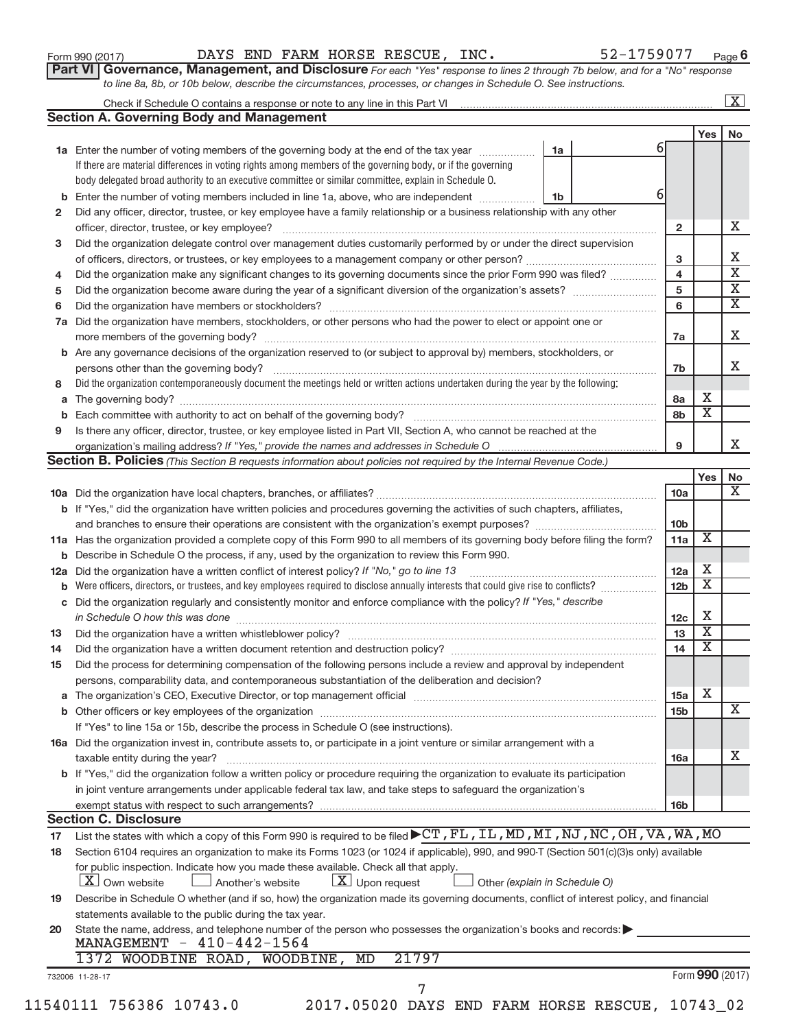Form 990 (2017) DAYS END FARM HORSE RESCUE, INC. 52-1759077 Page 6

**Part VI Governance, Management, and Disclosure** *For each "Yes" response to lines 2 through 7b below, and for a "No" response to line 8a, 8b, or 10b below, describe the circumstances, processes, or changes in Schedule O. See instructions.*

Check if Schedule O contains a response or note to any line in this Part VI ..... [X]

## Section A. Governing Body and Management

| | | | | Yes | No |
|---|---|---|---|---|---|
| **1a** | Enter the number of voting members of the governing body at the end of the tax year ..... **1a** 6 If there are material differences in voting rights among members of the governing body, or if the governing body delegated broad authority to an executive committee or similar committee, explain in Schedule O. | | | | |
| **b** | Enter the number of voting members included in line 1a, above, who are independent ..... **1b** 6 | | | | |
| **2** | Did any officer, director, trustee, or key employee have a family relationship or a business relationship with any other officer, director, trustee, or key employee? | **2** | | | X |
| **3** | Did the organization delegate control over management duties customarily performed by or under the direct supervision of officers, directors, or trustees, or key employees to a management company or other person? | **3** | | | X |
| **4** | Did the organization make any significant changes to its governing documents since the prior Form 990 was filed? | **4** | | | X |
| **5** | Did the organization become aware during the year of a significant diversion of the organization's assets? | **5** | | | X |
| **6** | Did the organization have members or stockholders? | **6** | | | X |
| **7a** | Did the organization have members, stockholders, or other persons who had the power to elect or appoint one or more members of the governing body? | **7a** | | | X |
| **b** | Are any governance decisions of the organization reserved to (or subject to approval by) members, stockholders, or persons other than the governing body? | **7b** | | | X |
| **8** | Did the organization contemporaneously document the meetings held or written actions undertaken during the year by the following: | | | | |
| **a** | The governing body? | **8a** | | X | |
| **b** | Each committee with authority to act on behalf of the governing body? | **8b** | | X | |
| **9** | Is there any officer, director, trustee, or key employee listed in Part VII, Section A, who cannot be reached at the organization's mailing address? *If "Yes," provide the names and addresses in Schedule O* | **9** | | | X |

## Section B. Policies *(This Section B requests information about policies not required by the Internal Revenue Code.)*

| | | | Yes | No |
|---|---|---|---|---|
| **10a** | Did the organization have local chapters, branches, or affiliates? | **10a** | | X |
| **b** | If "Yes," did the organization have written policies and procedures governing the activities of such chapters, affiliates, and branches to ensure their operations are consistent with the organization's exempt purposes? | **10b** | | |
| **11a** | Has the organization provided a complete copy of this Form 990 to all members of its governing body before filing the form? | **11a** | X | |
| **b** | Describe in Schedule O the process, if any, used by the organization to review this Form 990. | | | |
| **12a** | Did the organization have a written conflict of interest policy? *If "No," go to line 13* | **12a** | X | |
| **b** | Were officers, directors, or trustees, and key employees required to disclose annually interests that could give rise to conflicts? | **12b** | X | |
| **c** | Did the organization regularly and consistently monitor and enforce compliance with the policy? *If "Yes," describe in Schedule O how this was done* | **12c** | X | |
| **13** | Did the organization have a written whistleblower policy? | **13** | X | |
| **14** | Did the organization have a written document retention and destruction policy? | **14** | X | |
| **15** | Did the process for determining compensation of the following persons include a review and approval by independent persons, comparability data, and contemporaneous substantiation of the deliberation and decision? | | | |
| **a** | The organization's CEO, Executive Director, or top management official | **15a** | X | |
| **b** | Other officers or key employees of the organization | **15b** | | X |
| | If "Yes" to line 15a or 15b, describe the process in Schedule O (see instructions). | | | |
| **16a** | Did the organization invest in, contribute assets to, or participate in a joint venture or similar arrangement with a taxable entity during the year? | **16a** | | X |
| **b** | If "Yes," did the organization follow a written policy or procedure requiring the organization to evaluate its participation in joint venture arrangements under applicable federal tax law, and take steps to safeguard the organization's exempt status with respect to such arrangements? | **16b** | | |

## Section C. Disclosure

**17** List the states with which a copy of this Form 990 is required to be filed ▶ CT,FL,IL,MD,MI,NJ,NC,OH,VA,WA,MO

**18** Section 6104 requires an organization to make its Forms 1023 (or 1024 if applicable), 990, and 990-T (Section 501(c)(3)s only) available for public inspection. Indicate how you made these available. Check all that apply.

[X] Own website [ ] Another's website [X] Upon request [ ] Other *(explain in Schedule O)*

**19** Describe in Schedule O whether (and if so, how) the organization made its governing documents, conflict of interest policy, and financial statements available to the public during the tax year.

**20** State the name, address, and telephone number of the person who possesses the organization's books and records: ▶

MANAGEMENT - 410-442-1564
1372 WOODBINE ROAD, WOODBINE, MD 21797

732006 11-28-17 Form **990** (2017)

11540111 756386 10743.0 2017.05020 DAYS END FARM HORSE RESCUE, 10743_02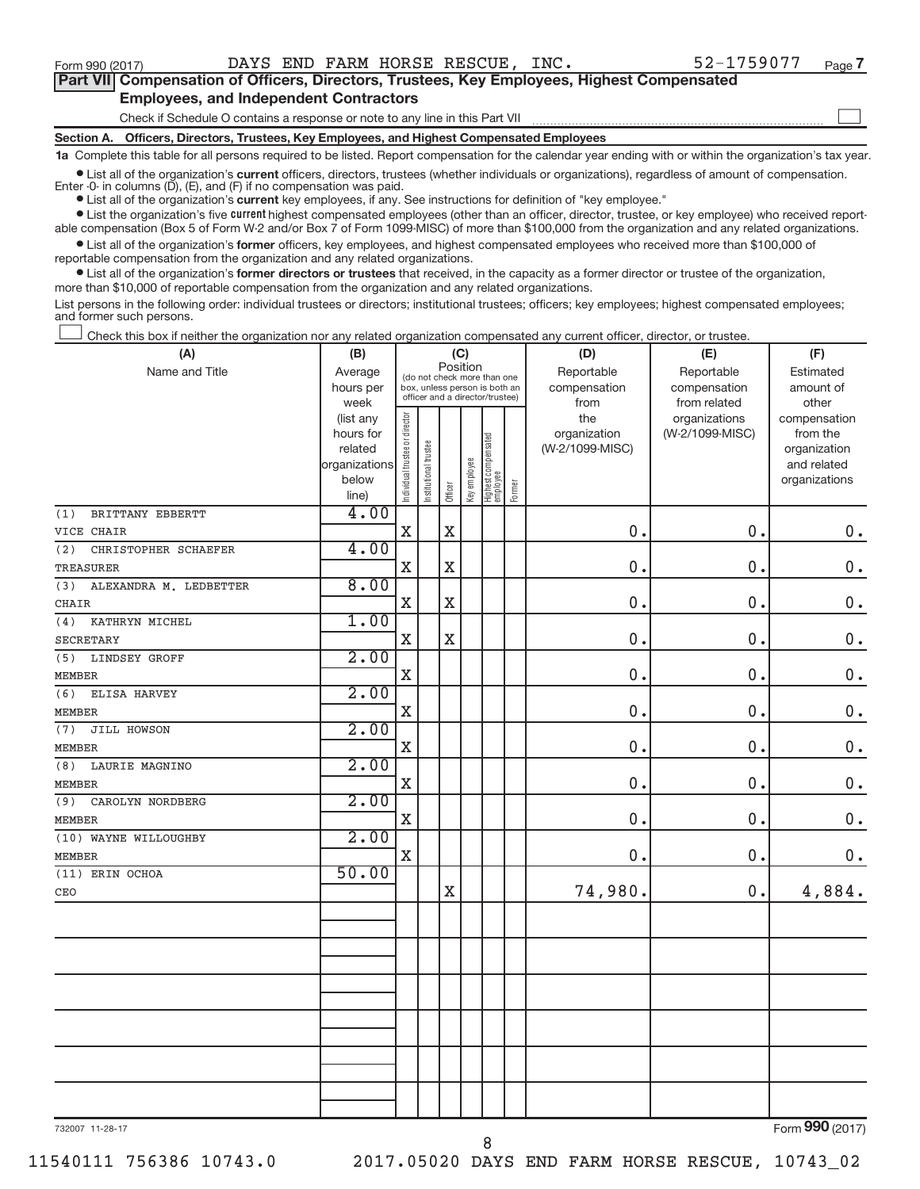Form 990 (2017) DAYS END FARM HORSE RESCUE, INC. 52-1759077 Page 7

**Part VII Compensation of Officers, Directors, Trustees, Key Employees, Highest Compensated Employees, and Independent Contractors**

Check if Schedule O contains a response or note to any line in this Part VII ☐

**Section A. Officers, Directors, Trustees, Key Employees, and Highest Compensated Employees**

**1a** Complete this table for all persons required to be listed. Report compensation for the calendar year ending with or within the organization's tax year.

• List all of the organization's **current** officers, directors, trustees (whether individuals or organizations), regardless of amount of compensation. Enter -0- in columns (D), (E), and (F) if no compensation was paid.

• List all of the organization's **current** key employees, if any. See instructions for definition of "key employee."

• List the organization's five **current** highest compensated employees (other than an officer, director, trustee, or key employee) who received reportable compensation (Box 5 of Form W-2 and/or Box 7 of Form 1099-MISC) of more than $100,000 from the organization and any related organizations.

• List all of the organization's **former** officers, key employees, and highest compensated employees who received more than $100,000 of reportable compensation from the organization and any related organizations.

• List all of the organization's **former directors or trustees** that received, in the capacity as a former director or trustee of the organization, more than $10,000 of reportable compensation from the organization and any related organizations.

List persons in the following order: individual trustees or directors; institutional trustees; officers; key employees; highest compensated employees; and former such persons.

☐ Check this box if neither the organization nor any related organization compensated any current officer, director, or trustee.

| (A) Name and Title | (B) Average hours per week (list any hours for related organizations below line) | (C) Position: Individual trustee or director | Institutional trustee | Officer | Key employee | Highest compensated employee | Former | (D) Reportable compensation from the organization (W-2/1099-MISC) | (E) Reportable compensation from related organizations (W-2/1099-MISC) | (F) Estimated amount of other compensation from the organization and related organizations |
|---|---|---|---|---|---|---|---|---|---|---|
| (1) BRITTANY EBBERTT<br>VICE CHAIR | 4.00 | X | | X | | | | 0. | 0. | 0. |
| (2) CHRISTOPHER SCHAEFER<br>TREASURER | 4.00 | X | | X | | | | 0. | 0. | 0. |
| (3) ALEXANDRA M. LEDBETTER<br>CHAIR | 8.00 | X | | X | | | | 0. | 0. | 0. |
| (4) KATHRYN MICHEL<br>SECRETARY | 1.00 | X | | X | | | | 0. | 0. | 0. |
| (5) LINDSEY GROFF<br>MEMBER | 2.00 | X | | | | | | 0. | 0. | 0. |
| (6) ELISA HARVEY<br>MEMBER | 2.00 | X | | | | | | 0. | 0. | 0. |
| (7) JILL HOWSON<br>MEMBER | 2.00 | X | | | | | | 0. | 0. | 0. |
| (8) LAURIE MAGNINO<br>MEMBER | 2.00 | X | | | | | | 0. | 0. | 0. |
| (9) CAROLYN NORDBERG<br>MEMBER | 2.00 | X | | | | | | 0. | 0. | 0. |
| (10) WAYNE WILLOUGHBY<br>MEMBER | 2.00 | X | | | | | | 0. | 0. | 0. |
| (11) ERIN OCHOA<br>CEO | 50.00 | | | X | | | | 74,980. | 0. | 4,884. |

732007 11-28-17 Form **990** (2017)

11540111 756386 10743.0 2017.05020 DAYS END FARM HORSE RESCUE, 10743_02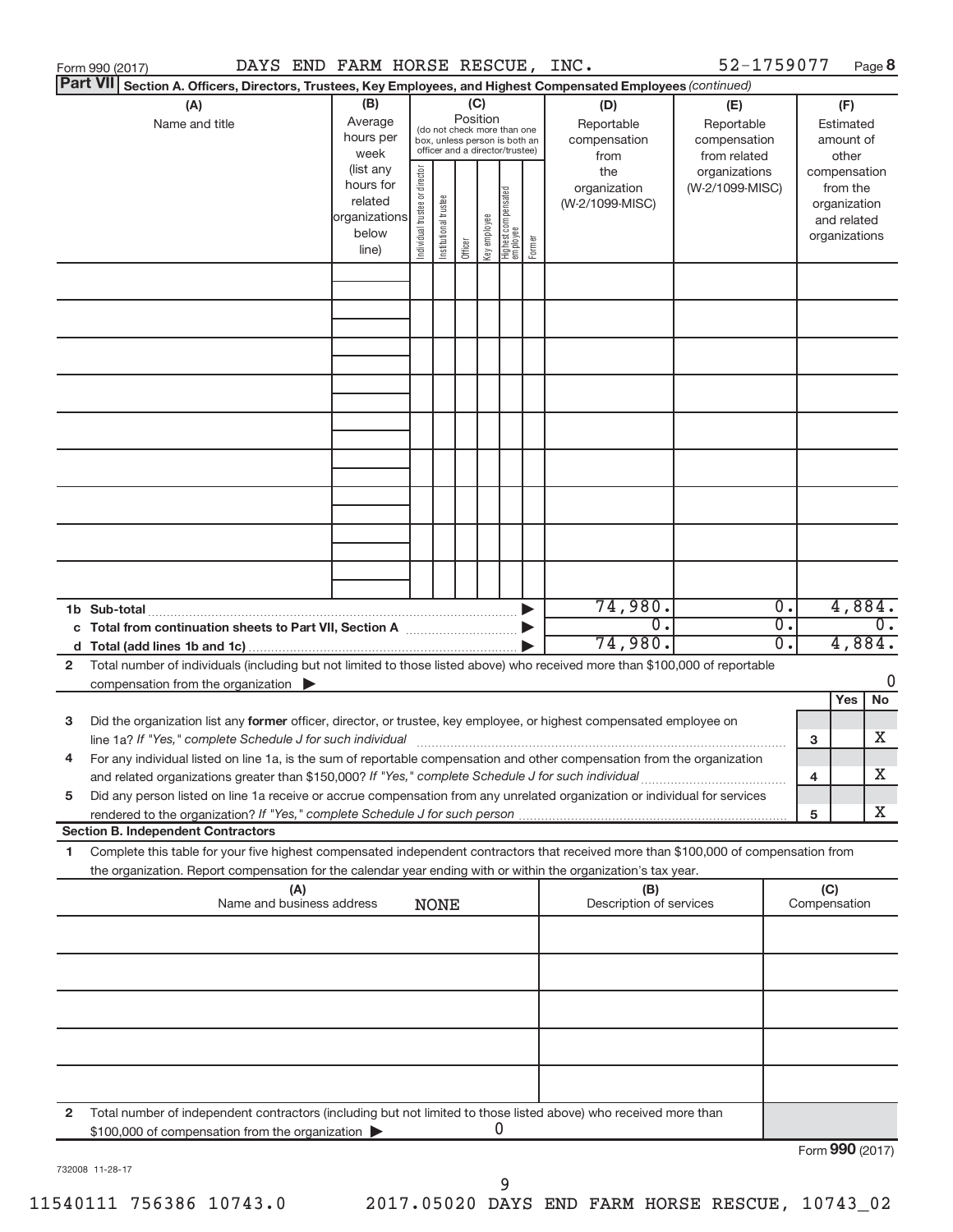Form 990 (2017) DAYS END FARM HORSE RESCUE, INC. 52-1759077 Page 8

**Part VII Section A. Officers, Directors, Trustees, Key Employees, and Highest Compensated Employees** *(continued)*

| (A) Name and title | (B) Average hours per week (list any hours for related organizations below line) | (C) Position (do not check more than one box, unless person is both an officer and a director/trustee): Individual trustee or director | Institutional trustee | Officer | Key employee | Highest compensated employee | Former | (D) Reportable compensation from the organization (W-2/1099-MISC) | (E) Reportable compensation from related organizations (W-2/1099-MISC) | (F) Estimated amount of other compensation from the organization and related organizations |
|---|---|---|---|---|---|---|---|---|---|---|
| | | | | | | | | | | |
| | | | | | | | | | | |
| | | | | | | | | | | |
| | | | | | | | | | | |
| | | | | | | | | | | |
| | | | | | | | | | | |
| | | | | | | | | | | |
| | | | | | | | | | | |
| | | | | | | | | | | |

| | (D) | (E) | (F) |
|---|---|---|---|
| **1b Sub-total** | 74,980. | 0. | 4,884. |
| **c Total from continuation sheets to Part VII, Section A** | 0. | 0. | 0. |
| **d Total (add lines 1b and 1c)** | 74,980. | 0. | 4,884. |

**2** Total number of individuals (including but not limited to those listed above) who received more than $100,000 of reportable compensation from the organization ▶ 0

| | | | Yes | No |
|---|---|---|---|---|
| **3** | Did the organization list any **former** officer, director, or trustee, key employee, or highest compensated employee on line 1a? *If "Yes," complete Schedule J for such individual* | 3 | | X |
| **4** | For any individual listed on line 1a, is the sum of reportable compensation and other compensation from the organization and related organizations greater than $150,000? *If "Yes," complete Schedule J for such individual* | 4 | | X |
| **5** | Did any person listed on line 1a receive or accrue compensation from any unrelated organization or individual for services rendered to the organization? *If "Yes," complete Schedule J for such person* | 5 | | X |

**Section B. Independent Contractors**

**1** Complete this table for your five highest compensated independent contractors that received more than $100,000 of compensation from the organization. Report compensation for the calendar year ending with or within the organization's tax year.

| (A) Name and business address NONE | (B) Description of services | (C) Compensation |
|---|---|---|
| | | |
| | | |
| | | |
| | | |
| | | |

**2** Total number of independent contractors (including but not limited to those listed above) who received more than $100,000 of compensation from the organization ▶ 0

Form **990** (2017)

732008 11-28-17

11540111 756386 10743.0 2017.05020 DAYS END FARM HORSE RESCUE, 10743_02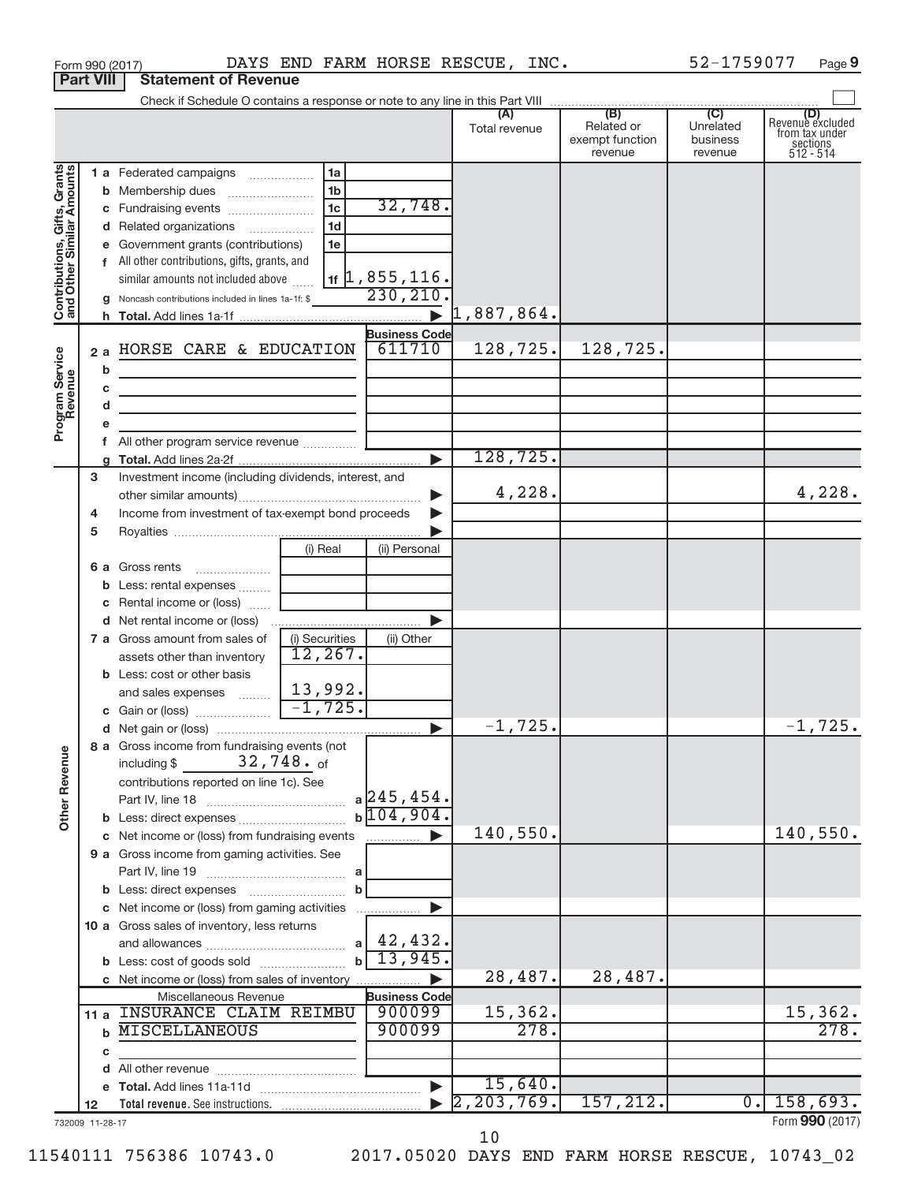Form 990 (2017) DAYS END FARM HORSE RESCUE, INC. 52-1759077 Page 9

**Part VIII** **Statement of Revenue**

Check if Schedule O contains a response or note to any line in this Part VIII

| | | | (A) Total revenue | (B) Related or exempt function revenue | (C) Unrelated business revenue | (D) Revenue excluded from tax under sections 512 - 514 |
|---|---|---|---|---|---|---|
| **Contributions, Gifts, Grants and Other Similar Amounts** | 1 a Federated campaigns | 1a | | | | |
| | b Membership dues | 1b | | | | |
| | c Fundraising events | 1c 32,748. | | | | |
| | d Related organizations | 1d | | | | |
| | e Government grants (contributions) | 1e | | | | |
| | f All other contributions, gifts, grants, and similar amounts not included above | 1f 1,855,116. | | | | |
| | g Noncash contributions included in lines 1a-1f: $ 230,210. | | | | | |
| | h **Total.** Add lines 1a-1f | | 1,887,864. | | | |
| **Program Service Revenue** | | **Business Code** | | | | |
| | 2 a HORSE CARE & EDUCATION | 611710 | 128,725. | 128,725. | | |
| | b | | | | | |
| | c | | | | | |
| | d | | | | | |
| | e | | | | | |
| | f All other program service revenue | | | | | |
| | g **Total.** Add lines 2a-2f | | 128,725. | | | |
| | 3 Investment income (including dividends, interest, and other similar amounts) | | 4,228. | | | 4,228. |
| | 4 Income from investment of tax-exempt bond proceeds | | | | | |
| | 5 Royalties | | | | | |
| | | (i) Real / (ii) Personal | | | | |
| | 6 a Gross rents | | | | | |
| | b Less: rental expenses | | | | | |
| | c Rental income or (loss) | | | | | |
| | d Net rental income or (loss) | | | | | |
| | 7 a Gross amount from sales of assets other than inventory | (i) Securities 12,267. / (ii) Other | | | | |
| | b Less: cost or other basis and sales expenses | 13,992. | | | | |
| | c Gain or (loss) | -1,725. | | | | |
| | d Net gain or (loss) | | -1,725. | | | -1,725. |
| **Other Revenue** | 8 a Gross income from fundraising events (not including $ 32,748. of contributions reported on line 1c). See Part IV, line 18 | a 245,454. | | | | |
| | b Less: direct expenses | b 104,904. | | | | |
| | c Net income or (loss) from fundraising events | | 140,550. | | | 140,550. |
| | 9 a Gross income from gaming activities. See Part IV, line 19 | a | | | | |
| | b Less: direct expenses | b | | | | |
| | c Net income or (loss) from gaming activities | | | | | |
| | 10 a Gross sales of inventory, less returns and allowances | a 42,432. | | | | |
| | b Less: cost of goods sold | b 13,945. | | | | |
| | c Net income or (loss) from sales of inventory | | 28,487. | 28,487. | | |
| | Miscellaneous Revenue | **Business Code** | | | | |
| | 11 a INSURANCE CLAIM REIMBU | 900099 | 15,362. | | | 15,362. |
| | b MISCELLANEOUS | 900099 | 278. | | | 278. |
| | c | | | | | |
| | d All other revenue | | | | | |
| | e **Total.** Add lines 11a-11d | | 15,640. | | | |
| | 12 **Total revenue.** See instructions. | | 2,203,769. | 157,212. | 0. | 158,693. |

732009 11-28-17

Form **990** (2017)

11540111 756386 10743.0 2017.05020 DAYS END FARM HORSE RESCUE, 10743_02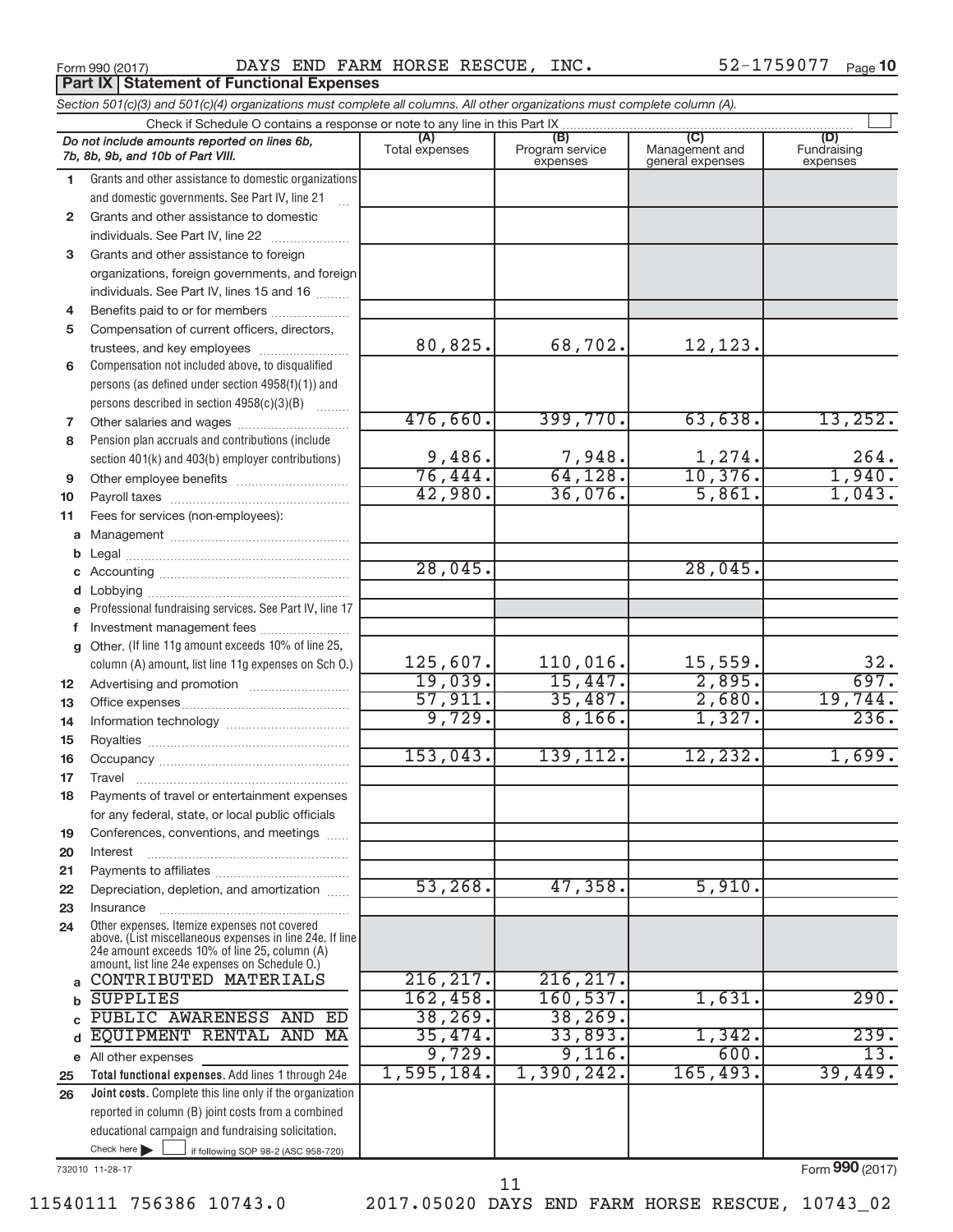Form 990 (2017) DAYS END FARM HORSE RESCUE, INC. 52-1759077 Page 10

**Part IX Statement of Functional Expenses**

*Section 501(c)(3) and 501(c)(4) organizations must complete all columns. All other organizations must complete column (A).*

Check if Schedule O contains a response or note to any line in this Part IX

| | *Do not include amounts reported on lines 6b, 7b, 8b, 9b, and 10b of Part VIII.* | (A) Total expenses | (B) Program service expenses | (C) Management and general expenses | (D) Fundraising expenses |
|---|---|---|---|---|---|
| 1 | Grants and other assistance to domestic organizations and domestic governments. See Part IV, line 21 | | | | |
| 2 | Grants and other assistance to domestic individuals. See Part IV, line 22 | | | | |
| 3 | Grants and other assistance to foreign organizations, foreign governments, and foreign individuals. See Part IV, lines 15 and 16 | | | | |
| 4 | Benefits paid to or for members | | | | |
| 5 | Compensation of current officers, directors, trustees, and key employees | 80,825. | 68,702. | 12,123. | |
| 6 | Compensation not included above, to disqualified persons (as defined under section 4958(f)(1)) and persons described in section 4958(c)(3)(B) | | | | |
| 7 | Other salaries and wages | 476,660. | 399,770. | 63,638. | 13,252. |
| 8 | Pension plan accruals and contributions (include section 401(k) and 403(b) employer contributions) | 9,486. | 7,948. | 1,274. | 264. |
| 9 | Other employee benefits | 76,444. | 64,128. | 10,376. | 1,940. |
| 10 | Payroll taxes | 42,980. | 36,076. | 5,861. | 1,043. |
| 11 | Fees for services (non-employees): | | | | |
| a | Management | | | | |
| b | Legal | | | | |
| c | Accounting | 28,045. | | 28,045. | |
| d | Lobbying | | | | |
| e | Professional fundraising services. See Part IV, line 17 | | | | |
| f | Investment management fees | | | | |
| g | Other. (If line 11g amount exceeds 10% of line 25, column (A) amount, list line 11g expenses on Sch O.) | 125,607. | 110,016. | 15,559. | 32. |
| 12 | Advertising and promotion | 19,039. | 15,447. | 2,895. | 697. |
| 13 | Office expenses | 57,911. | 35,487. | 2,680. | 19,744. |
| 14 | Information technology | 9,729. | 8,166. | 1,327. | 236. |
| 15 | Royalties | | | | |
| 16 | Occupancy | 153,043. | 139,112. | 12,232. | 1,699. |
| 17 | Travel | | | | |
| 18 | Payments of travel or entertainment expenses for any federal, state, or local public officials | | | | |
| 19 | Conferences, conventions, and meetings | | | | |
| 20 | Interest | | | | |
| 21 | Payments to affiliates | | | | |
| 22 | Depreciation, depletion, and amortization | 53,268. | 47,358. | 5,910. | |
| 23 | Insurance | | | | |
| 24 | Other expenses. Itemize expenses not covered above. (List miscellaneous expenses in line 24e. If line 24e amount exceeds 10% of line 25, column (A) amount, list line 24e expenses on Schedule O.) | | | | |
| a | CONTRIBUTED MATERIALS | 216,217. | 216,217. | | |
| b | SUPPLIES | 162,458. | 160,537. | 1,631. | 290. |
| c | PUBLIC AWARENESS AND ED | 38,269. | 38,269. | | |
| d | EQUIPMENT RENTAL AND MA | 35,474. | 33,893. | 1,342. | 239. |
| e | All other expenses | 9,729. | 9,116. | 600. | 13. |
| 25 | **Total functional expenses.** Add lines 1 through 24e | 1,595,184. | 1,390,242. | 165,493. | 39,449. |
| 26 | **Joint costs.** Complete this line only if the organization reported in column (B) joint costs from a combined educational campaign and fundraising solicitation. Check here ☐ if following SOP 98-2 (ASC 958-720) | | | | |

732010 11-28-17

Form **990** (2017)

11540111 756386 10743.0 2017.05020 DAYS END FARM HORSE RESCUE, 10743_02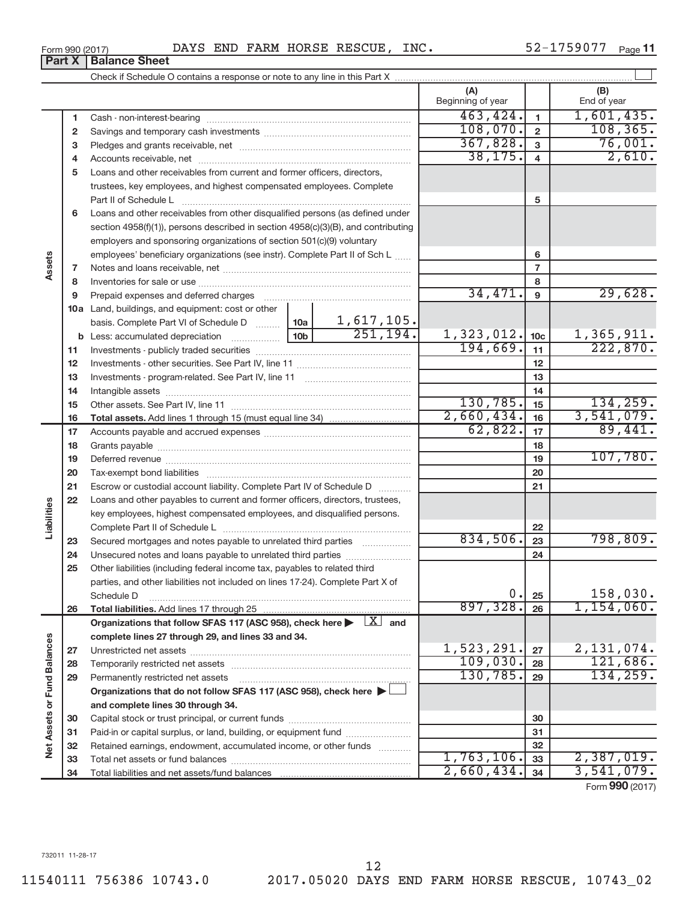Form 990 (2017) DAYS END FARM HORSE RESCUE, INC. 52-1759077 Page 11

## Part X Balance Sheet

Check if Schedule O contains a response or note to any line in this Part X

| | | | | (A) Beginning of year | | (B) End of year |
|---|---|---|---|---|---|---|
| Assets | 1 | Cash - non-interest-bearing | | 463,424. | 1 | 1,601,435. |
| | 2 | Savings and temporary cash investments | | 108,070. | 2 | 108,365. |
| | 3 | Pledges and grants receivable, net | | 367,828. | 3 | 76,001. |
| | 4 | Accounts receivable, net | | 38,175. | 4 | 2,610. |
| | 5 | Loans and other receivables from current and former officers, directors, trustees, key employees, and highest compensated employees. Complete Part II of Schedule L | | | 5 | |
| | 6 | Loans and other receivables from other disqualified persons (as defined under section 4958(f)(1)), persons described in section 4958(c)(3)(B), and contributing employers and sponsoring organizations of section 501(c)(9) voluntary employees' beneficiary organizations (see instr). Complete Part II of Sch L | | | 6 | |
| | 7 | Notes and loans receivable, net | | | 7 | |
| | 8 | Inventories for sale or use | | | 8 | |
| | 9 | Prepaid expenses and deferred charges | | 34,471. | 9 | 29,628. |
| | 10a | Land, buildings, and equipment: cost or other basis. Complete Part VI of Schedule D | 10a 1,617,105. | | | |
| | b | Less: accumulated depreciation | 10b 251,194. | 1,323,012. | 10c | 1,365,911. |
| | 11 | Investments - publicly traded securities | | 194,669. | 11 | 222,870. |
| | 12 | Investments - other securities. See Part IV, line 11 | | | 12 | |
| | 13 | Investments - program-related. See Part IV, line 11 | | | 13 | |
| | 14 | Intangible assets | | | 14 | |
| | 15 | Other assets. See Part IV, line 11 | | 130,785. | 15 | 134,259. |
| | 16 | **Total assets.** Add lines 1 through 15 (must equal line 34) | | 2,660,434. | 16 | 3,541,079. |
| Liabilities | 17 | Accounts payable and accrued expenses | | 62,822. | 17 | 89,441. |
| | 18 | Grants payable | | | 18 | |
| | 19 | Deferred revenue | | | 19 | 107,780. |
| | 20 | Tax-exempt bond liabilities | | | 20 | |
| | 21 | Escrow or custodial account liability. Complete Part IV of Schedule D | | | 21 | |
| | 22 | Loans and other payables to current and former officers, directors, trustees, key employees, highest compensated employees, and disqualified persons. Complete Part II of Schedule L | | | 22 | |
| | 23 | Secured mortgages and notes payable to unrelated third parties | | 834,506. | 23 | 798,809. |
| | 24 | Unsecured notes and loans payable to unrelated third parties | | | 24 | |
| | 25 | Other liabilities (including federal income tax, payables to related third parties, and other liabilities not included on lines 17-24). Complete Part X of Schedule D | | 0. | 25 | 158,030. |
| | 26 | **Total liabilities.** Add lines 17 through 25 | | 897,328. | 26 | 1,154,060. |
| Net Assets or Fund Balances | | **Organizations that follow SFAS 117 (ASC 958), check here ▶ [X] and complete lines 27 through 29, and lines 33 and 34.** | | | | |
| | 27 | Unrestricted net assets | | 1,523,291. | 27 | 2,131,074. |
| | 28 | Temporarily restricted net assets | | 109,030. | 28 | 121,686. |
| | 29 | Permanently restricted net assets | | 130,785. | 29 | 134,259. |
| | | **Organizations that do not follow SFAS 117 (ASC 958), check here ▶ [ ] and complete lines 30 through 34.** | | | | |
| | 30 | Capital stock or trust principal, or current funds | | | 30 | |
| | 31 | Paid-in or capital surplus, or land, building, or equipment fund | | | 31 | |
| | 32 | Retained earnings, endowment, accumulated income, or other funds | | | 32 | |
| | 33 | Total net assets or fund balances | | 1,763,106. | 33 | 2,387,019. |
| | 34 | Total liabilities and net assets/fund balances | | 2,660,434. | 34 | 3,541,079. |

Form **990** (2017)

732011 11-28-17

11540111 756386 10743.0 2017.05020 DAYS END FARM HORSE RESCUE, 10743_02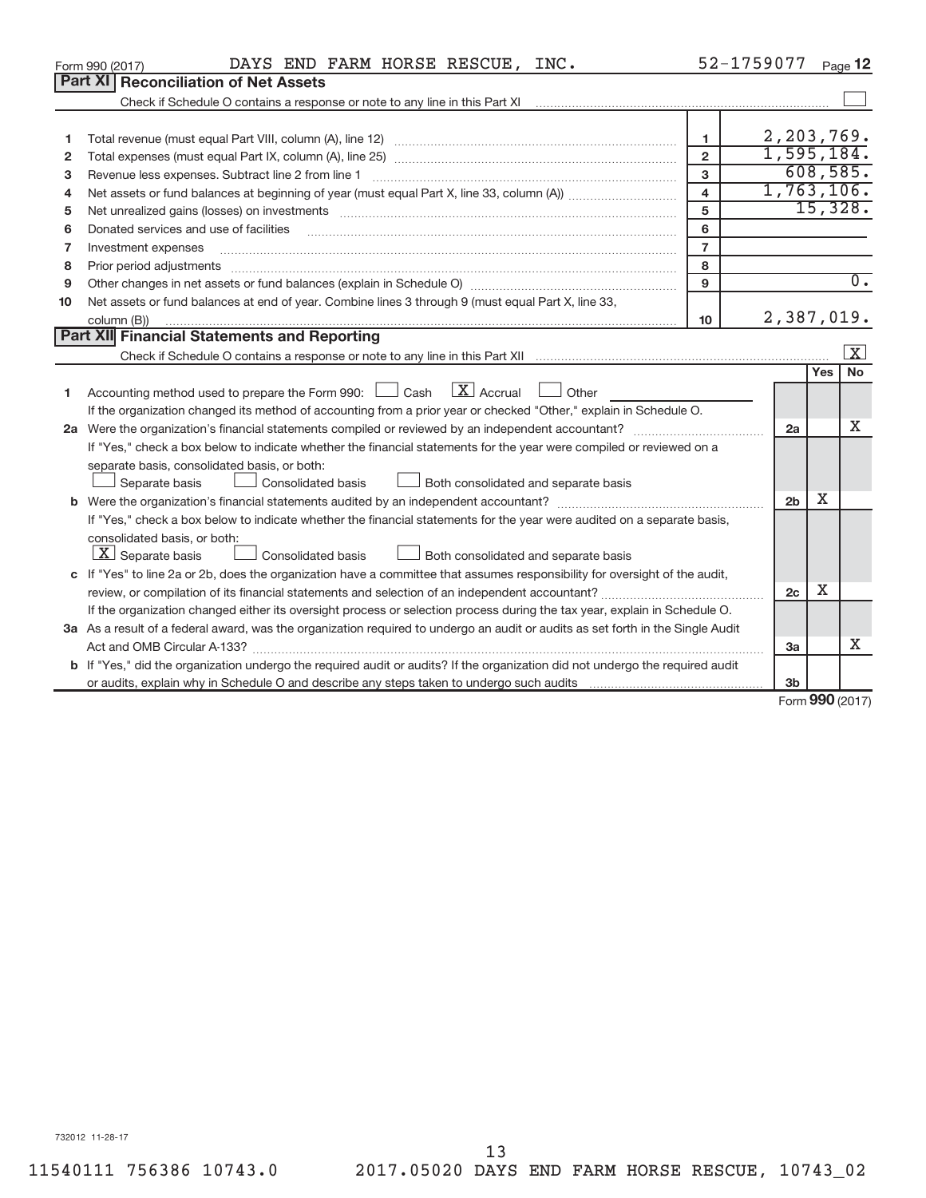Form 990 (2017) DAYS END FARM HORSE RESCUE, INC. 52-1759077 Page 12

## Part XI Reconciliation of Net Assets

Check if Schedule O contains a response or note to any line in this Part XI ☐

| | | | |
|---|---|---|---|
| 1 | Total revenue (must equal Part VIII, column (A), line 12) | 1 | 2,203,769. |
| 2 | Total expenses (must equal Part IX, column (A), line 25) | 2 | 1,595,184. |
| 3 | Revenue less expenses. Subtract line 2 from line 1 | 3 | 608,585. |
| 4 | Net assets or fund balances at beginning of year (must equal Part X, line 33, column (A)) | 4 | 1,763,106. |
| 5 | Net unrealized gains (losses) on investments | 5 | 15,328. |
| 6 | Donated services and use of facilities | 6 | |
| 7 | Investment expenses | 7 | |
| 8 | Prior period adjustments | 8 | |
| 9 | Other changes in net assets or fund balances (explain in Schedule O) | 9 | 0. |
| 10 | Net assets or fund balances at end of year. Combine lines 3 through 9 (must equal Part X, line 33, column (B)) | 10 | 2,387,019. |

## Part XII Financial Statements and Reporting

Check if Schedule O contains a response or note to any line in this Part XII ☒

| | | | Yes | No |
|---|---|---|---|---|
| 1 | Accounting method used to prepare the Form 990: ☐ Cash ☒ Accrual ☐ Other<br>If the organization changed its method of accounting from a prior year or checked "Other," explain in Schedule O. | | | |
| 2a | Were the organization's financial statements compiled or reviewed by an independent accountant? | 2a | | X |
| | If "Yes," check a box below to indicate whether the financial statements for the year were compiled or reviewed on a separate basis, consolidated basis, or both:<br>☐ Separate basis ☐ Consolidated basis ☐ Both consolidated and separate basis | | | |
| b | Were the organization's financial statements audited by an independent accountant? | 2b | X | |
| | If "Yes," check a box below to indicate whether the financial statements for the year were audited on a separate basis, consolidated basis, or both:<br>☒ Separate basis ☐ Consolidated basis ☐ Both consolidated and separate basis | | | |
| c | If "Yes" to line 2a or 2b, does the organization have a committee that assumes responsibility for oversight of the audit, review, or compilation of its financial statements and selection of an independent accountant? | 2c | X | |
| | If the organization changed either its oversight process or selection process during the tax year, explain in Schedule O. | | | |
| 3a | As a result of a federal award, was the organization required to undergo an audit or audits as set forth in the Single Audit Act and OMB Circular A-133? | 3a | | X |
| b | If "Yes," did the organization undergo the required audit or audits? If the organization did not undergo the required audit or audits, explain why in Schedule O and describe any steps taken to undergo such audits | 3b | | |

Form 990 (2017)

732012 11-28-17

11540111 756386 10743.0 2017.05020 DAYS END FARM HORSE RESCUE, 10743_02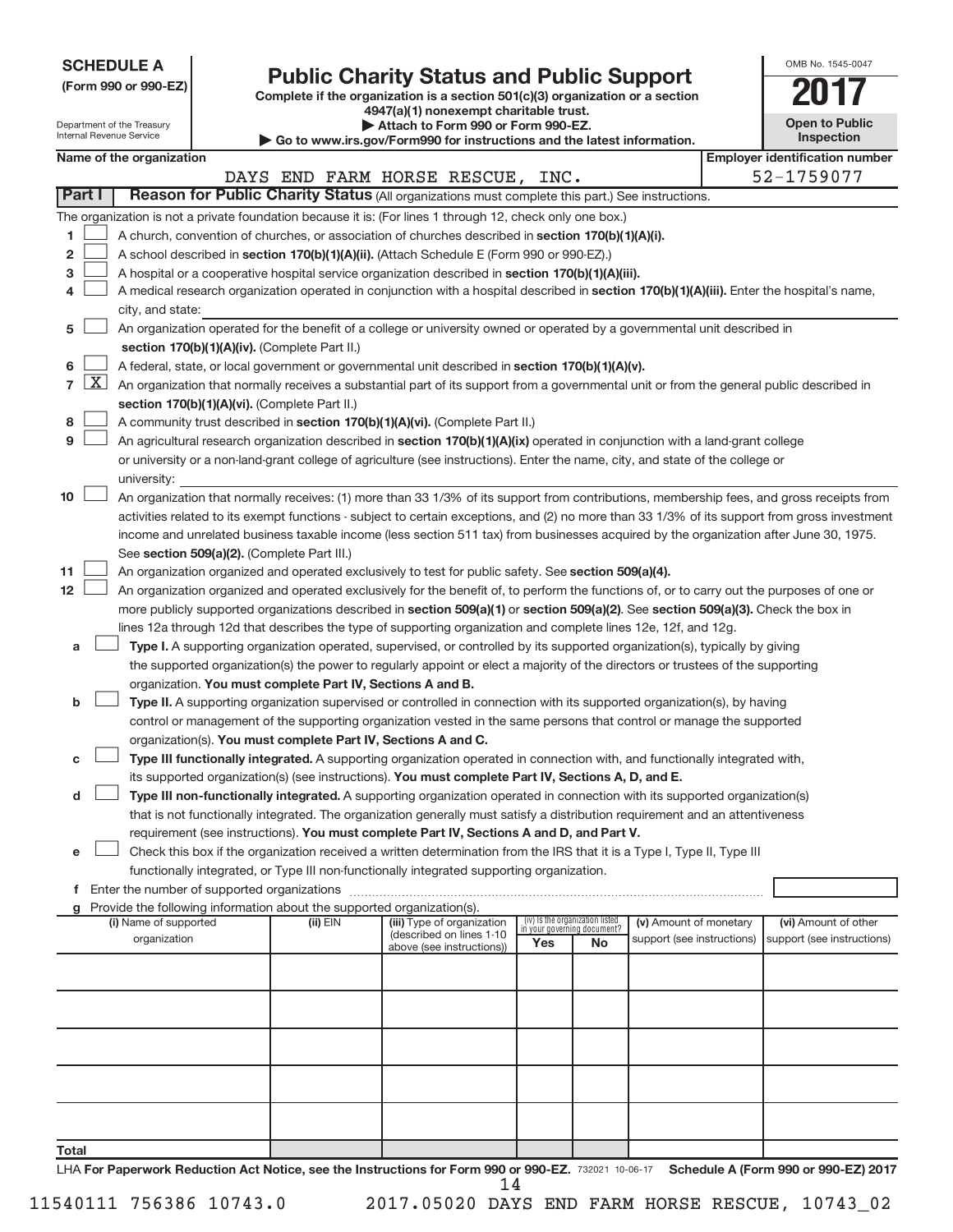**SCHEDULE A**
**(Form 990 or 990-EZ)**

Department of the Treasury
Internal Revenue Service

# Public Charity Status and Public Support

**Complete if the organization is a section 501(c)(3) organization or a section 4947(a)(1) nonexempt charitable trust.**
**▶ Attach to Form 990 or Form 990-EZ.**
**▶ Go to www.irs.gov/Form990 for instructions and the latest information.**

OMB No. 1545-0047
**2017**
**Open to Public Inspection**

**Name of the organization:** DAYS END FARM HORSE RESCUE, INC.
**Employer identification number:** 52-1759077

## Part I — Reason for Public Charity Status (All organizations must complete this part.) See instructions.

The organization is not a private foundation because it is: (For lines 1 through 12, check only one box.)

1. ☐ A church, convention of churches, or association of churches described in **section 170(b)(1)(A)(i).**
2. ☐ A school described in **section 170(b)(1)(A)(ii).** (Attach Schedule E (Form 990 or 990-EZ).)
3. ☐ A hospital or a cooperative hospital service organization described in **section 170(b)(1)(A)(iii).**
4. ☐ A medical research organization operated in conjunction with a hospital described in **section 170(b)(1)(A)(iii).** Enter the hospital's name, city, and state:
5. ☐ An organization operated for the benefit of a college or university owned or operated by a governmental unit described in **section 170(b)(1)(A)(iv).** (Complete Part II.)
6. ☐ A federal, state, or local government or governmental unit described in **section 170(b)(1)(A)(v).**
7. ☒ An organization that normally receives a substantial part of its support from a governmental unit or from the general public described in **section 170(b)(1)(A)(vi).** (Complete Part II.)
8. ☐ A community trust described in **section 170(b)(1)(A)(vi).** (Complete Part II.)
9. ☐ An agricultural research organization described in **section 170(b)(1)(A)(ix)** operated in conjunction with a land-grant college or university or a non-land-grant college of agriculture (see instructions). Enter the name, city, and state of the college or university:
10. ☐ An organization that normally receives: (1) more than 33 1/3% of its support from contributions, membership fees, and gross receipts from activities related to its exempt functions - subject to certain exceptions, and (2) no more than 33 1/3% of its support from gross investment income and unrelated business taxable income (less section 511 tax) from businesses acquired by the organization after June 30, 1975. See **section 509(a)(2).** (Complete Part III.)
11. ☐ An organization organized and operated exclusively to test for public safety. See **section 509(a)(4).**
12. ☐ An organization organized and operated exclusively for the benefit of, to perform the functions of, or to carry out the purposes of one or more publicly supported organizations described in **section 509(a)(1)** or **section 509(a)(2)**. See **section 509(a)(3).** Check the box in lines 12a through 12d that describes the type of supporting organization and complete lines 12e, 12f, and 12g.
   - **a** ☐ **Type I.** A supporting organization operated, supervised, or controlled by its supported organization(s), typically by giving the supported organization(s) the power to regularly appoint or elect a majority of the directors or trustees of the supporting organization. **You must complete Part IV, Sections A and B.**
   - **b** ☐ **Type II.** A supporting organization supervised or controlled in connection with its supported organization(s), by having control or management of the supporting organization vested in the same persons that control or manage the supported organization(s). **You must complete Part IV, Sections A and C.**
   - **c** ☐ **Type III functionally integrated.** A supporting organization operated in connection with, and functionally integrated with, its supported organization(s) (see instructions). **You must complete Part IV, Sections A, D, and E.**
   - **d** ☐ **Type III non-functionally integrated.** A supporting organization operated in connection with its supported organization(s) that is not functionally integrated. The organization generally must satisfy a distribution requirement and an attentiveness requirement (see instructions). **You must complete Part IV, Sections A and D, and Part V.**
   - **e** ☐ Check this box if the organization received a written determination from the IRS that it is a Type I, Type II, Type III functionally integrated, or Type III non-functionally integrated supporting organization.
   - **f** Enter the number of supported organizations
   - **g** Provide the following information about the supported organization(s).

| (i) Name of supported organization | (ii) EIN | (iii) Type of organization (described on lines 1-10 above (see instructions)) | (iv) Is the organization listed in your governing document? Yes | No | (v) Amount of monetary support (see instructions) | (vi) Amount of other support (see instructions) |
|---|---|---|---|---|---|---|
| | | | | | | |
| | | | | | | |
| | | | | | | |
| | | | | | | |
| | | | | | | |
| **Total** | | | | | | |

LHA **For Paperwork Reduction Act Notice, see the Instructions for Form 990 or 990-EZ.** 732021 10-06-17 **Schedule A (Form 990 or 990-EZ) 2017**

11540111 756386 10743.0 2017.05020 DAYS END FARM HORSE RESCUE, 10743_02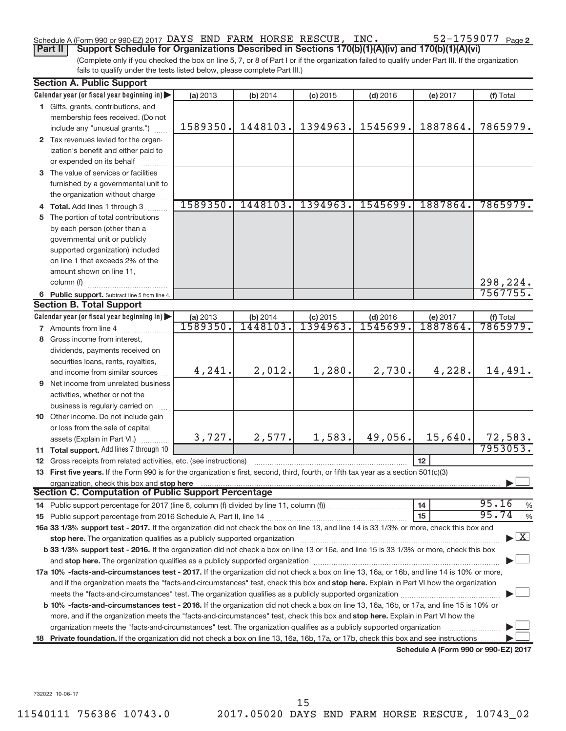Schedule A (Form 990 or 990-EZ) 2017 DAYS END FARM HORSE RESCUE, INC. 52-1759077 Page 2

**Part II Support Schedule for Organizations Described in Sections 170(b)(1)(A)(iv) and 170(b)(1)(A)(vi)**

(Complete only if you checked the box on line 5, 7, or 8 of Part I or if the organization failed to qualify under Part III. If the organization fails to qualify under the tests listed below, please complete Part III.)

### Section A. Public Support

| Calendar year (or fiscal year beginning in) | (a) 2013 | (b) 2014 | (c) 2015 | (d) 2016 | (e) 2017 | (f) Total |
|---|---|---|---|---|---|---|
| 1 Gifts, grants, contributions, and membership fees received. (Do not include any "unusual grants.") | 1589350. | 1448103. | 1394963. | 1545699. | 1887864. | 7865979. |
| 2 Tax revenues levied for the organization's benefit and either paid to or expended on its behalf | | | | | | |
| 3 The value of services or facilities furnished by a governmental unit to the organization without charge | | | | | | |
| 4 Total. Add lines 1 through 3 | 1589350. | 1448103. | 1394963. | 1545699. | 1887864. | 7865979. |
| 5 The portion of total contributions by each person (other than a governmental unit or publicly supported organization) included on line 1 that exceeds 2% of the amount shown on line 11, column (f) | | | | | | 298,224. |
| 6 Public support. Subtract line 5 from line 4. | | | | | | 7567755. |

### Section B. Total Support

| Calendar year (or fiscal year beginning in) | (a) 2013 | (b) 2014 | (c) 2015 | (d) 2016 | (e) 2017 | (f) Total |
|---|---|---|---|---|---|---|
| 7 Amounts from line 4 | 1589350. | 1448103. | 1394963. | 1545699. | 1887864. | 7865979. |
| 8 Gross income from interest, dividends, payments received on securities loans, rents, royalties, and income from similar sources | 4,241. | 2,012. | 1,280. | 2,730. | 4,228. | 14,491. |
| 9 Net income from unrelated business activities, whether or not the business is regularly carried on | | | | | | |
| 10 Other income. Do not include gain or loss from the sale of capital assets (Explain in Part VI.) | 3,727. | 2,577. | 1,583. | 49,056. | 15,640. | 72,583. |
| 11 Total support. Add lines 7 through 10 | | | | | | 7953053. |

12 Gross receipts from related activities, etc. (see instructions) | 12 |

13 **First five years.** If the Form 990 is for the organization's first, second, third, fourth, or fifth tax year as a section 501(c)(3) organization, check this box and **stop here** ☐

### Section C. Computation of Public Support Percentage

14 Public support percentage for 2017 (line 6, column (f) divided by line 11, column (f)) | 14 | 95.16 %

15 Public support percentage from 2016 Schedule A, Part II, line 14 | 15 | 95.74 %

**16a 33 1/3% support test - 2017.** If the organization did not check the box on line 13, and line 14 is 33 1/3% or more, check this box and **stop here.** The organization qualifies as a publicly supported organization ☒

**b 33 1/3% support test - 2016.** If the organization did not check a box on line 13 or 16a, and line 15 is 33 1/3% or more, check this box and **stop here.** The organization qualifies as a publicly supported organization ☐

**17a 10% -facts-and-circumstances test - 2017.** If the organization did not check a box on line 13, 16a, or 16b, and line 14 is 10% or more, and if the organization meets the "facts-and-circumstances" test, check this box and **stop here.** Explain in Part VI how the organization meets the "facts-and-circumstances" test. The organization qualifies as a publicly supported organization ☐

**b 10% -facts-and-circumstances test - 2016.** If the organization did not check a box on line 13, 16a, 16b, or 17a, and line 15 is 10% or more, and if the organization meets the "facts-and-circumstances" test, check this box and **stop here.** Explain in Part VI how the organization meets the "facts-and-circumstances" test. The organization qualifies as a publicly supported organization ☐

**18 Private foundation.** If the organization did not check a box on line 13, 16a, 16b, 17a, or 17b, check this box and see instructions ☐

**Schedule A (Form 990 or 990-EZ) 2017**

732022 10-06-17

11540111 756386 10743.0 2017.05020 DAYS END FARM HORSE RESCUE, 10743_02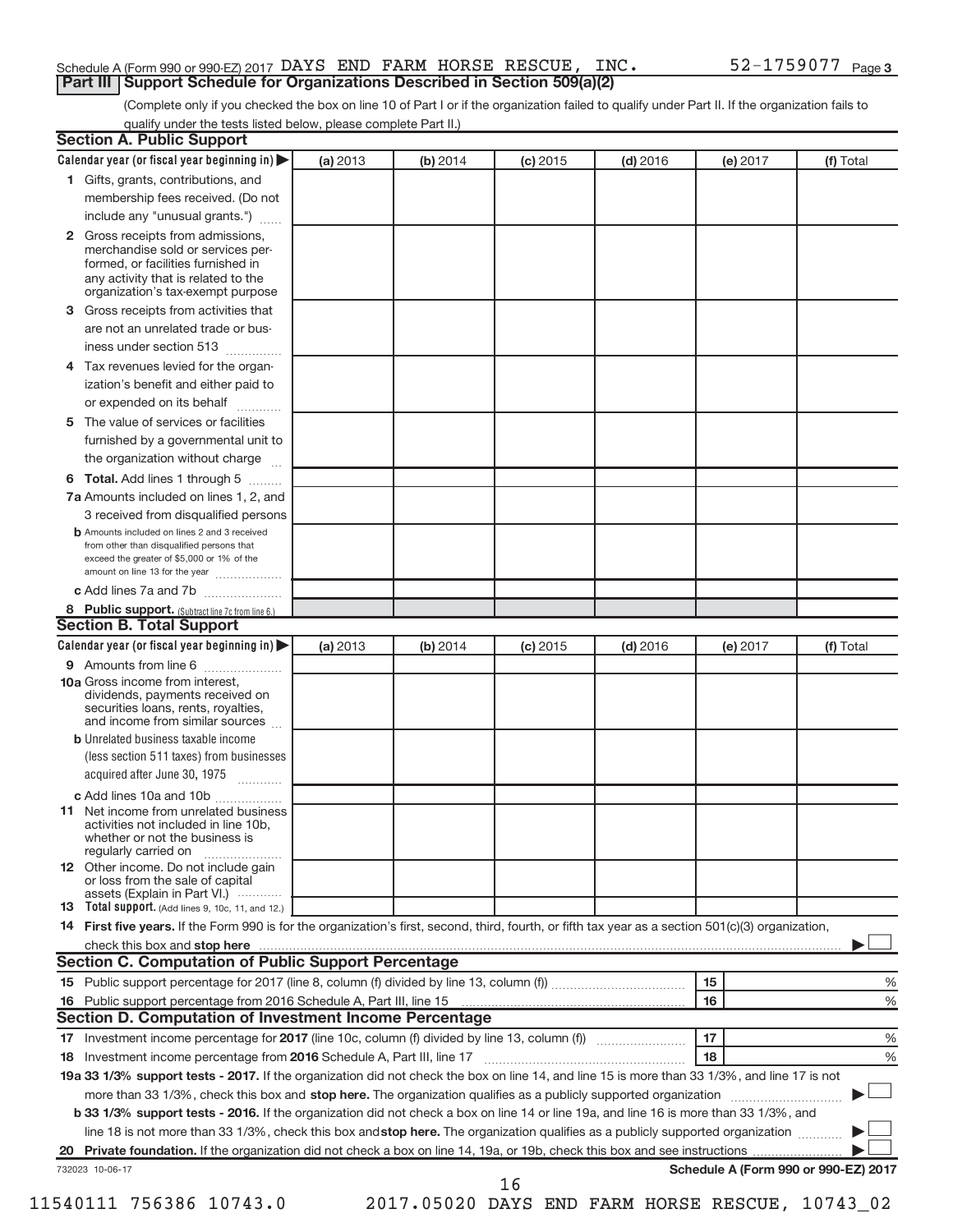Schedule A (Form 990 or 990-EZ) 2017 DAYS END FARM HORSE RESCUE, INC. 52-1759077

## Part III Support Schedule for Organizations Described in Section 509(a)(2)

(Complete only if you checked the box on line 10 of Part I or if the organization failed to qualify under Part II. If the organization fails to qualify under the tests listed below, please complete Part II.)

### Section A. Public Support

| Calendar year (or fiscal year beginning in) | (a) 2013 | (b) 2014 | (c) 2015 | (d) 2016 | (e) 2017 | (f) Total |
|---|---|---|---|---|---|---|
| 1 Gifts, grants, contributions, and membership fees received. (Do not include any "unusual grants.") | | | | | | |
| 2 Gross receipts from admissions, merchandise sold or services performed, or facilities furnished in any activity that is related to the organization's tax-exempt purpose | | | | | | |
| 3 Gross receipts from activities that are not an unrelated trade or business under section 513 | | | | | | |
| 4 Tax revenues levied for the organization's benefit and either paid to or expended on its behalf | | | | | | |
| 5 The value of services or facilities furnished by a governmental unit to the organization without charge | | | | | | |
| 6 Total. Add lines 1 through 5 | | | | | | |
| 7a Amounts included on lines 1, 2, and 3 received from disqualified persons | | | | | | |
| b Amounts included on lines 2 and 3 received from other than disqualified persons that exceed the greater of $5,000 or 1% of the amount on line 13 for the year | | | | | | |
| c Add lines 7a and 7b | | | | | | |
| 8 Public support. (Subtract line 7c from line 6.) | | | | | | |

### Section B. Total Support

| Calendar year (or fiscal year beginning in) | (a) 2013 | (b) 2014 | (c) 2015 | (d) 2016 | (e) 2017 | (f) Total |
|---|---|---|---|---|---|---|
| 9 Amounts from line 6 | | | | | | |
| 10a Gross income from interest, dividends, payments received on securities loans, rents, royalties, and income from similar sources | | | | | | |
| b Unrelated business taxable income (less section 511 taxes) from businesses acquired after June 30, 1975 | | | | | | |
| c Add lines 10a and 10b | | | | | | |
| 11 Net income from unrelated business activities not included in line 10b, whether or not the business is regularly carried on | | | | | | |
| 12 Other income. Do not include gain or loss from the sale of capital assets (Explain in Part VI.) | | | | | | |
| 13 Total support. (Add lines 9, 10c, 11, and 12.) | | | | | | |

14 **First five years.** If the Form 990 is for the organization's first, second, third, fourth, or fifth tax year as a section 501(c)(3) organization, check this box and **stop here** ☐

### Section C. Computation of Public Support Percentage

| | | | |
|---|---|---|---|
| 15 Public support percentage for 2017 (line 8, column (f) divided by line 13, column (f)) | 15 | | % |
| 16 Public support percentage from 2016 Schedule A, Part III, line 15 | 16 | | % |

### Section D. Computation of Investment Income Percentage

| | | | |
|---|---|---|---|
| 17 Investment income percentage for **2017** (line 10c, column (f) divided by line 13, column (f)) | 17 | | % |
| 18 Investment income percentage from **2016** Schedule A, Part III, line 17 | 18 | | % |

**19a 33 1/3% support tests - 2017.** If the organization did not check the box on line 14, and line 15 is more than 33 1/3%, and line 17 is not more than 33 1/3%, check this box and **stop here.** The organization qualifies as a publicly supported organization ☐

**b 33 1/3% support tests - 2016.** If the organization did not check a box on line 14 or line 19a, and line 16 is more than 33 1/3%, and line 18 is not more than 33 1/3%, check this box and **stop here.** The organization qualifies as a publicly supported organization ☐

**20 Private foundation.** If the organization did not check a box on line 14, 19a, or 19b, check this box and see instructions ☐

732023 10-06-17 **Schedule A (Form 990 or 990-EZ) 2017**

11540111 756386 10743.0 2017.05020 DAYS END FARM HORSE RESCUE, 10743_02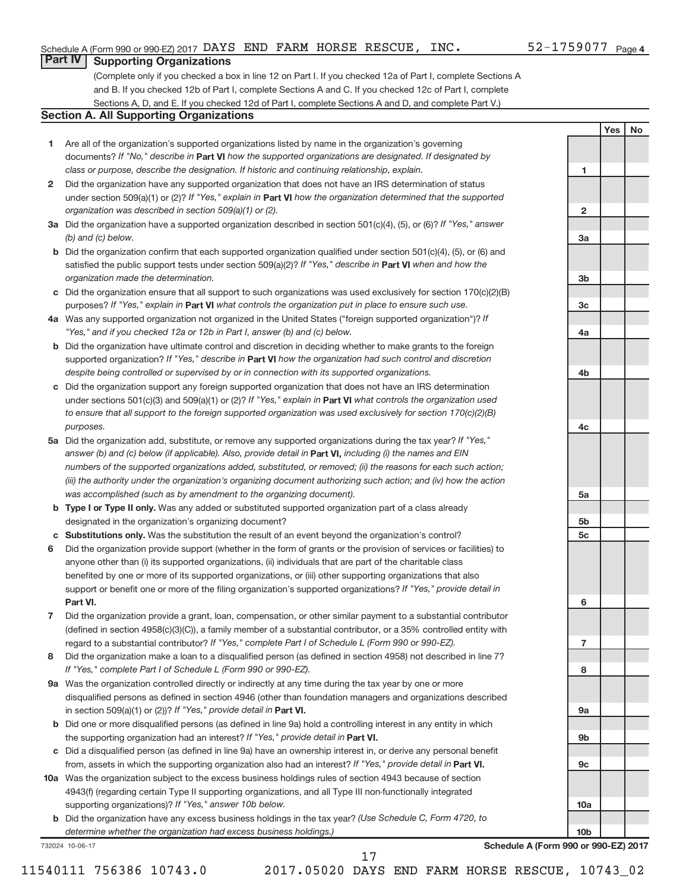Schedule A (Form 990 or 990-EZ) 2017 DAYS END FARM HORSE RESCUE, INC. 52-1759077 Page 4

## Part IV Supporting Organizations

(Complete only if you checked a box in line 12 on Part I. If you checked 12a of Part I, complete Sections A and B. If you checked 12b of Part I, complete Sections A and C. If you checked 12c of Part I, complete Sections A, D, and E. If you checked 12d of Part I, complete Sections A and D, and complete Part V.)

### Section A. All Supporting Organizations

| | | | Yes | No |
|---|---|---|---|---|
| **1** | Are all of the organization's supported organizations listed by name in the organization's governing documents? *If "No," describe in* **Part VI** *how the supported organizations are designated. If designated by class or purpose, describe the designation. If historic and continuing relationship, explain.* | 1 | | |
| **2** | Did the organization have any supported organization that does not have an IRS determination of status under section 509(a)(1) or (2)? *If "Yes," explain in* **Part VI** *how the organization determined that the supported organization was described in section 509(a)(1) or (2).* | 2 | | |
| **3a** | Did the organization have a supported organization described in section 501(c)(4), (5), or (6)? *If "Yes," answer (b) and (c) below.* | 3a | | |
| **b** | Did the organization confirm that each supported organization qualified under section 501(c)(4), (5), or (6) and satisfied the public support tests under section 509(a)(2)? *If "Yes," describe in* **Part VI** *when and how the organization made the determination.* | 3b | | |
| **c** | Did the organization ensure that all support to such organizations was used exclusively for section 170(c)(2)(B) purposes? *If "Yes," explain in* **Part VI** *what controls the organization put in place to ensure such use.* | 3c | | |
| **4a** | Was any supported organization not organized in the United States ("foreign supported organization")? *If "Yes," and if you checked 12a or 12b in Part I, answer (b) and (c) below.* | 4a | | |
| **b** | Did the organization have ultimate control and discretion in deciding whether to make grants to the foreign supported organization? *If "Yes," describe in* **Part VI** *how the organization had such control and discretion despite being controlled or supervised by or in connection with its supported organizations.* | 4b | | |
| **c** | Did the organization support any foreign supported organization that does not have an IRS determination under sections 501(c)(3) and 509(a)(1) or (2)? *If "Yes," explain in* **Part VI** *what controls the organization used to ensure that all support to the foreign supported organization was used exclusively for section 170(c)(2)(B) purposes.* | 4c | | |
| **5a** | Did the organization add, substitute, or remove any supported organizations during the tax year? *If "Yes," answer (b) and (c) below (if applicable). Also, provide detail in* **Part VI,** *including (i) the names and EIN numbers of the supported organizations added, substituted, or removed; (ii) the reasons for each such action; (iii) the authority under the organization's organizing document authorizing such action; and (iv) how the action was accomplished (such as by amendment to the organizing document).* | 5a | | |
| **b** | **Type I or Type II only.** Was any added or substituted supported organization part of a class already designated in the organization's organizing document? | 5b | | |
| **c** | **Substitutions only.** Was the substitution the result of an event beyond the organization's control? | 5c | | |
| **6** | Did the organization provide support (whether in the form of grants or the provision of services or facilities) to anyone other than (i) its supported organizations, (ii) individuals that are part of the charitable class benefited by one or more of its supported organizations, or (iii) other supporting organizations that also support or benefit one or more of the filing organization's supported organizations? *If "Yes," provide detail in* **Part VI.** | 6 | | |
| **7** | Did the organization provide a grant, loan, compensation, or other similar payment to a substantial contributor (defined in section 4958(c)(3)(C)), a family member of a substantial contributor, or a 35% controlled entity with regard to a substantial contributor? *If "Yes," complete Part I of Schedule L (Form 990 or 990-EZ).* | 7 | | |
| **8** | Did the organization make a loan to a disqualified person (as defined in section 4958) not described in line 7? *If "Yes," complete Part I of Schedule L (Form 990 or 990-EZ).* | 8 | | |
| **9a** | Was the organization controlled directly or indirectly at any time during the tax year by one or more disqualified persons as defined in section 4946 (other than foundation managers and organizations described in section 509(a)(1) or (2))? *If "Yes," provide detail in* **Part VI.** | 9a | | |
| **b** | Did one or more disqualified persons (as defined in line 9a) hold a controlling interest in any entity in which the supporting organization had an interest? *If "Yes," provide detail in* **Part VI.** | 9b | | |
| **c** | Did a disqualified person (as defined in line 9a) have an ownership interest in, or derive any personal benefit from, assets in which the supporting organization also had an interest? *If "Yes," provide detail in* **Part VI.** | 9c | | |
| **10a** | Was the organization subject to the excess business holdings rules of section 4943 because of section 4943(f) (regarding certain Type II supporting organizations, and all Type III non-functionally integrated supporting organizations)? *If "Yes," answer 10b below.* | 10a | | |
| **b** | Did the organization have any excess business holdings in the tax year? *(Use Schedule C, Form 4720, to determine whether the organization had excess business holdings.)* | 10b | | |

732024 10-06-17 **Schedule A (Form 990 or 990-EZ) 2017**

11540111 756386 10743.0 2017.05020 DAYS END FARM HORSE RESCUE, 10743_02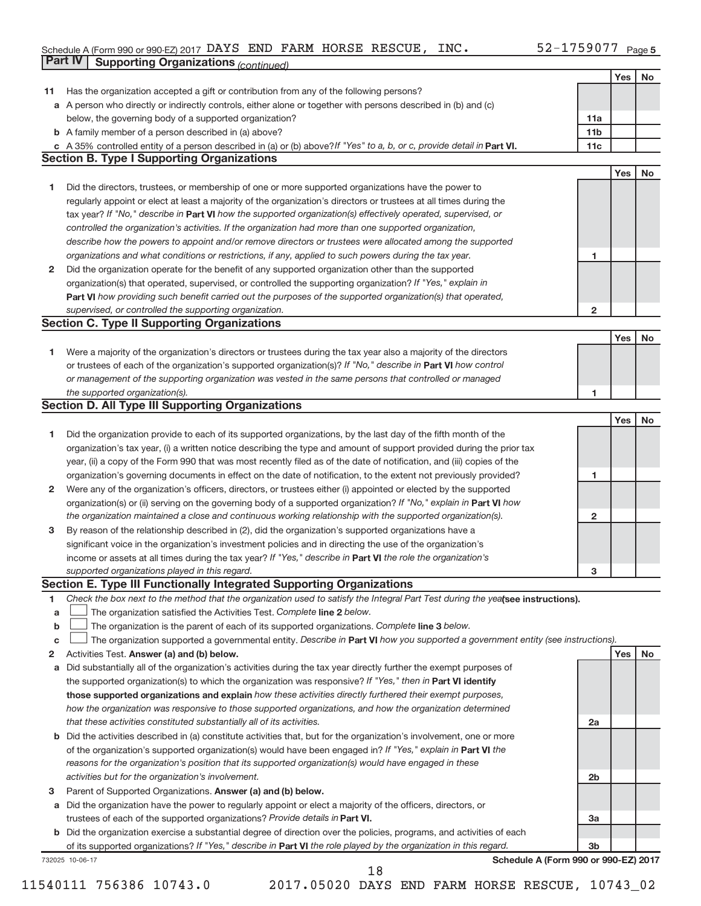Schedule A (Form 990 or 990-EZ) 2017 DAYS END FARM HORSE RESCUE, INC. 52-1759077 Page 5

**Part IV Supporting Organizations** *(continued)*

| | | | Yes | No |
|---|---|---|---|---|
| **11** | Has the organization accepted a gift or contribution from any of the following persons? | | | |
| **a** | A person who directly or indirectly controls, either alone or together with persons described in (b) and (c) below, the governing body of a supported organization? | 11a | | |
| **b** | A family member of a person described in (a) above? | 11b | | |
| **c** | A 35% controlled entity of a person described in (a) or (b) above? *If "Yes" to a, b, or c, provide detail in* **Part VI.** | 11c | | |

**Section B. Type I Supporting Organizations**

| | | | Yes | No |
|---|---|---|---|---|
| **1** | Did the directors, trustees, or membership of one or more supported organizations have the power to regularly appoint or elect at least a majority of the organization's directors or trustees at all times during the tax year? *If "No," describe in* **Part VI** *how the supported organization(s) effectively operated, supervised, or controlled the organization's activities. If the organization had more than one supported organization, describe how the powers to appoint and/or remove directors or trustees were allocated among the supported organizations and what conditions or restrictions, if any, applied to such powers during the tax year.* | 1 | | |
| **2** | Did the organization operate for the benefit of any supported organization other than the supported organization(s) that operated, supervised, or controlled the supporting organization? *If "Yes," explain in* **Part VI** *how providing such benefit carried out the purposes of the supported organization(s) that operated, supervised, or controlled the supporting organization.* | 2 | | |

**Section C. Type II Supporting Organizations**

| | | | Yes | No |
|---|---|---|---|---|
| **1** | Were a majority of the organization's directors or trustees during the tax year also a majority of the directors or trustees of each of the organization's supported organization(s)? *If "No," describe in* **Part VI** *how control or management of the supporting organization was vested in the same persons that controlled or managed the supported organization(s).* | 1 | | |

**Section D. All Type III Supporting Organizations**

| | | | Yes | No |
|---|---|---|---|---|
| **1** | Did the organization provide to each of its supported organizations, by the last day of the fifth month of the organization's tax year, (i) a written notice describing the type and amount of support provided during the prior tax year, (ii) a copy of the Form 990 that was most recently filed as of the date of notification, and (iii) copies of the organization's governing documents in effect on the date of notification, to the extent not previously provided? | 1 | | |
| **2** | Were any of the organization's officers, directors, or trustees either (i) appointed or elected by the supported organization(s) or (ii) serving on the governing body of a supported organization? *If "No," explain in* **Part VI** *how the organization maintained a close and continuous working relationship with the supported organization(s).* | 2 | | |
| **3** | By reason of the relationship described in (2), did the organization's supported organizations have a significant voice in the organization's investment policies and in directing the use of the organization's income or assets at all times during the tax year? *If "Yes," describe in* **Part VI** *the role the organization's supported organizations played in this regard.* | 3 | | |

**Section E. Type III Functionally Integrated Supporting Organizations**

**1** *Check the box next to the method that the organization used to satisfy the Integral Part Test during the year* **(see instructions).**

- **a** ☐ The organization satisfied the Activities Test. *Complete* **line 2** *below.*
- **b** ☐ The organization is the parent of each of its supported organizations. *Complete* **line 3** *below.*
- **c** ☐ The organization supported a governmental entity. *Describe in* **Part VI** *how you supported a government entity (see instructions).*

| | | | Yes | No |
|---|---|---|---|---|
| **2** | Activities Test. **Answer (a) and (b) below.** | | | |
| **a** | Did substantially all of the organization's activities during the tax year directly further the exempt purposes of the supported organization(s) to which the organization was responsive? *If "Yes," then in* **Part VI identify those supported organizations and explain** *how these activities directly furthered their exempt purposes, how the organization was responsive to those supported organizations, and how the organization determined that these activities constituted substantially all of its activities.* | 2a | | |
| **b** | Did the activities described in (a) constitute activities that, but for the organization's involvement, one or more of the organization's supported organization(s) would have been engaged in? *If "Yes," explain in* **Part VI** *the reasons for the organization's position that its supported organization(s) would have engaged in these activities but for the organization's involvement.* | 2b | | |
| **3** | Parent of Supported Organizations. **Answer (a) and (b) below.** | | | |
| **a** | Did the organization have the power to regularly appoint or elect a majority of the officers, directors, or trustees of each of the supported organizations? *Provide details in* **Part VI.** | 3a | | |
| **b** | Did the organization exercise a substantial degree of direction over the policies, programs, and activities of each of its supported organizations? *If "Yes," describe in* **Part VI** *the role played by the organization in this regard.* | 3b | | |

732025 10-06-17 **Schedule A (Form 990 or 990-EZ) 2017**

11540111 756386 10743.0 2017.05020 DAYS END FARM HORSE RESCUE, 10743_02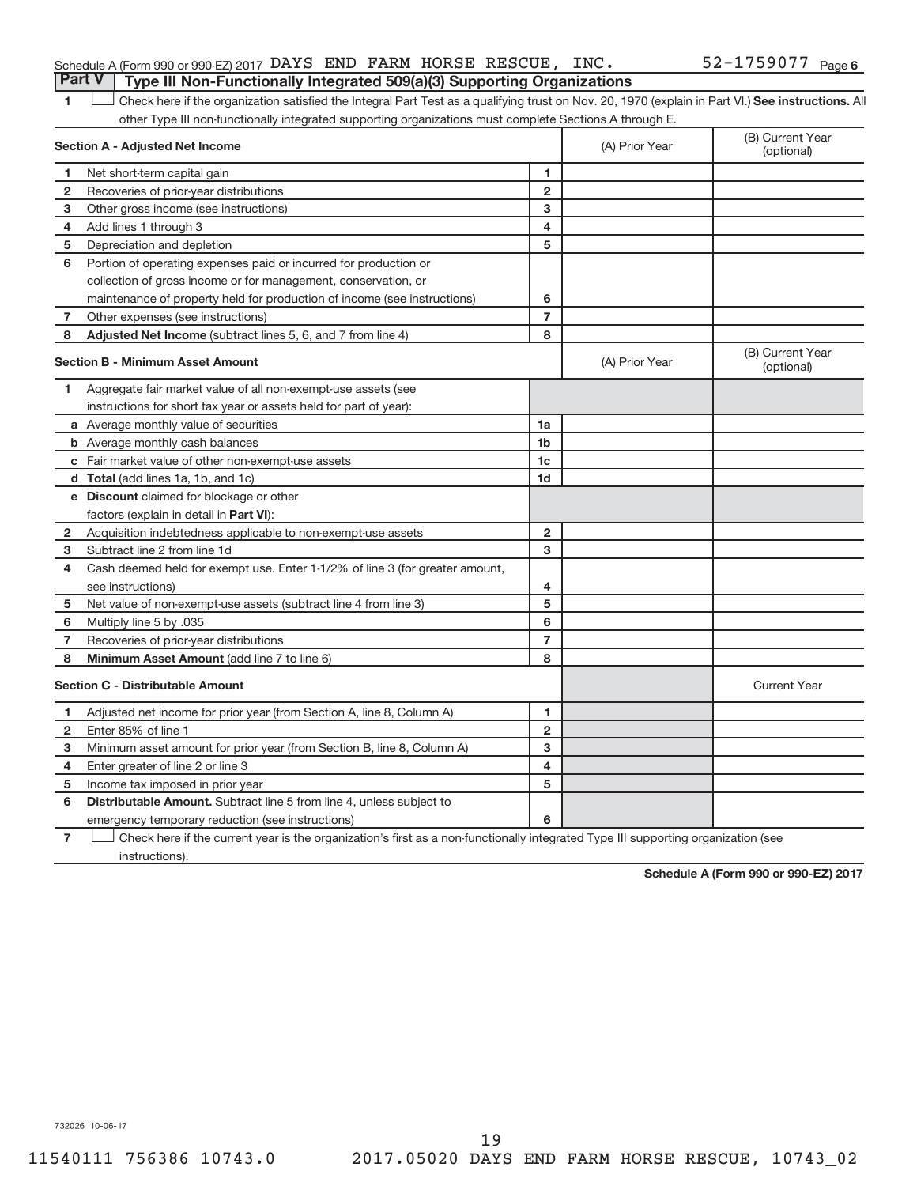Schedule A (Form 990 or 990-EZ) 2017 DAYS END FARM HORSE RESCUE, INC. 52-1759077 Page 6

## Part V Type III Non-Functionally Integrated 509(a)(3) Supporting Organizations

1 ☐ Check here if the organization satisfied the Integral Part Test as a qualifying trust on Nov. 20, 1970 (explain in Part VI.) **See instructions.** All other Type III non-functionally integrated supporting organizations must complete Sections A through E.

| **Section A - Adjusted Net Income** | | | (A) Prior Year | (B) Current Year (optional) |
|---|---|---|---|---|
| 1 | Net short-term capital gain | 1 | | |
| 2 | Recoveries of prior-year distributions | 2 | | |
| 3 | Other gross income (see instructions) | 3 | | |
| 4 | Add lines 1 through 3 | 4 | | |
| 5 | Depreciation and depletion | 5 | | |
| 6 | Portion of operating expenses paid or incurred for production or collection of gross income or for management, conservation, or maintenance of property held for production of income (see instructions) | 6 | | |
| 7 | Other expenses (see instructions) | 7 | | |
| 8 | **Adjusted Net Income** (subtract lines 5, 6, and 7 from line 4) | 8 | | |

| **Section B - Minimum Asset Amount** | | | (A) Prior Year | (B) Current Year (optional) |
|---|---|---|---|---|
| 1 | Aggregate fair market value of all non-exempt-use assets (see instructions for short tax year or assets held for part of year): | | | |
| a | Average monthly value of securities | 1a | | |
| b | Average monthly cash balances | 1b | | |
| c | Fair market value of other non-exempt-use assets | 1c | | |
| d | **Total** (add lines 1a, 1b, and 1c) | 1d | | |
| e | **Discount** claimed for blockage or other factors (explain in detail in **Part VI**): | | | |
| 2 | Acquisition indebtedness applicable to non-exempt-use assets | 2 | | |
| 3 | Subtract line 2 from line 1d | 3 | | |
| 4 | Cash deemed held for exempt use. Enter 1-1/2% of line 3 (for greater amount, see instructions) | 4 | | |
| 5 | Net value of non-exempt-use assets (subtract line 4 from line 3) | 5 | | |
| 6 | Multiply line 5 by .035 | 6 | | |
| 7 | Recoveries of prior-year distributions | 7 | | |
| 8 | **Minimum Asset Amount** (add line 7 to line 6) | 8 | | |

| **Section C - Distributable Amount** | | | | Current Year |
|---|---|---|---|---|
| 1 | Adjusted net income for prior year (from Section A, line 8, Column A) | 1 | | |
| 2 | Enter 85% of line 1 | 2 | | |
| 3 | Minimum asset amount for prior year (from Section B, line 8, Column A) | 3 | | |
| 4 | Enter greater of line 2 or line 3 | 4 | | |
| 5 | Income tax imposed in prior year | 5 | | |
| 6 | **Distributable Amount.** Subtract line 5 from line 4, unless subject to emergency temporary reduction (see instructions) | 6 | | |

7 ☐ Check here if the current year is the organization's first as a non-functionally integrated Type III supporting organization (see instructions).

**Schedule A (Form 990 or 990-EZ) 2017**

732026 10-06-17

11540111 756386 10743.0 2017.05020 DAYS END FARM HORSE RESCUE, 10743_02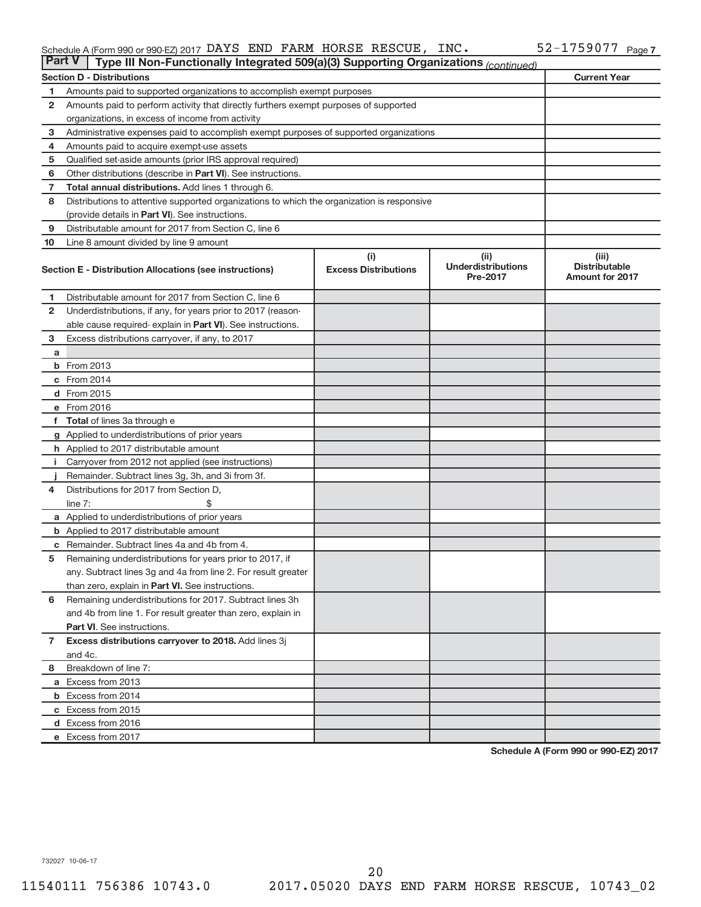Schedule A (Form 990 or 990-EZ) 2017 DAYS END FARM HORSE RESCUE, INC. 52-1759077 Page 7

**Part V | Type III Non-Functionally Integrated 509(a)(3) Supporting Organizations** *(continued)*

| Section D - Distributions | | Current Year |
|---|---|---|
| 1 | Amounts paid to supported organizations to accomplish exempt purposes | |
| 2 | Amounts paid to perform activity that directly furthers exempt purposes of supported organizations, in excess of income from activity | |
| 3 | Administrative expenses paid to accomplish exempt purposes of supported organizations | |
| 4 | Amounts paid to acquire exempt-use assets | |
| 5 | Qualified set-aside amounts (prior IRS approval required) | |
| 6 | Other distributions (describe in **Part VI**). See instructions. | |
| 7 | **Total annual distributions.** Add lines 1 through 6. | |
| 8 | Distributions to attentive supported organizations to which the organization is responsive (provide details in **Part VI**). See instructions. | |
| 9 | Distributable amount for 2017 from Section C, line 6 | |
| 10 | Line 8 amount divided by line 9 amount | |

| Section E - Distribution Allocations (see instructions) | | (i) Excess Distributions | (ii) Underdistributions Pre-2017 | (iii) Distributable Amount for 2017 |
|---|---|---|---|---|
| 1 | Distributable amount for 2017 from Section C, line 6 | | | |
| 2 | Underdistributions, if any, for years prior to 2017 (reasonable cause required- explain in **Part VI**). See instructions. | | | |
| 3 | Excess distributions carryover, if any, to 2017 | | | |
| a | | | | |
| b | From 2013 | | | |
| c | From 2014 | | | |
| d | From 2015 | | | |
| e | From 2016 | | | |
| f | **Total** of lines 3a through e | | | |
| g | Applied to underdistributions of prior years | | | |
| h | Applied to 2017 distributable amount | | | |
| i | Carryover from 2012 not applied (see instructions) | | | |
| j | Remainder. Subtract lines 3g, 3h, and 3i from 3f. | | | |
| 4 | Distributions for 2017 from Section D, line 7: $ | | | |
| a | Applied to underdistributions of prior years | | | |
| b | Applied to 2017 distributable amount | | | |
| c | Remainder. Subtract lines 4a and 4b from 4. | | | |
| 5 | Remaining underdistributions for years prior to 2017, if any. Subtract lines 3g and 4a from line 2. For result greater than zero, explain in **Part VI.** See instructions. | | | |
| 6 | Remaining underdistributions for 2017. Subtract lines 3h and 4b from line 1. For result greater than zero, explain in **Part VI**. See instructions. | | | |
| 7 | **Excess distributions carryover to 2018.** Add lines 3j and 4c. | | | |
| 8 | Breakdown of line 7: | | | |
| a | Excess from 2013 | | | |
| b | Excess from 2014 | | | |
| c | Excess from 2015 | | | |
| d | Excess from 2016 | | | |
| e | Excess from 2017 | | | |

**Schedule A (Form 990 or 990-EZ) 2017**

732027 10-06-17

11540111 756386 10743.0 2017.05020 DAYS END FARM HORSE RESCUE, 10743_02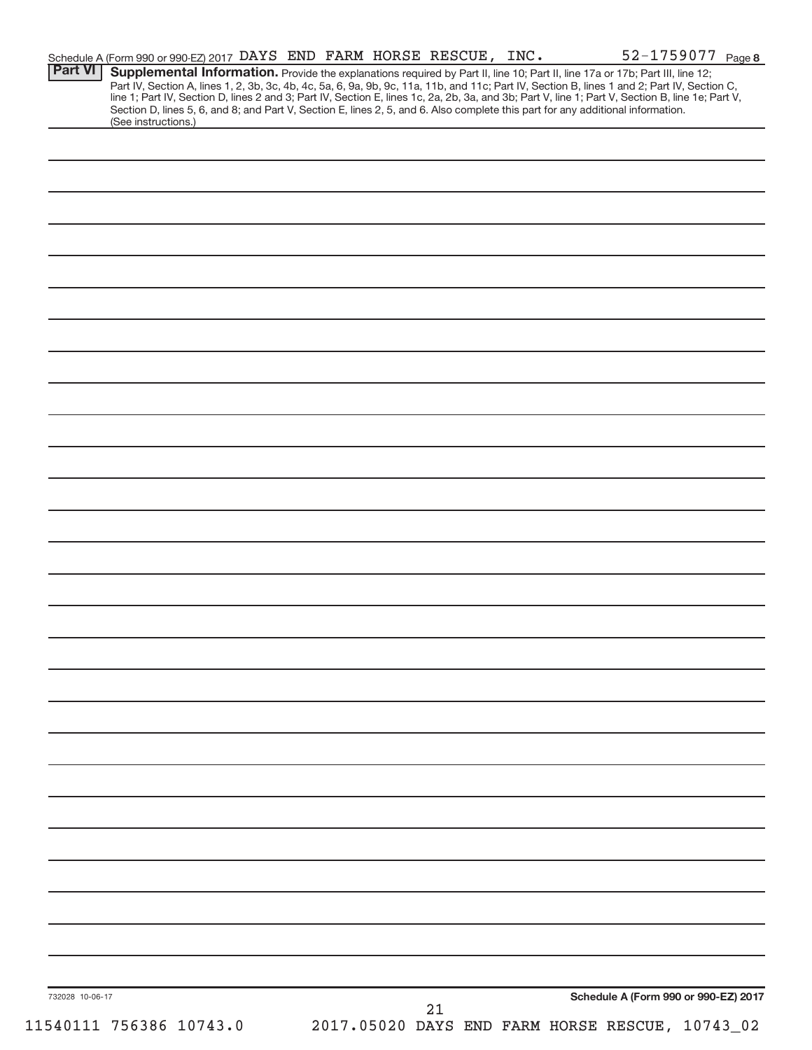Schedule A (Form 990 or 990-EZ) 2017 DAYS END FARM HORSE RESCUE, INC. 52-1759077 Page 8

**Part VI** **Supplemental Information.** Provide the explanations required by Part II, line 10; Part II, line 17a or 17b; Part III, line 12; Part IV, Section A, lines 1, 2, 3b, 3c, 4b, 4c, 5a, 6, 9a, 9b, 9c, 11a, 11b, and 11c; Part IV, Section B, lines 1 and 2; Part IV, Section C, line 1; Part IV, Section D, lines 2 and 3; Part IV, Section E, lines 1c, 2a, 2b, 3a, and 3b; Part V, line 1; Part V, Section B, line 1e; Part V, Section D, lines 5, 6, and 8; and Part V, Section E, lines 2, 5, and 6. Also complete this part for any additional information. (See instructions.)

732028 10-06-17

Schedule A (Form 990 or 990-EZ) 2017

11540111 756386 10743.0 2017.05020 DAYS END FARM HORSE RESCUE, 10743_02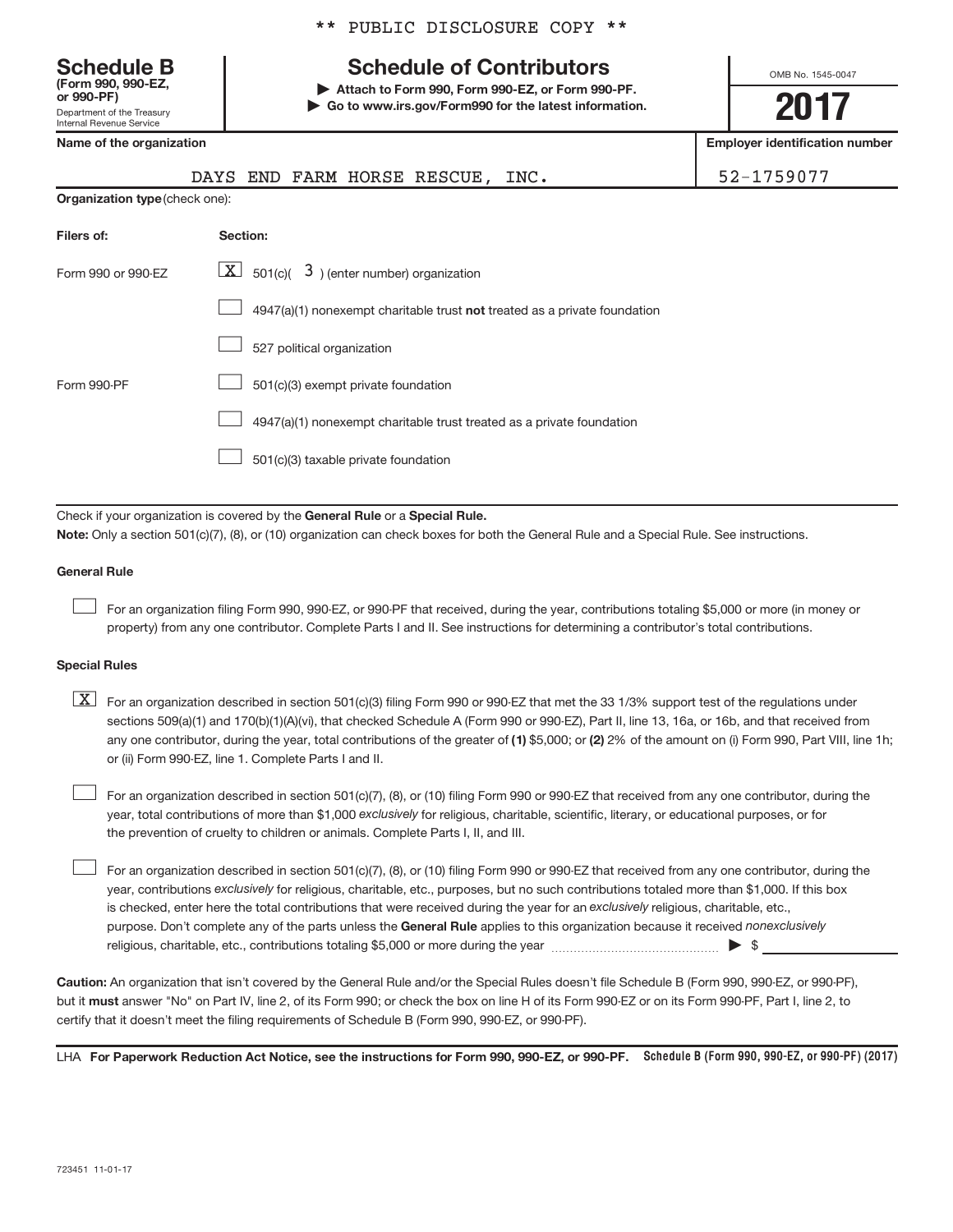\*\* PUBLIC DISCLOSURE COPY \*\*

# Schedule B

**(Form 990, 990-EZ, or 990-PF)**

Department of the Treasury
Internal Revenue Service

## Schedule of Contributors

▶ Attach to Form 990, Form 990-EZ, or Form 990-PF.
▶ Go to www.irs.gov/Form990 for the latest information.

OMB No. 1545-0047

**2017**

**Name of the organization**

DAYS END FARM HORSE RESCUE, INC.

**Employer identification number**

52-1759077

**Organization type** (check one):

| Filers of: | Section: |
|---|---|
| Form 990 or 990-EZ | [X] 501(c)( 3 ) (enter number) organization |
| | [ ] 4947(a)(1) nonexempt charitable trust **not** treated as a private foundation |
| | [ ] 527 political organization |
| Form 990-PF | [ ] 501(c)(3) exempt private foundation |
| | [ ] 4947(a)(1) nonexempt charitable trust treated as a private foundation |
| | [ ] 501(c)(3) taxable private foundation |

Check if your organization is covered by the **General Rule** or a **Special Rule.**

**Note:** Only a section 501(c)(7), (8), or (10) organization can check boxes for both the General Rule and a Special Rule. See instructions.

### General Rule

[ ] For an organization filing Form 990, 990-EZ, or 990-PF that received, during the year, contributions totaling $5,000 or more (in money or property) from any one contributor. Complete Parts I and II. See instructions for determining a contributor's total contributions.

### Special Rules

[X] For an organization described in section 501(c)(3) filing Form 990 or 990-EZ that met the 33 1/3% support test of the regulations under sections 509(a)(1) and 170(b)(1)(A)(vi), that checked Schedule A (Form 990 or 990-EZ), Part II, line 13, 16a, or 16b, and that received from any one contributor, during the year, total contributions of the greater of **(1)** $5,000; or **(2)** 2% of the amount on (i) Form 990, Part VIII, line 1h; or (ii) Form 990-EZ, line 1. Complete Parts I and II.

[ ] For an organization described in section 501(c)(7), (8), or (10) filing Form 990 or 990-EZ that received from any one contributor, during the year, total contributions of more than $1,000 *exclusively* for religious, charitable, scientific, literary, or educational purposes, or for the prevention of cruelty to children or animals. Complete Parts I, II, and III.

[ ] For an organization described in section 501(c)(7), (8), or (10) filing Form 990 or 990-EZ that received from any one contributor, during the year, contributions *exclusively* for religious, charitable, etc., purposes, but no such contributions totaled more than $1,000. If this box is checked, enter here the total contributions that were received during the year for an *exclusively* religious, charitable, etc., purpose. Don't complete any of the parts unless the **General Rule** applies to this organization because it received *nonexclusively* religious, charitable, etc., contributions totaling $5,000 or more during the year ▶ $

**Caution:** An organization that isn't covered by the General Rule and/or the Special Rules doesn't file Schedule B (Form 990, 990-EZ, or 990-PF), but it **must** answer "No" on Part IV, line 2, of its Form 990; or check the box on line H of its Form 990-EZ or on its Form 990-PF, Part I, line 2, to certify that it doesn't meet the filing requirements of Schedule B (Form 990, 990-EZ, or 990-PF).

LHA **For Paperwork Reduction Act Notice, see the instructions for Form 990, 990-EZ, or 990-PF.** **Schedule B (Form 990, 990-EZ, or 990-PF) (2017)**

723451 11-01-17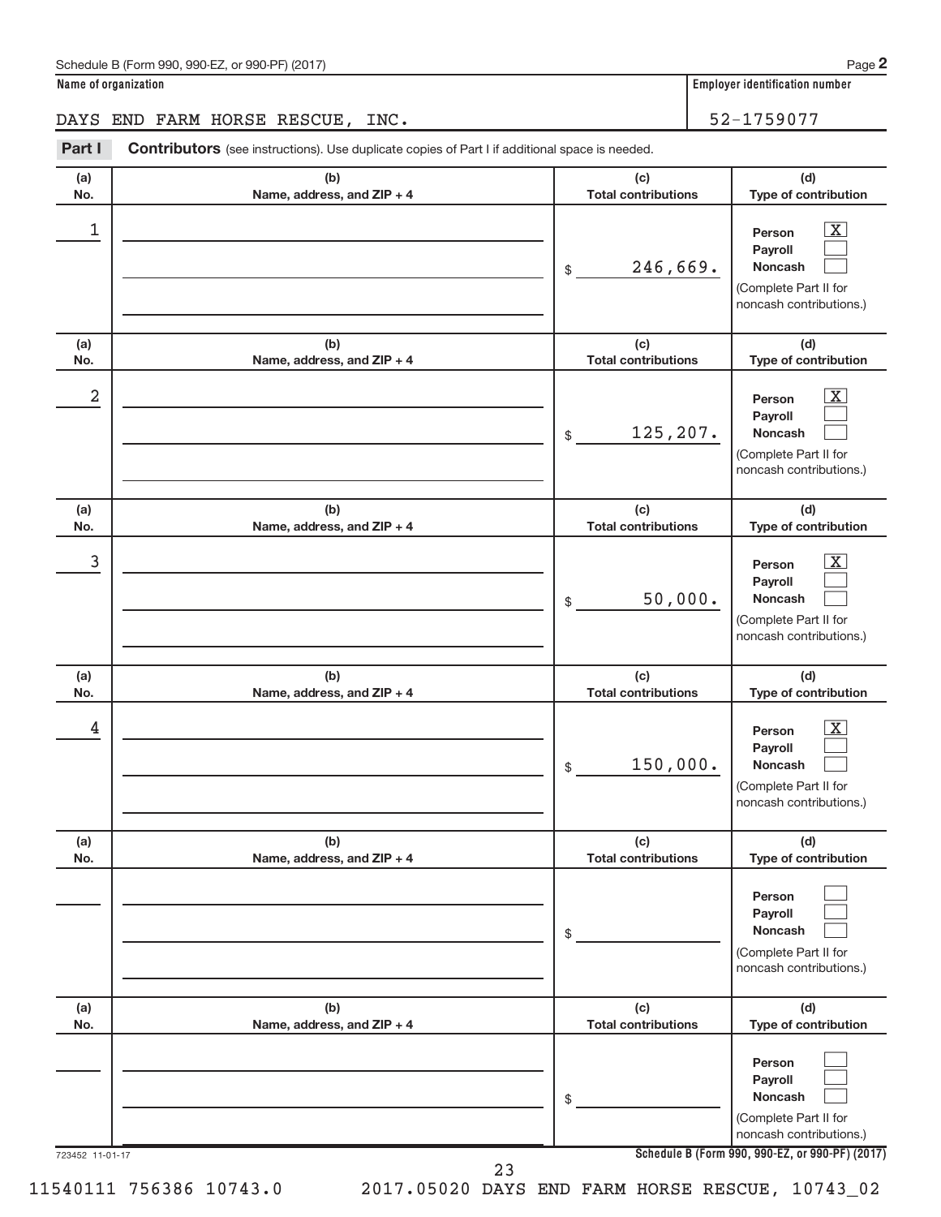Schedule B (Form 990, 990-EZ, or 990-PF) (2017) Page **2**

**Name of organization**

DAYS END FARM HORSE RESCUE, INC.

**Employer identification number**

52-1759077

**Part I** **Contributors** (see instructions). Use duplicate copies of Part I if additional space is needed.

| (a) No. | (b) Name, address, and ZIP + 4 | (c) Total contributions | (d) Type of contribution |
|---|---|---|---|
| 1 | | $ 246,669. | Person [X] Payroll [ ] Noncash [ ] (Complete Part II for noncash contributions.) |
| 2 | | $ 125,207. | Person [X] Payroll [ ] Noncash [ ] (Complete Part II for noncash contributions.) |
| 3 | | $ 50,000. | Person [X] Payroll [ ] Noncash [ ] (Complete Part II for noncash contributions.) |
| 4 | | $ 150,000. | Person [X] Payroll [ ] Noncash [ ] (Complete Part II for noncash contributions.) |
| | | $ | Person [ ] Payroll [ ] Noncash [ ] (Complete Part II for noncash contributions.) |
| | | $ | Person [ ] Payroll [ ] Noncash [ ] (Complete Part II for noncash contributions.) |

723452 11-01-17

**Schedule B (Form 990, 990-EZ, or 990-PF) (2017)**

11540111 756386 10743.0 2017.05020 DAYS END FARM HORSE RESCUE, 10743_02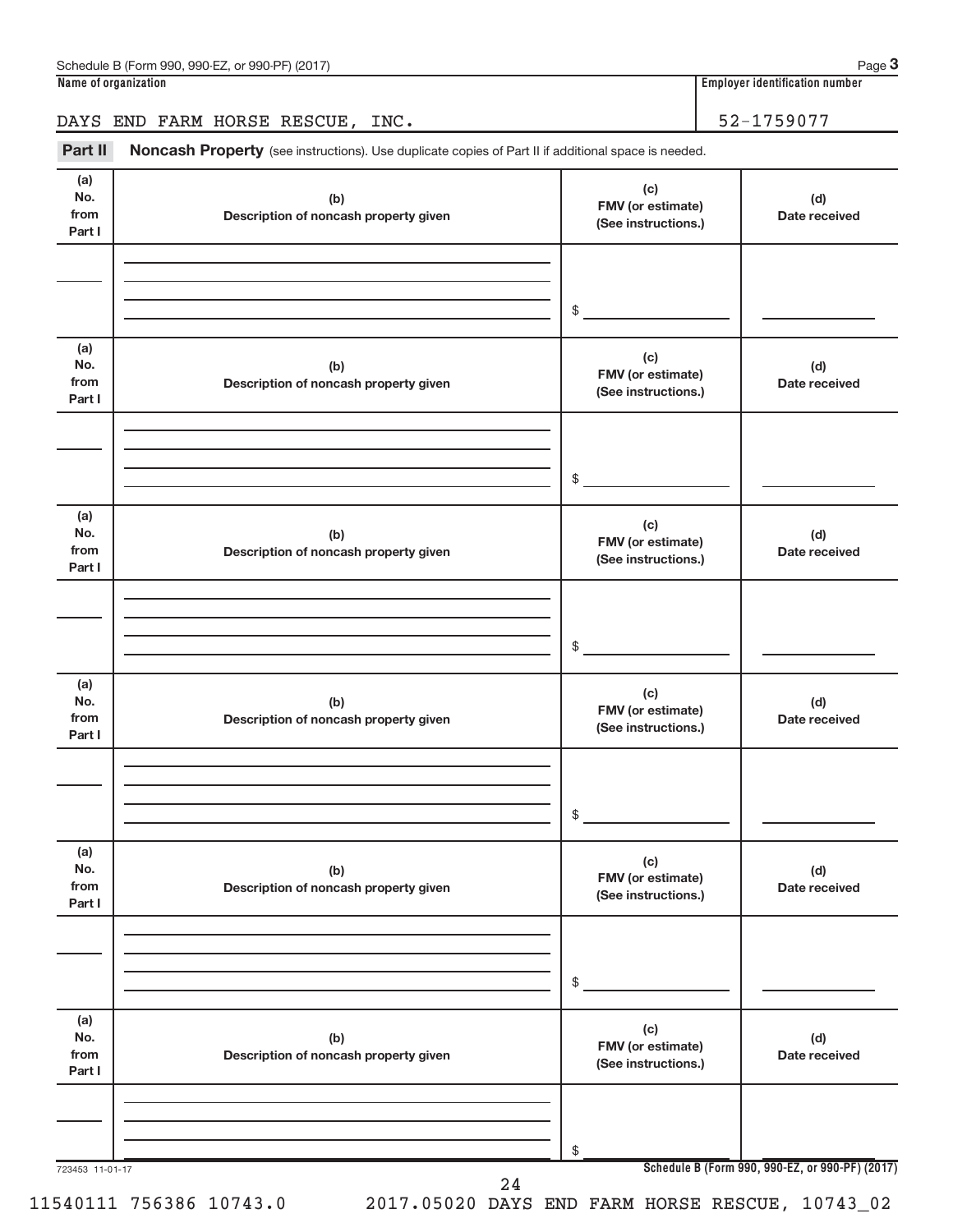Schedule B (Form 990, 990-EZ, or 990-PF) (2017)

**Name of organization**

DAYS END FARM HORSE RESCUE, INC.

**Employer identification number**

52-1759077

**Part II** **Noncash Property** (see instructions). Use duplicate copies of Part II if additional space is needed.

| (a) No. from Part I | (b) Description of noncash property given | (c) FMV (or estimate) (See instructions.) | (d) Date received |
|---|---|---|---|
| | | $ | |

| (a) No. from Part I | (b) Description of noncash property given | (c) FMV (or estimate) (See instructions.) | (d) Date received |
|---|---|---|---|
| | | $ | |

| (a) No. from Part I | (b) Description of noncash property given | (c) FMV (or estimate) (See instructions.) | (d) Date received |
|---|---|---|---|
| | | $ | |

| (a) No. from Part I | (b) Description of noncash property given | (c) FMV (or estimate) (See instructions.) | (d) Date received |
|---|---|---|---|
| | | $ | |

| (a) No. from Part I | (b) Description of noncash property given | (c) FMV (or estimate) (See instructions.) | (d) Date received |
|---|---|---|---|
| | | $ | |

| (a) No. from Part I | (b) Description of noncash property given | (c) FMV (or estimate) (See instructions.) | (d) Date received |
|---|---|---|---|
| | | $ | |

723453 11-01-17

**Schedule B (Form 990, 990-EZ, or 990-PF) (2017)**

11540111 756386 10743.0 2017.05020 DAYS END FARM HORSE RESCUE, 10743_02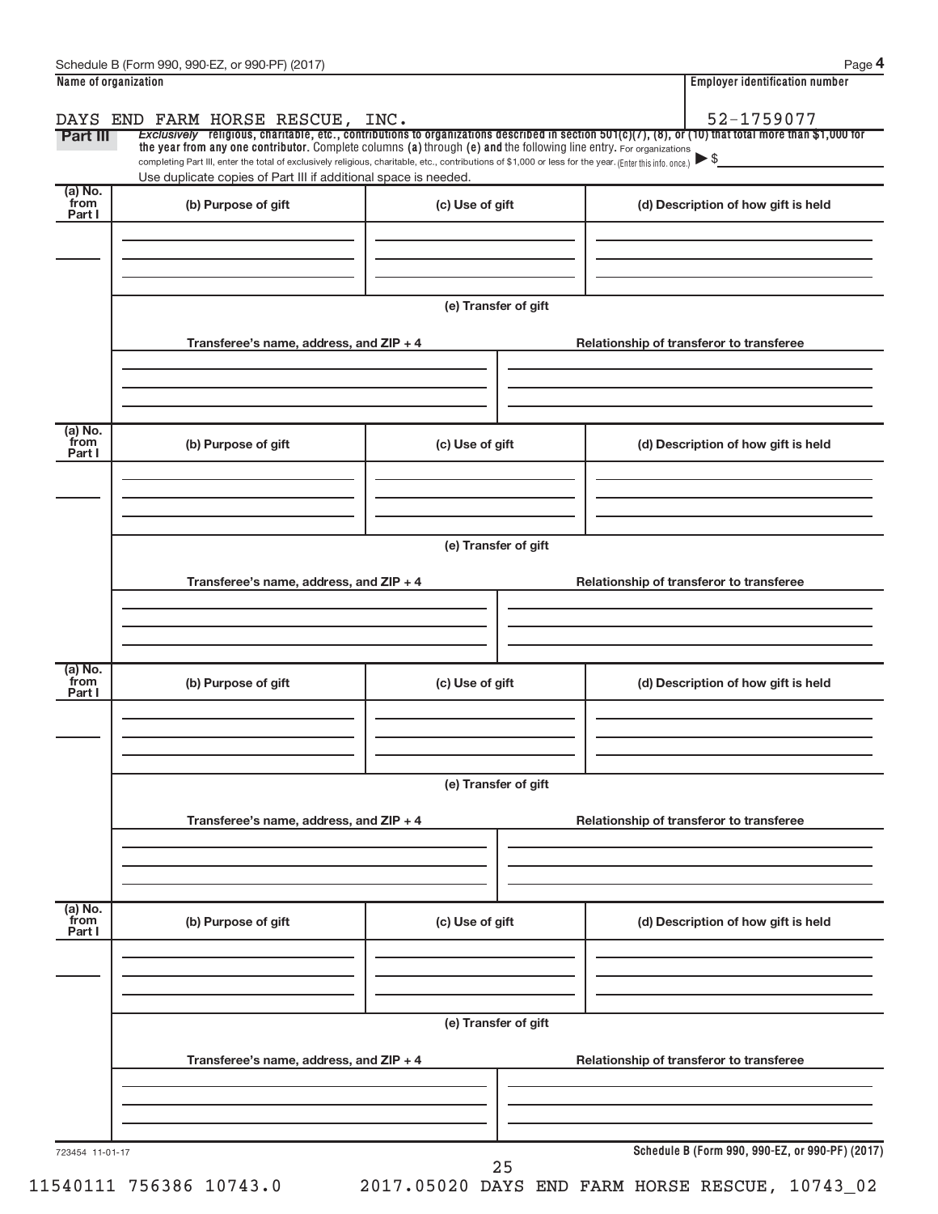Schedule B (Form 990, 990-EZ, or 990-PF) (2017) Page **4**

**Name of organization**

DAYS END FARM HORSE RESCUE, INC.

**Employer identification number**

52-1759077

**Part III** *Exclusively* religious, charitable, etc., contributions to organizations described in section 501(c)(7), (8), or (10) that total more than $1,000 for the year from any one contributor. Complete columns (a) through (e) and the following line entry. For organizations completing Part III, enter the total of exclusively religious, charitable, etc., contributions of $1,000 or less for the year. (Enter this info. once.) ▶ $

Use duplicate copies of Part III if additional space is needed.

| (a) No. from Part I | (b) Purpose of gift | (c) Use of gift | (d) Description of how gift is held |
|---|---|---|---|
| | | | |

(e) Transfer of gift

| Transferee's name, address, and ZIP + 4 | Relationship of transferor to transferee |
|---|---|
| | |

| (a) No. from Part I | (b) Purpose of gift | (c) Use of gift | (d) Description of how gift is held |
|---|---|---|---|
| | | | |

(e) Transfer of gift

| Transferee's name, address, and ZIP + 4 | Relationship of transferor to transferee |
|---|---|
| | |

| (a) No. from Part I | (b) Purpose of gift | (c) Use of gift | (d) Description of how gift is held |
|---|---|---|---|
| | | | |

(e) Transfer of gift

| Transferee's name, address, and ZIP + 4 | Relationship of transferor to transferee |
|---|---|
| | |

| (a) No. from Part I | (b) Purpose of gift | (c) Use of gift | (d) Description of how gift is held |
|---|---|---|---|
| | | | |

(e) Transfer of gift

| Transferee's name, address, and ZIP + 4 | Relationship of transferor to transferee |
|---|---|
| | |

723454 11-01-17

**Schedule B (Form 990, 990-EZ, or 990-PF) (2017)**

11540111 756386 10743.0 2017.05020 DAYS END FARM HORSE RESCUE, 10743_02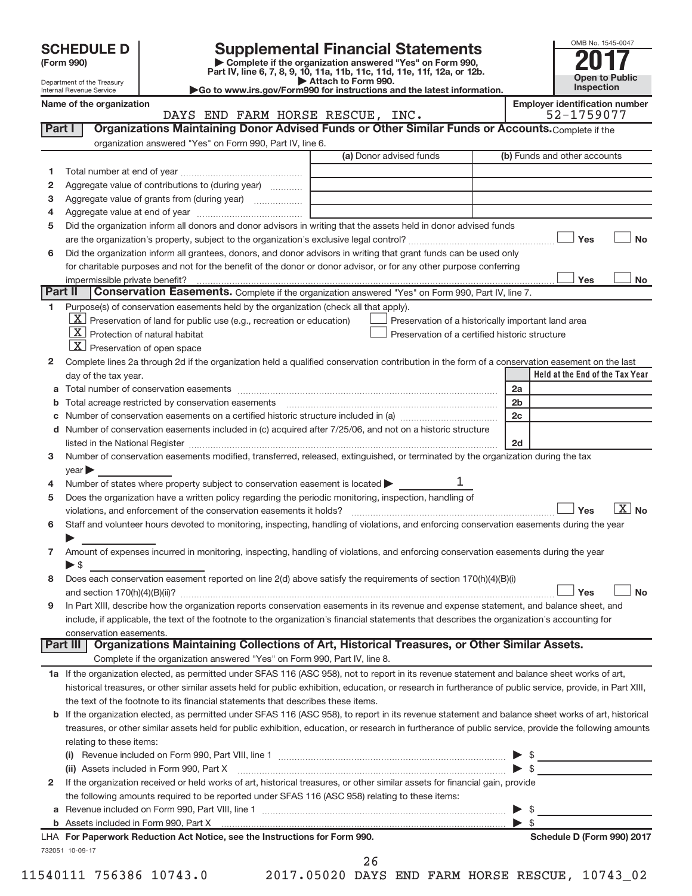# SCHEDULE D (Form 990)

Department of the Treasury
Internal Revenue Service

## Supplemental Financial Statements

▶ Complete if the organization answered "Yes" on Form 990, Part IV, line 6, 7, 8, 9, 10, 11a, 11b, 11c, 11d, 11e, 11f, 12a, or 12b.
▶ Attach to Form 990.
▶Go to www.irs.gov/Form990 for instructions and the latest information.

OMB No. 1545-0047
2017
Open to Public Inspection

Name of the organization: DAYS END FARM HORSE RESCUE, INC.
Employer identification number: 52-1759077

**Part I — Organizations Maintaining Donor Advised Funds or Other Similar Funds or Accounts.** Complete if the organization answered "Yes" on Form 990, Part IV, line 6.

| | | (a) Donor advised funds | (b) Funds and other accounts |
|---|---|---|---|
| 1 | Total number at end of year | | |
| 2 | Aggregate value of contributions to (during year) | | |
| 3 | Aggregate value of grants from (during year) | | |
| 4 | Aggregate value at end of year | | |

5 Did the organization inform all donors and donor advisors in writing that the assets held in donor advised funds are the organization's property, subject to the organization's exclusive legal control? ☐ Yes ☐ No

6 Did the organization inform all grantees, donors, and donor advisors in writing that grant funds can be used only for charitable purposes and not for the benefit of the donor or donor advisor, or for any other purpose conferring impermissible private benefit? ☐ Yes ☐ No

**Part II — Conservation Easements.** Complete if the organization answered "Yes" on Form 990, Part IV, line 7.

1 Purpose(s) of conservation easements held by the organization (check all that apply).
- [X] Preservation of land for public use (e.g., recreation or education)
- [X] Protection of natural habitat
- [X] Preservation of open space
- [ ] Preservation of a historically important land area
- [ ] Preservation of a certified historic structure

2 Complete lines 2a through 2d if the organization held a qualified conservation contribution in the form of a conservation easement on the last day of the tax year.

| | | | Held at the End of the Tax Year |
|---|---|---|---|
| a | Total number of conservation easements | 2a | |
| b | Total acreage restricted by conservation easements | 2b | |
| c | Number of conservation easements on a certified historic structure included in (a) | 2c | |
| d | Number of conservation easements included in (c) acquired after 7/25/06, and not on a historic structure listed in the National Register | 2d | |

3 Number of conservation easements modified, transferred, released, extinguished, or terminated by the organization during the tax year ▶

4 Number of states where property subject to conservation easement is located ▶ 1

5 Does the organization have a written policy regarding the periodic monitoring, inspection, handling of violations, and enforcement of the conservation easements it holds? ☐ Yes [X] No

6 Staff and volunteer hours devoted to monitoring, inspecting, handling of violations, and enforcing conservation easements during the year ▶

7 Amount of expenses incurred in monitoring, inspecting, handling of violations, and enforcing conservation easements during the year ▶ $

8 Does each conservation easement reported on line 2(d) above satisfy the requirements of section 170(h)(4)(B)(i) and section 170(h)(4)(B)(ii)? ☐ Yes ☐ No

9 In Part XIII, describe how the organization reports conservation easements in its revenue and expense statement, and balance sheet, and include, if applicable, the text of the footnote to the organization's financial statements that describes the organization's accounting for conservation easements.

**Part III — Organizations Maintaining Collections of Art, Historical Treasures, or Other Similar Assets.** Complete if the organization answered "Yes" on Form 990, Part IV, line 8.

1a If the organization elected, as permitted under SFAS 116 (ASC 958), not to report in its revenue statement and balance sheet works of art, historical treasures, or other similar assets held for public exhibition, education, or research in furtherance of public service, provide, in Part XIII, the text of the footnote to its financial statements that describes these items.

b If the organization elected, as permitted under SFAS 116 (ASC 958), to report in its revenue statement and balance sheet works of art, historical treasures, or other similar assets held for public exhibition, education, or research in furtherance of public service, provide the following amounts relating to these items:

(i) Revenue included on Form 990, Part VIII, line 1 ▶ $

(ii) Assets included in Form 990, Part X ▶ $

2 If the organization received or held works of art, historical treasures, or other similar assets for financial gain, provide the following amounts required to be reported under SFAS 116 (ASC 958) relating to these items:

a Revenue included on Form 990, Part VIII, line 1 ▶ $

b Assets included in Form 990, Part X ▶ $

LHA For Paperwork Reduction Act Notice, see the Instructions for Form 990. Schedule D (Form 990) 2017

732051 10-09-17

11540111 756386 10743.0 2017.05020 DAYS END FARM HORSE RESCUE, 10743_02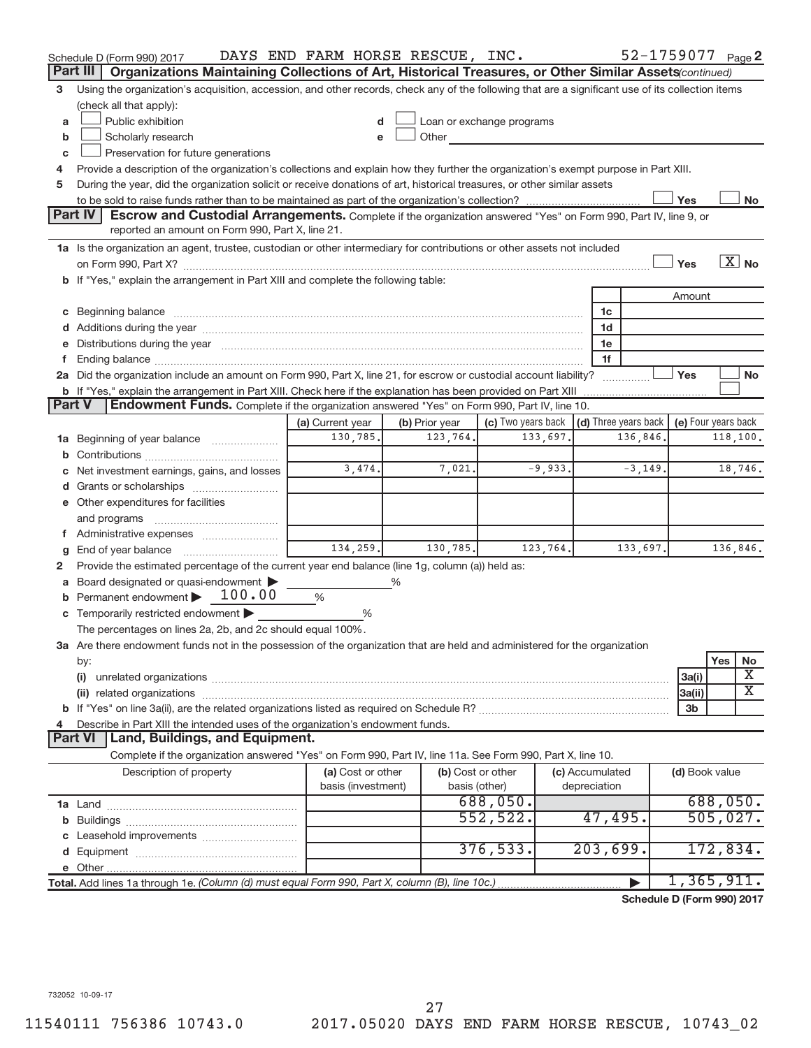Schedule D (Form 990) 2017 DAYS END FARM HORSE RESCUE, INC. 52-1759077 Page 2

## Part III Organizations Maintaining Collections of Art, Historical Treasures, or Other Similar Assets *(continued)*

3 Using the organization's acquisition, accession, and other records, check any of the following that are a significant use of its collection items (check all that apply):

a ☐ Public exhibition
b ☐ Scholarly research
c ☐ Preservation for future generations
d ☐ Loan or exchange programs
e ☐ Other

4 Provide a description of the organization's collections and explain how they further the organization's exempt purpose in Part XIII.

5 During the year, did the organization solicit or receive donations of art, historical treasures, or other similar assets to be sold to raise funds rather than to be maintained as part of the organization's collection? ☐ Yes ☐ No

## Part IV Escrow and Custodial Arrangements.

Complete if the organization answered "Yes" on Form 990, Part IV, line 9, or reported an amount on Form 990, Part X, line 21.

1a Is the organization an agent, trustee, custodian or other intermediary for contributions or other assets not included on Form 990, Part X? ☐ Yes ☒ No

b If "Yes," explain the arrangement in Part XIII and complete the following table:

| | | Amount |
|---|---|---|
| c Beginning balance | 1c | |
| d Additions during the year | 1d | |
| e Distributions during the year | 1e | |
| f Ending balance | 1f | |

2a Did the organization include an amount on Form 990, Part X, line 21, for escrow or custodial account liability? ☐ Yes ☐ No

b If "Yes," explain the arrangement in Part XIII. Check here if the explanation has been provided on Part XIII ☐

## Part V Endowment Funds.

Complete if the organization answered "Yes" on Form 990, Part IV, line 10.

| | (a) Current year | (b) Prior year | (c) Two years back | (d) Three years back | (e) Four years back |
|---|---|---|---|---|---|
| 1a Beginning of year balance | 130,785. | 123,764. | 133,697. | 136,846. | 118,100. |
| b Contributions | | | | | |
| c Net investment earnings, gains, and losses | 3,474. | 7,021. | -9,933. | -3,149. | 18,746. |
| d Grants or scholarships | | | | | |
| e Other expenditures for facilities and programs | | | | | |
| f Administrative expenses | | | | | |
| g End of year balance | 134,259. | 130,785. | 123,764. | 133,697. | 136,846. |

2 Provide the estimated percentage of the current year end balance (line 1g, column (a)) held as:

a Board designated or quasi-endowment ▶ %
b Permanent endowment ▶ 100.00 %
c Temporarily restricted endowment ▶ %

The percentages on lines 2a, 2b, and 2c should equal 100%.

3a Are there endowment funds not in the possession of the organization that are held and administered for the organization by:

| | | Yes | No |
|---|---|---|---|
| (i) unrelated organizations | 3a(i) | | X |
| (ii) related organizations | 3a(ii) | | X |
| b If "Yes" on line 3a(ii), are the related organizations listed as required on Schedule R? | 3b | | |

4 Describe in Part XIII the intended uses of the organization's endowment funds.

## Part VI Land, Buildings, and Equipment.

Complete if the organization answered "Yes" on Form 990, Part IV, line 11a. See Form 990, Part X, line 10.

| Description of property | (a) Cost or other basis (investment) | (b) Cost or other basis (other) | (c) Accumulated depreciation | (d) Book value |
|---|---|---|---|---|
| 1a Land | | 688,050. | | 688,050. |
| b Buildings | | 552,522. | 47,495. | 505,027. |
| c Leasehold improvements | | | | |
| d Equipment | | 376,533. | 203,699. | 172,834. |
| e Other | | | | |
| **Total.** Add lines 1a through 1e. *(Column (d) must equal Form 990, Part X, column (B), line 10c.)* | | | ▶ | 1,365,911. |

**Schedule D (Form 990) 2017**

732052 10-09-17

11540111 756386 10743.0 2017.05020 DAYS END FARM HORSE RESCUE, 10743_02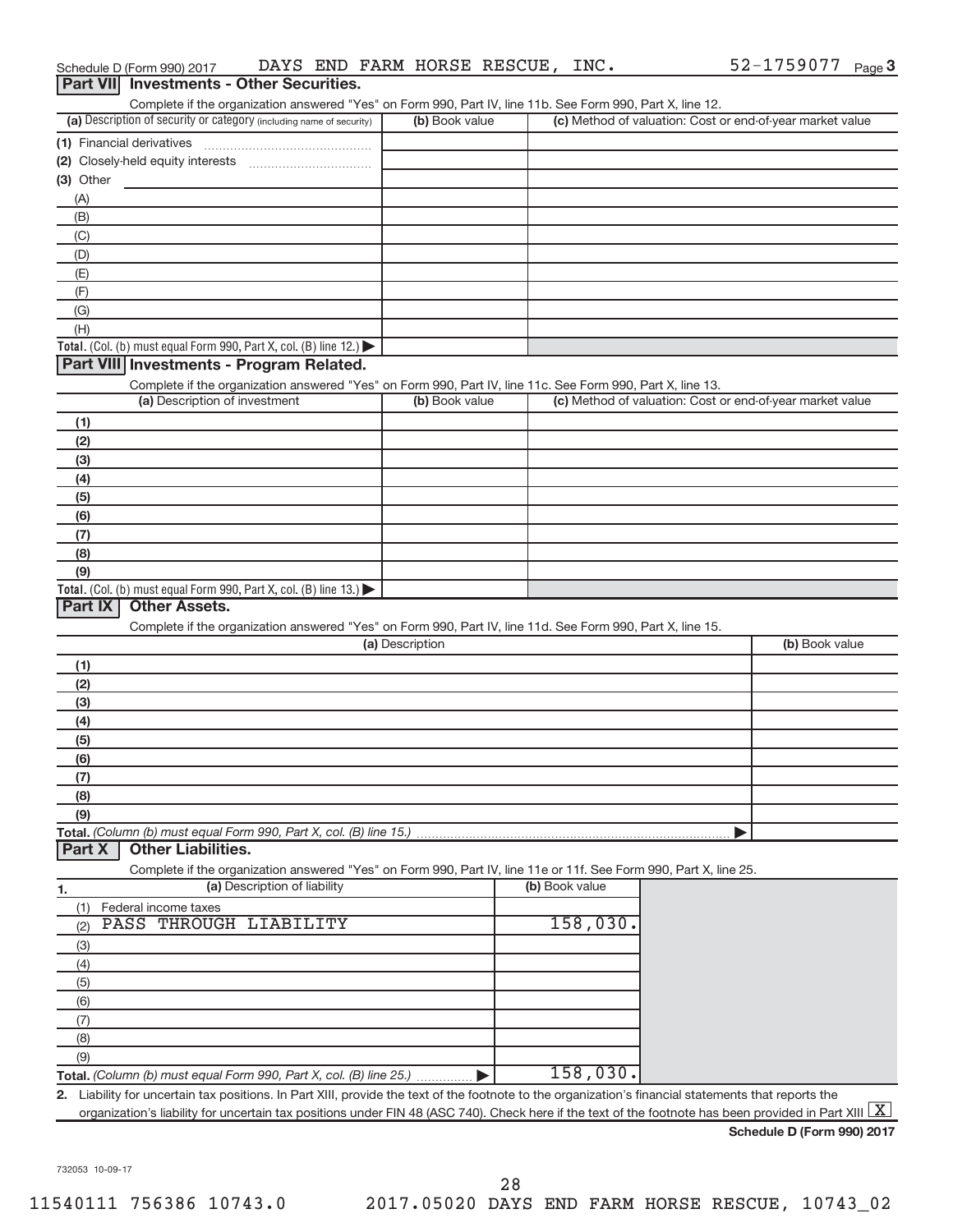Schedule D (Form 990) 2017 DAYS END FARM HORSE RESCUE, INC. 52-1759077 Page 3

## Part VII Investments - Other Securities.

Complete if the organization answered "Yes" on Form 990, Part IV, line 11b. See Form 990, Part X, line 12.

| (a) Description of security or category (including name of security) | (b) Book value | (c) Method of valuation: Cost or end-of-year market value |
|---|---|---|
| (1) Financial derivatives | | |
| (2) Closely-held equity interests | | |
| (3) Other | | |
| (A) | | |
| (B) | | |
| (C) | | |
| (D) | | |
| (E) | | |
| (F) | | |
| (G) | | |
| (H) | | |
| **Total.** (Col. (b) must equal Form 990, Part X, col. (B) line 12.) | | |

## Part VIII Investments - Program Related.

Complete if the organization answered "Yes" on Form 990, Part IV, line 11c. See Form 990, Part X, line 13.

| (a) Description of investment | (b) Book value | (c) Method of valuation: Cost or end-of-year market value |
|---|---|---|
| (1) | | |
| (2) | | |
| (3) | | |
| (4) | | |
| (5) | | |
| (6) | | |
| (7) | | |
| (8) | | |
| (9) | | |
| **Total.** (Col. (b) must equal Form 990, Part X, col. (B) line 13.) | | |

## Part IX Other Assets.

Complete if the organization answered "Yes" on Form 990, Part IV, line 11d. See Form 990, Part X, line 15.

| (a) Description | (b) Book value |
|---|---|
| (1) | |
| (2) | |
| (3) | |
| (4) | |
| (5) | |
| (6) | |
| (7) | |
| (8) | |
| (9) | |
| **Total.** *(Column (b) must equal Form 990, Part X, col. (B) line 15.)* | |

## Part X Other Liabilities.

Complete if the organization answered "Yes" on Form 990, Part IV, line 11e or 11f. See Form 990, Part X, line 25.

| 1. (a) Description of liability | (b) Book value |
|---|---|
| (1) Federal income taxes | |
| (2) PASS THROUGH LIABILITY | 158,030. |
| (3) | |
| (4) | |
| (5) | |
| (6) | |
| (7) | |
| (8) | |
| (9) | |
| **Total.** *(Column (b) must equal Form 990, Part X, col. (B) line 25.)* | 158,030. |

2. Liability for uncertain tax positions. In Part XIII, provide the text of the footnote to the organization's financial statements that reports the organization's liability for uncertain tax positions under FIN 48 (ASC 740). Check here if the text of the footnote has been provided in Part XIII [X]

**Schedule D (Form 990) 2017**

732053 10-09-17

11540111 756386 10743.0 2017.05020 DAYS END FARM HORSE RESCUE, 10743_02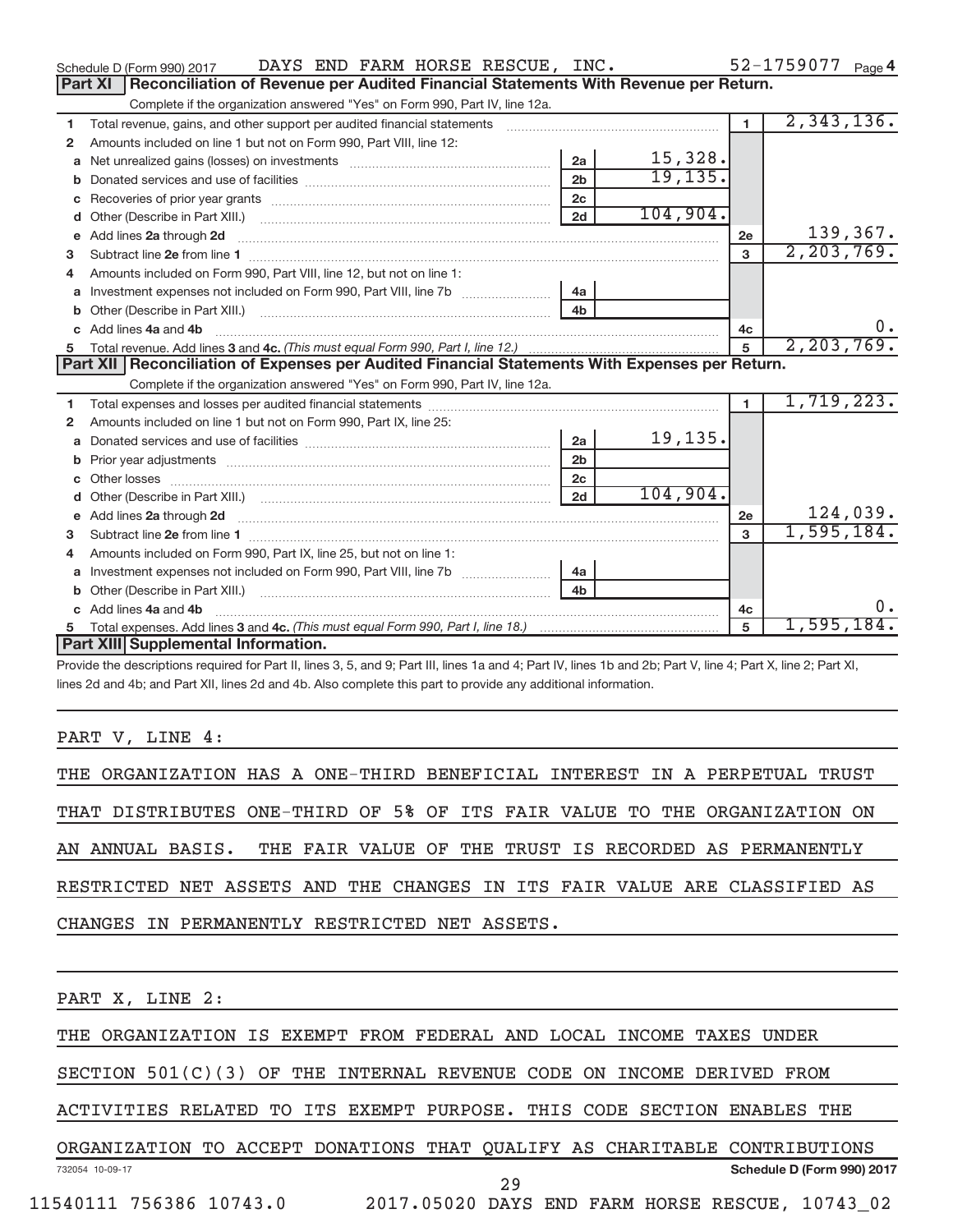Schedule D (Form 990) 2017 DAYS END FARM HORSE RESCUE, INC. 52-1759077 Page 4

## Part XI Reconciliation of Revenue per Audited Financial Statements With Revenue per Return.

Complete if the organization answered "Yes" on Form 990, Part IV, line 12a.

| | | | | | |
|---|---|---|---|---|---|
| 1 | Total revenue, gains, and other support per audited financial statements | | | 1 | 2,343,136. |
| 2 | Amounts included on line 1 but not on Form 990, Part VIII, line 12: | | | | |
| a | Net unrealized gains (losses) on investments | 2a | 15,328. | | |
| b | Donated services and use of facilities | 2b | 19,135. | | |
| c | Recoveries of prior year grants | 2c | | | |
| d | Other (Describe in Part XIII.) | 2d | 104,904. | | |
| e | Add lines 2a through 2d | | | 2e | 139,367. |
| 3 | Subtract line 2e from line 1 | | | 3 | 2,203,769. |
| 4 | Amounts included on Form 990, Part VIII, line 12, but not on line 1: | | | | |
| a | Investment expenses not included on Form 990, Part VIII, line 7b | 4a | | | |
| b | Other (Describe in Part XIII.) | 4b | | | |
| c | Add lines 4a and 4b | | | 4c | 0. |
| 5 | Total revenue. Add lines 3 and 4c. *(This must equal Form 990, Part I, line 12.)* | | | 5 | 2,203,769. |

## Part XII Reconciliation of Expenses per Audited Financial Statements With Expenses per Return.

Complete if the organization answered "Yes" on Form 990, Part IV, line 12a.

| | | | | | |
|---|---|---|---|---|---|
| 1 | Total expenses and losses per audited financial statements | | | 1 | 1,719,223. |
| 2 | Amounts included on line 1 but not on Form 990, Part IX, line 25: | | | | |
| a | Donated services and use of facilities | 2a | 19,135. | | |
| b | Prior year adjustments | 2b | | | |
| c | Other losses | 2c | | | |
| d | Other (Describe in Part XIII.) | 2d | 104,904. | | |
| e | Add lines 2a through 2d | | | 2e | 124,039. |
| 3 | Subtract line 2e from line 1 | | | 3 | 1,595,184. |
| 4 | Amounts included on Form 990, Part IX, line 25, but not on line 1: | | | | |
| a | Investment expenses not included on Form 990, Part VIII, line 7b | 4a | | | |
| b | Other (Describe in Part XIII.) | 4b | | | |
| c | Add lines 4a and 4b | | | 4c | 0. |
| 5 | Total expenses. Add lines 3 and 4c. *(This must equal Form 990, Part I, line 18.)* | | | 5 | 1,595,184. |

## Part XIII Supplemental Information.

Provide the descriptions required for Part II, lines 3, 5, and 9; Part III, lines 1a and 4; Part IV, lines 1b and 2b; Part V, line 4; Part X, line 2; Part XI, lines 2d and 4b; and Part XII, lines 2d and 4b. Also complete this part to provide any additional information.

PART V, LINE 4:

THE ORGANIZATION HAS A ONE-THIRD BENEFICIAL INTEREST IN A PERPETUAL TRUST THAT DISTRIBUTES ONE-THIRD OF 5% OF ITS FAIR VALUE TO THE ORGANIZATION ON AN ANNUAL BASIS. THE FAIR VALUE OF THE TRUST IS RECORDED AS PERMANENTLY RESTRICTED NET ASSETS AND THE CHANGES IN ITS FAIR VALUE ARE CLASSIFIED AS CHANGES IN PERMANENTLY RESTRICTED NET ASSETS.

PART X, LINE 2:

THE ORGANIZATION IS EXEMPT FROM FEDERAL AND LOCAL INCOME TAXES UNDER SECTION 501(C)(3) OF THE INTERNAL REVENUE CODE ON INCOME DERIVED FROM ACTIVITIES RELATED TO ITS EXEMPT PURPOSE. THIS CODE SECTION ENABLES THE ORGANIZATION TO ACCEPT DONATIONS THAT QUALIFY AS CHARITABLE CONTRIBUTIONS

732054 10-09-17 **Schedule D (Form 990) 2017**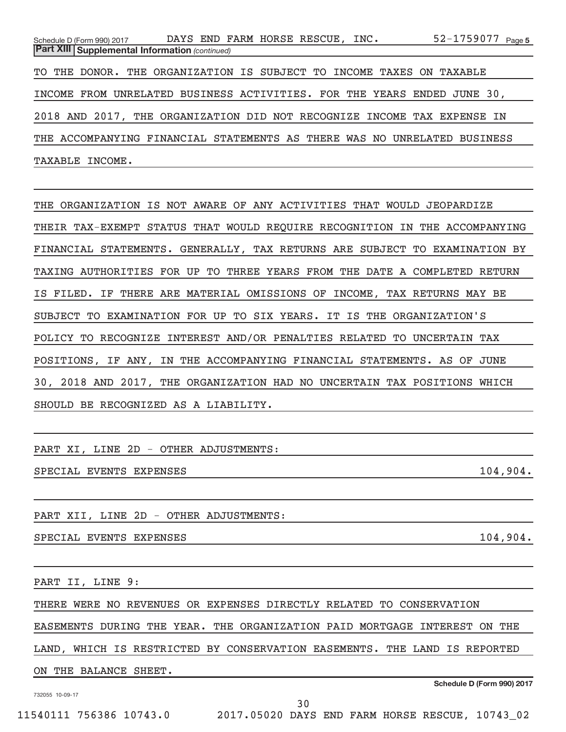Schedule D (Form 990) 2017 DAYS END FARM HORSE RESCUE, INC. 52-1759077 Page 5

**Part XIII Supplemental Information** *(continued)*

TO THE DONOR. THE ORGANIZATION IS SUBJECT TO INCOME TAXES ON TAXABLE INCOME FROM UNRELATED BUSINESS ACTIVITIES. FOR THE YEARS ENDED JUNE 30, 2018 AND 2017, THE ORGANIZATION DID NOT RECOGNIZE INCOME TAX EXPENSE IN THE ACCOMPANYING FINANCIAL STATEMENTS AS THERE WAS NO UNRELATED BUSINESS TAXABLE INCOME.

THE ORGANIZATION IS NOT AWARE OF ANY ACTIVITIES THAT WOULD JEOPARDIZE THEIR TAX-EXEMPT STATUS THAT WOULD REQUIRE RECOGNITION IN THE ACCOMPANYING FINANCIAL STATEMENTS. GENERALLY, TAX RETURNS ARE SUBJECT TO EXAMINATION BY TAXING AUTHORITIES FOR UP TO THREE YEARS FROM THE DATE A COMPLETED RETURN IS FILED. IF THERE ARE MATERIAL OMISSIONS OF INCOME, TAX RETURNS MAY BE SUBJECT TO EXAMINATION FOR UP TO SIX YEARS. IT IS THE ORGANIZATION'S POLICY TO RECOGNIZE INTEREST AND/OR PENALTIES RELATED TO UNCERTAIN TAX POSITIONS, IF ANY, IN THE ACCOMPANYING FINANCIAL STATEMENTS. AS OF JUNE 30, 2018 AND 2017, THE ORGANIZATION HAD NO UNCERTAIN TAX POSITIONS WHICH SHOULD BE RECOGNIZED AS A LIABILITY.

PART XI, LINE 2D - OTHER ADJUSTMENTS:

SPECIAL EVENTS EXPENSES 104,904.

PART XII, LINE 2D - OTHER ADJUSTMENTS:

SPECIAL EVENTS EXPENSES 104,904.

PART II, LINE 9:

THERE WERE NO REVENUES OR EXPENSES DIRECTLY RELATED TO CONSERVATION EASEMENTS DURING THE YEAR. THE ORGANIZATION PAID MORTGAGE INTEREST ON THE LAND, WHICH IS RESTRICTED BY CONSERVATION EASEMENTS. THE LAND IS REPORTED ON THE BALANCE SHEET.

Schedule D (Form 990) 2017

732055 10-09-17

11540111 756386 10743.0 2017.05020 DAYS END FARM HORSE RESCUE, 10743_02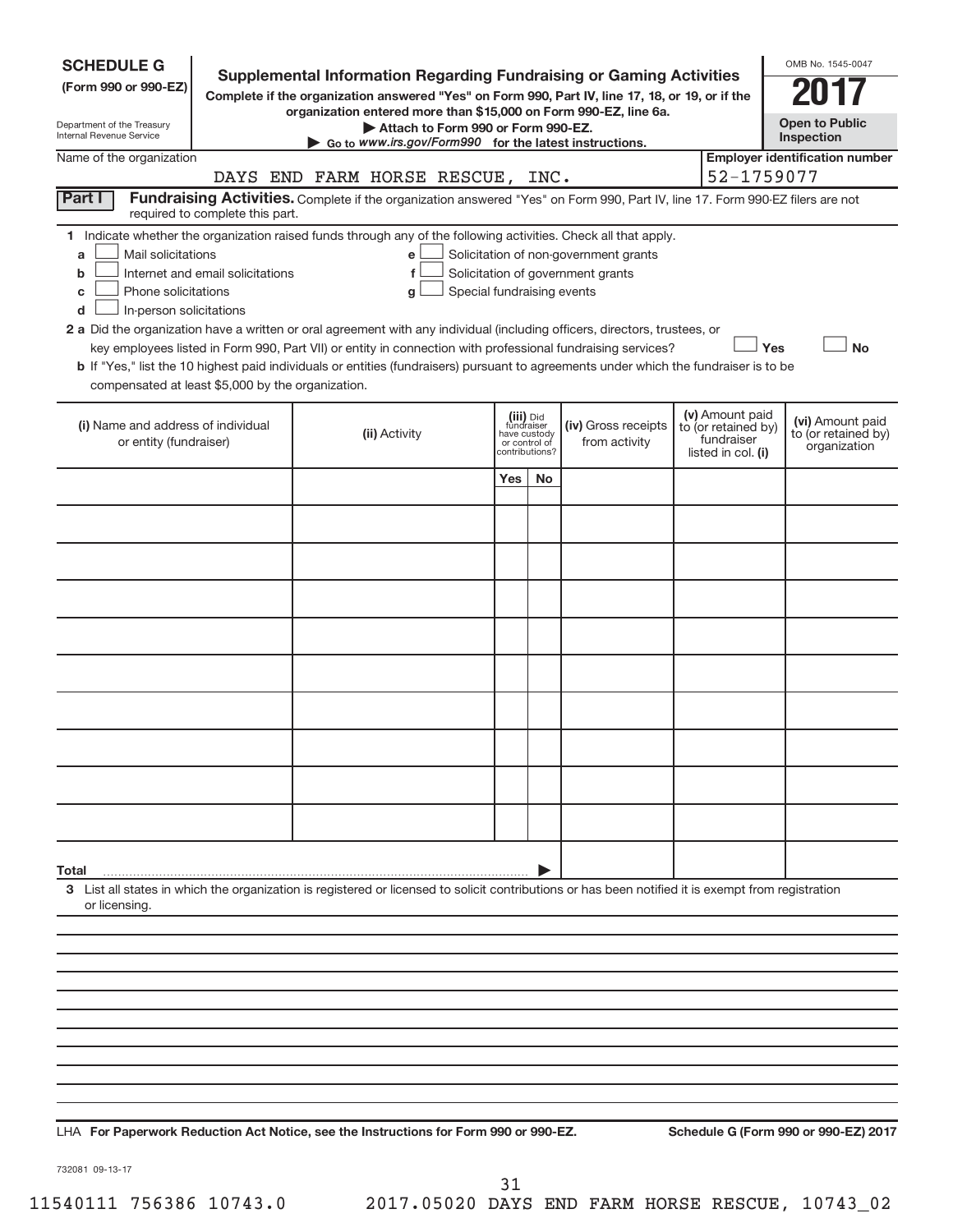**SCHEDULE G (Form 990 or 990-EZ)**

Department of the Treasury
Internal Revenue Service

# Supplemental Information Regarding Fundraising or Gaming Activities

**Complete if the organization answered "Yes" on Form 990, Part IV, line 17, 18, or 19, or if the organization entered more than $15,000 on Form 990-EZ, line 6a.**

**▶ Attach to Form 990 or Form 990-EZ.**

**▶ Go to www.irs.gov/Form990 for the latest instructions.**

OMB No. 1545-0047

**2017**

**Open to Public Inspection**

Name of the organization: DAYS END FARM HORSE RESCUE, INC.

Employer identification number: 52-1759077

**Part I — Fundraising Activities.** Complete if the organization answered "Yes" on Form 990, Part IV, line 17. Form 990-EZ filers are not required to complete this part.

**1** Indicate whether the organization raised funds through any of the following activities. Check all that apply.

- **a** ☐ Mail solicitations
- **b** ☐ Internet and email solicitations
- **c** ☐ Phone solicitations
- **d** ☐ In-person solicitations
- **e** ☐ Solicitation of non-government grants
- **f** ☐ Solicitation of government grants
- **g** ☐ Special fundraising events

**2 a** Did the organization have a written or oral agreement with any individual (including officers, directors, trustees, or key employees listed in Form 990, Part VII) or entity in connection with professional fundraising services? ☐ Yes ☐ No

**b** If "Yes," list the 10 highest paid individuals or entities (fundraisers) pursuant to agreements under which the fundraiser is to be compensated at least $5,000 by the organization.

| (i) Name and address of individual or entity (fundraiser) | (ii) Activity | (iii) Did fundraiser have custody or control of contributions? Yes | No | (iv) Gross receipts from activity | (v) Amount paid to (or retained by) fundraiser listed in col. (i) | (vi) Amount paid to (or retained by) organization |
|---|---|---|---|---|---|---|
| | | | | | | |
| | | | | | | |
| | | | | | | |
| | | | | | | |
| | | | | | | |
| | | | | | | |
| | | | | | | |
| | | | | | | |
| | | | | | | |
| | | | | | | |
| **Total** ▶ | | | | | | |

**3** List all states in which the organization is registered or licensed to solicit contributions or has been notified it is exempt from registration or licensing.

LHA **For Paperwork Reduction Act Notice, see the Instructions for Form 990 or 990-EZ.** **Schedule G (Form 990 or 990-EZ) 2017**

732081 09-13-17

11540111 756386 10743.0 2017.05020 DAYS END FARM HORSE RESCUE, 10743_02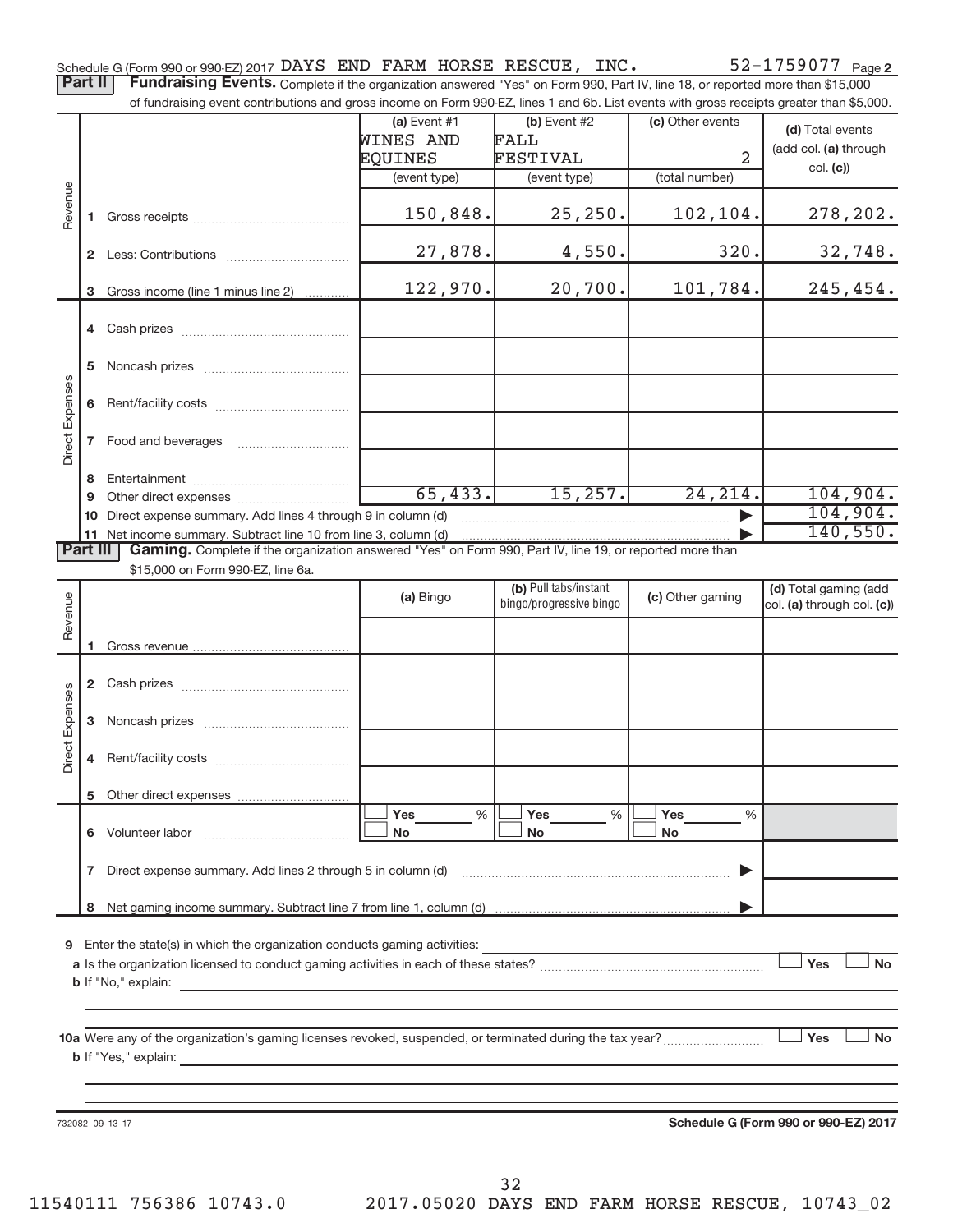Schedule G (Form 990 or 990-EZ) 2017 DAYS END FARM HORSE RESCUE, INC. 52-1759077 Page 2

**Part II** **Fundraising Events.** Complete if the organization answered "Yes" on Form 990, Part IV, line 18, or reported more than $15,000 of fundraising event contributions and gross income on Form 990-EZ, lines 1 and 6b. List events with gross receipts greater than $5,000.

| | | (a) Event #1 WINES AND EQUINES (event type) | (b) Event #2 FALL FESTIVAL (event type) | (c) Other events 2 (total number) | (d) Total events (add col. (a) through col. (c)) |
|---|---|---|---|---|---|
| Revenue | 1 Gross receipts | 150,848. | 25,250. | 102,104. | 278,202. |
| | 2 Less: Contributions | 27,878. | 4,550. | 320. | 32,748. |
| | 3 Gross income (line 1 minus line 2) | 122,970. | 20,700. | 101,784. | 245,454. |
| Direct Expenses | 4 Cash prizes | | | | |
| | 5 Noncash prizes | | | | |
| | 6 Rent/facility costs | | | | |
| | 7 Food and beverages | | | | |
| | 8 Entertainment | | | | |
| | 9 Other direct expenses | 65,433. | 15,257. | 24,214. | 104,904. |
| | 10 Direct expense summary. Add lines 4 through 9 in column (d) | | | | 104,904. |
| | 11 Net income summary. Subtract line 10 from line 3, column (d) | | | | 140,550. |

**Part III** **Gaming.** Complete if the organization answered "Yes" on Form 990, Part IV, line 19, or reported more than $15,000 on Form 990-EZ, line 6a.

| | | (a) Bingo | (b) Pull tabs/instant bingo/progressive bingo | (c) Other gaming | (d) Total gaming (add col. (a) through col. (c)) |
|---|---|---|---|---|---|
| Revenue | 1 Gross revenue | | | | |
| Direct Expenses | 2 Cash prizes | | | | |
| | 3 Noncash prizes | | | | |
| | 4 Rent/facility costs | | | | |
| | 5 Other direct expenses | | | | |
| | 6 Volunteer labor | Yes ___ % No | Yes ___ % No | Yes ___ % No | |
| | 7 Direct expense summary. Add lines 2 through 5 in column (d) | | | | |
| | 8 Net gaming income summary. Subtract line 7 from line 1, column (d) | | | | |

9 Enter the state(s) in which the organization conducts gaming activities:

a Is the organization licensed to conduct gaming activities in each of these states? Yes No

b If "No," explain:

10a Were any of the organization's gaming licenses revoked, suspended, or terminated during the tax year? Yes No

b If "Yes," explain:

732082 09-13-17 **Schedule G (Form 990 or 990-EZ) 2017**

11540111 756386 10743.0 2017.05020 DAYS END FARM HORSE RESCUE, 10743_02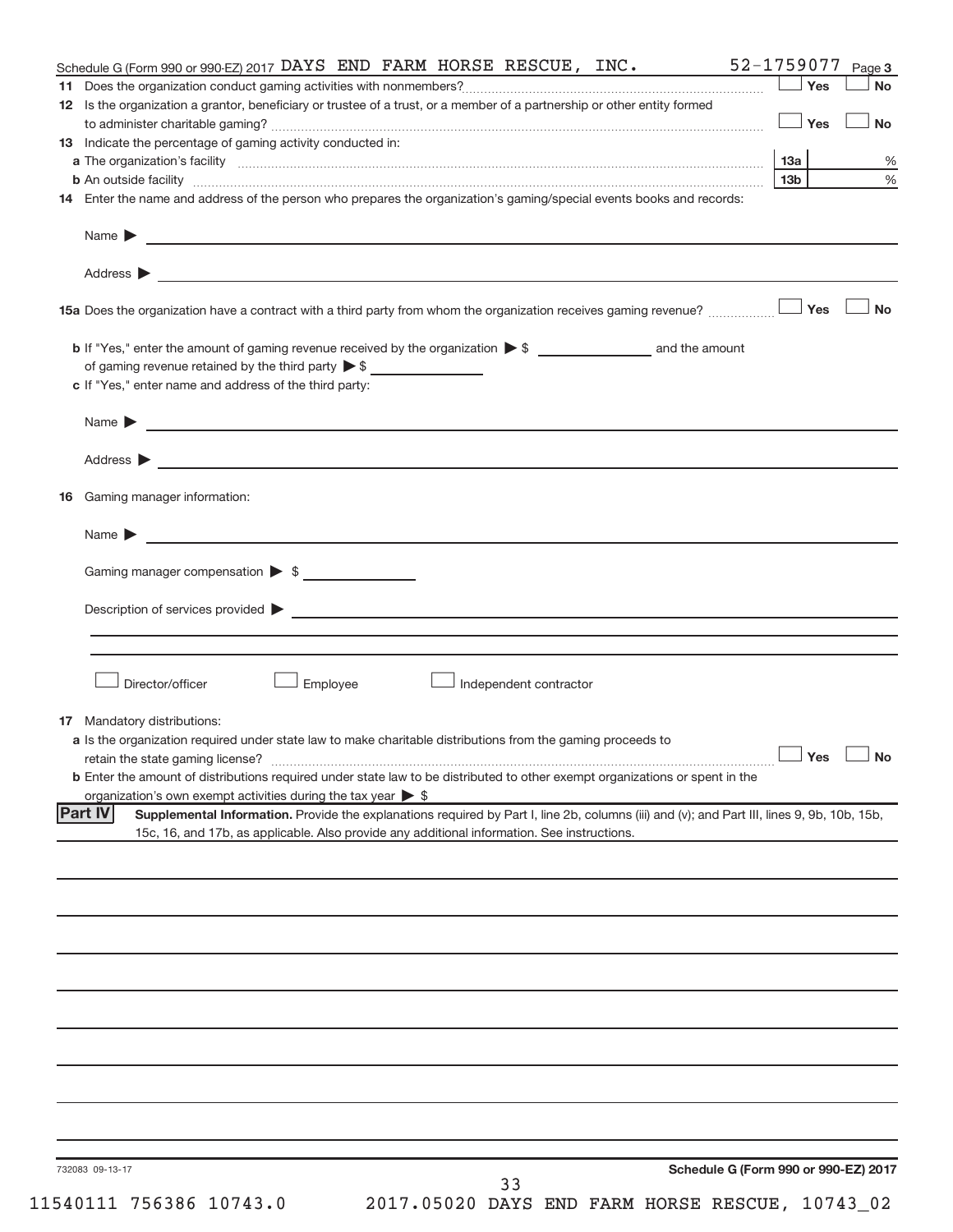Schedule G (Form 990 or 990-EZ) 2017 DAYS END FARM HORSE RESCUE, INC. 52-1759077 Page 3

**11** Does the organization conduct gaming activities with nonmembers? ☐ Yes ☐ No

**12** Is the organization a grantor, beneficiary or trustee of a trust, or a member of a partnership or other entity formed to administer charitable gaming? ☐ Yes ☐ No

**13** Indicate the percentage of gaming activity conducted in:

**a** The organization's facility — 13a ____ %

**b** An outside facility — 13b ____ %

**14** Enter the name and address of the person who prepares the organization's gaming/special events books and records:

Name ▶

Address ▶

**15a** Does the organization have a contract with a third party from whom the organization receives gaming revenue? ☐ Yes ☐ No

**b** If "Yes," enter the amount of gaming revenue received by the organization ▶ $ ________ and the amount of gaming revenue retained by the third party ▶ $ ________

**c** If "Yes," enter name and address of the third party:

Name ▶

Address ▶

**16** Gaming manager information:

Name ▶

Gaming manager compensation ▶ $ ________

Description of services provided ▶

☐ Director/officer ☐ Employee ☐ Independent contractor

**17** Mandatory distributions:

**a** Is the organization required under state law to make charitable distributions from the gaming proceeds to retain the state gaming license? ☐ Yes ☐ No

**b** Enter the amount of distributions required under state law to be distributed to other exempt organizations or spent in the organization's own exempt activities during the tax year ▶ $

**Part IV** **Supplemental Information.** Provide the explanations required by Part I, line 2b, columns (iii) and (v); and Part III, lines 9, 9b, 10b, 15b, 15c, 16, and 17b, as applicable. Also provide any additional information. See instructions.

732083 09-13-17 **Schedule G (Form 990 or 990-EZ) 2017**

11540111 756386 10743.0 2017.05020 DAYS END FARM HORSE RESCUE, 10743_02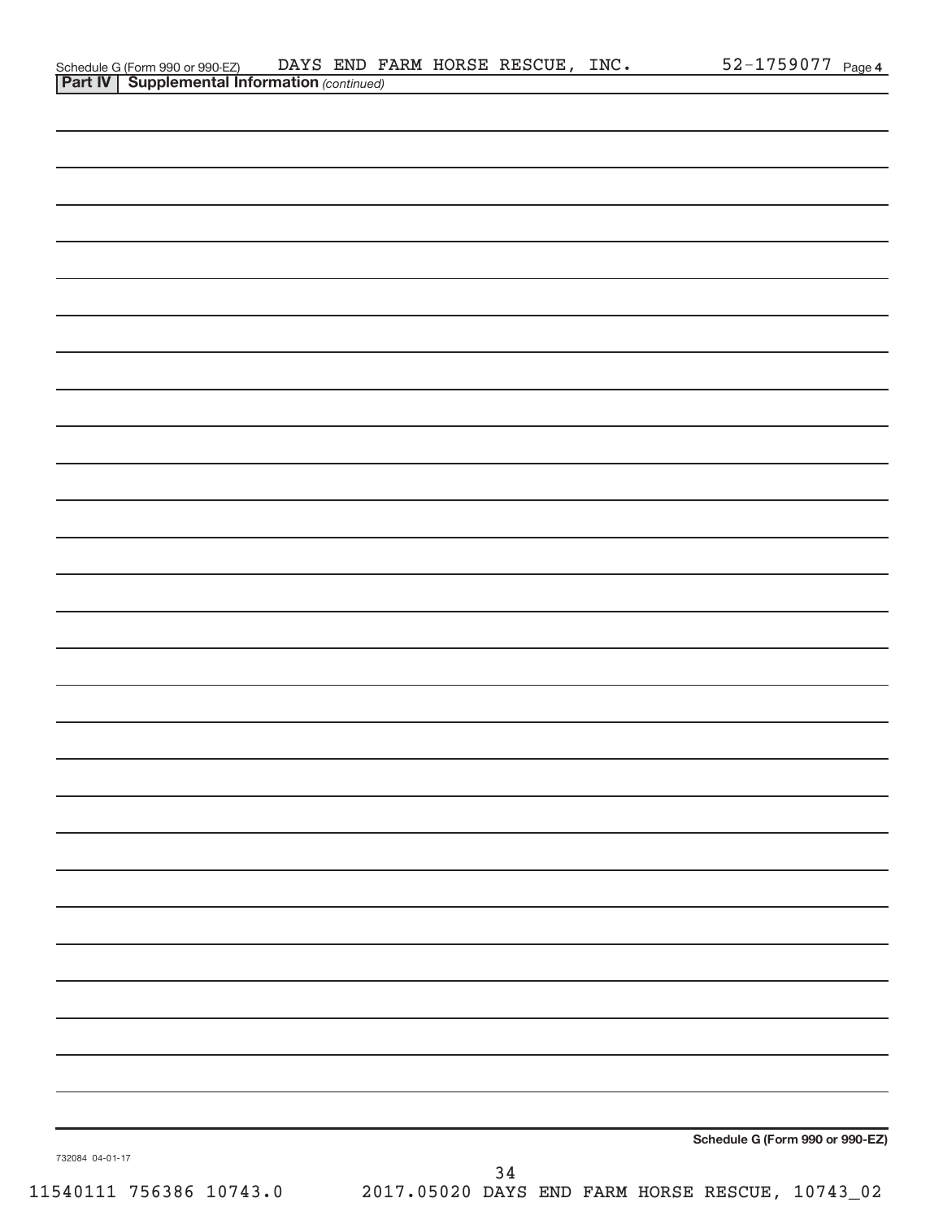Schedule G (Form 990 or 990-EZ) DAYS END FARM HORSE RESCUE, INC. 52-1759077 Page 4

**Part IV | Supplemental Information** *(continued)*

**Schedule G (Form 990 or 990-EZ)**

732084 04-01-17

11540111 756386 10743.0 2017.05020 DAYS END FARM HORSE RESCUE, 10743_02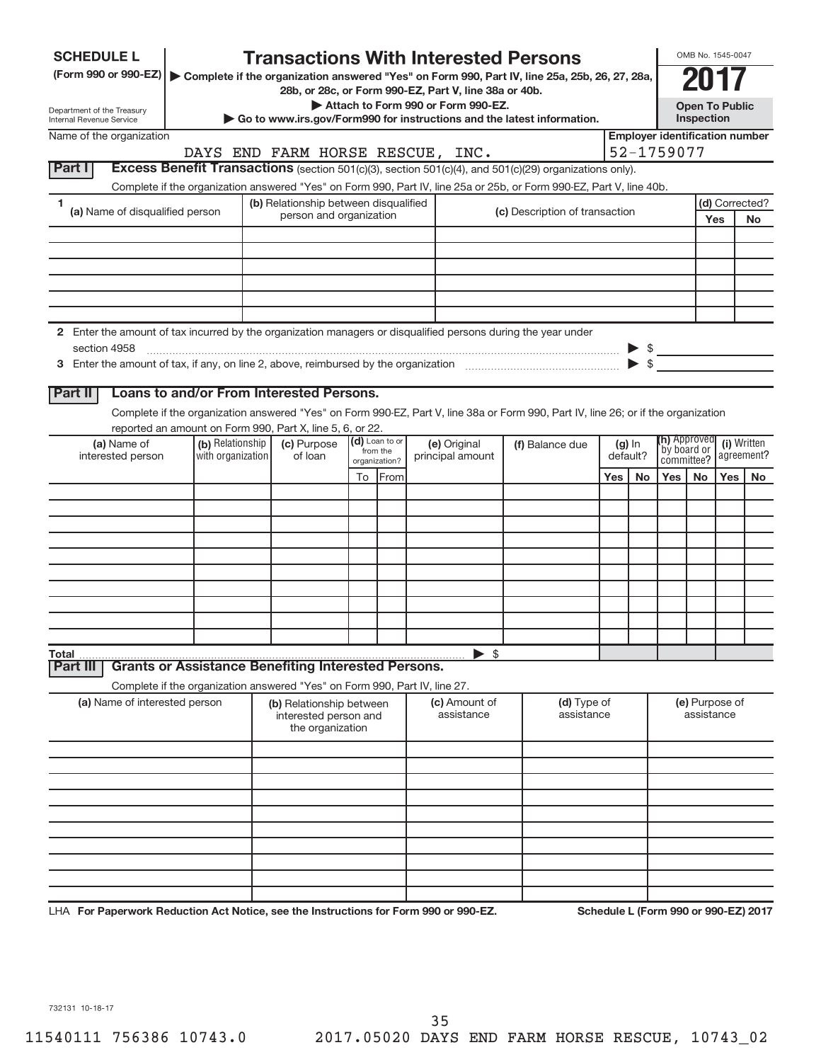**SCHEDULE L**
**(Form 990 or 990-EZ)**

Department of the Treasury
Internal Revenue Service

# Transactions With Interested Persons

▶ Complete if the organization answered "Yes" on Form 990, Part IV, line 25a, 25b, 26, 27, 28a, 28b, or 28c, or Form 990-EZ, Part V, line 38a or 40b.
▶ Attach to Form 990 or Form 990-EZ.
▶ Go to www.irs.gov/Form990 for instructions and the latest information.

OMB No. 1545-0047
**2017**
**Open To Public Inspection**

Name of the organization: DAYS END FARM HORSE RESCUE, INC.
Employer identification number: 52-1759077

## Part I Excess Benefit Transactions (section 501(c)(3), section 501(c)(4), and 501(c)(29) organizations only).

Complete if the organization answered "Yes" on Form 990, Part IV, line 25a or 25b, or Form 990-EZ, Part V, line 40b.

| 1 (a) Name of disqualified person | (b) Relationship between disqualified person and organization | (c) Description of transaction | (d) Corrected? Yes | No |
|---|---|---|---|---|
| | | | | |
| | | | | |
| | | | | |
| | | | | |
| | | | | |
| | | | | |

2 Enter the amount of tax incurred by the organization managers or disqualified persons during the year under section 4958 ▶ $

3 Enter the amount of tax, if any, on line 2, above, reimbursed by the organization ▶ $

## Part II Loans to and/or From Interested Persons.

Complete if the organization answered "Yes" on Form 990-EZ, Part V, line 38a or Form 990, Part IV, line 26; or if the organization reported an amount on Form 990, Part X, line 5, 6, or 22.

| (a) Name of interested person | (b) Relationship with organization | (c) Purpose of loan | (d) Loan to or from the organization? To | From | (e) Original principal amount | (f) Balance due | (g) In default? Yes | No | (h) Approved by board or committee? Yes | No | (i) Written agreement? Yes | No |
|---|---|---|---|---|---|---|---|---|---|---|---|---|
| | | | | | | | | | | | | |
| | | | | | | | | | | | | |
| | | | | | | | | | | | | |
| | | | | | | | | | | | | |
| | | | | | | | | | | | | |
| | | | | | | | | | | | | |
| | | | | | | | | | | | | |
| | | | | | | | | | | | | |
| | | | | | | | | | | | | |
| | | | | | | | | | | | | |
| Total | | | | | ▶ $ | | | | | | | |

## Part III Grants or Assistance Benefiting Interested Persons.

Complete if the organization answered "Yes" on Form 990, Part IV, line 27.

| (a) Name of interested person | (b) Relationship between interested person and the organization | (c) Amount of assistance | (d) Type of assistance | (e) Purpose of assistance |
|---|---|---|---|---|
| | | | | |
| | | | | |
| | | | | |
| | | | | |
| | | | | |
| | | | | |
| | | | | |
| | | | | |
| | | | | |
| | | | | |

LHA **For Paperwork Reduction Act Notice, see the Instructions for Form 990 or 990-EZ.** **Schedule L (Form 990 or 990-EZ) 2017**

732131 10-18-17

11540111 756386 10743.0 2017.05020 DAYS END FARM HORSE RESCUE, 10743_02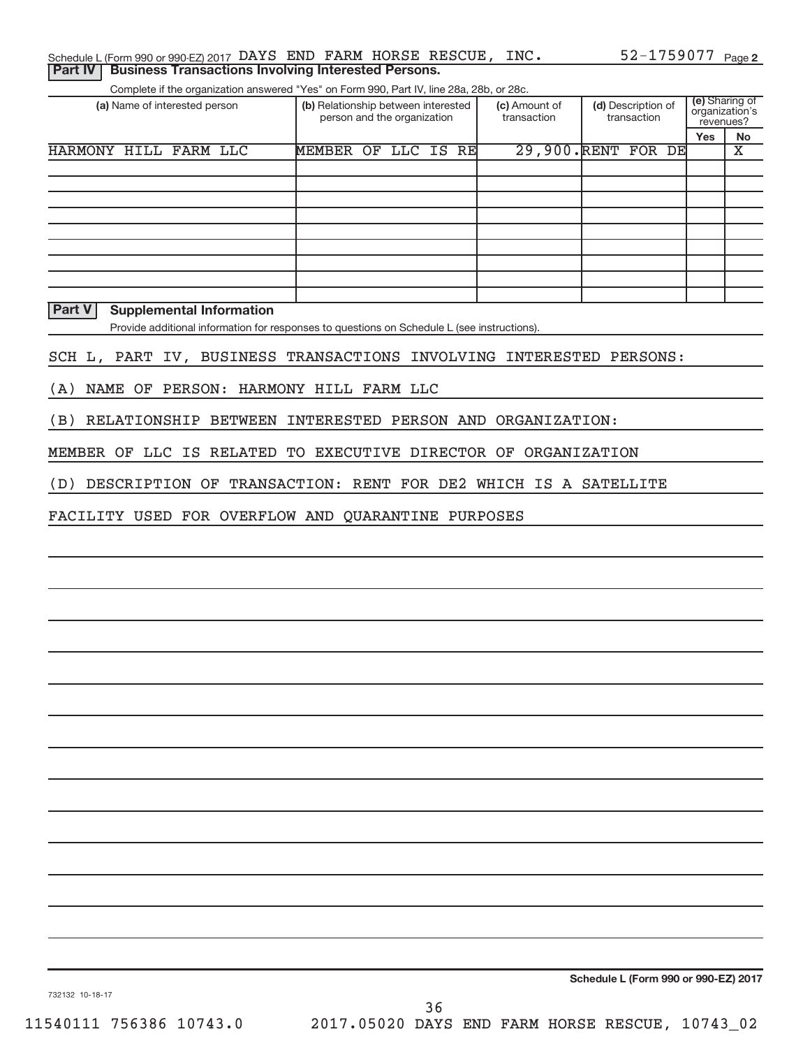Schedule L (Form 990 or 990-EZ) 2017 DAYS END FARM HORSE RESCUE, INC. 52-1759077 Page 2

## Part IV Business Transactions Involving Interested Persons.

Complete if the organization answered "Yes" on Form 990, Part IV, line 28a, 28b, or 28c.

| (a) Name of interested person | (b) Relationship between interested person and the organization | (c) Amount of transaction | (d) Description of transaction | (e) Sharing of organization's revenues? | |
|---|---|---|---|---|---|
| | | | | Yes | No |
| HARMONY HILL FARM LLC | MEMBER OF LLC IS RE | 29,900. | RENT FOR DE | | X |
| | | | | | |
| | | | | | |
| | | | | | |
| | | | | | |
| | | | | | |
| | | | | | |
| | | | | | |
| | | | | | |
| | | | | | |

## Part V Supplemental Information

Provide additional information for responses to questions on Schedule L (see instructions).

SCH L, PART IV, BUSINESS TRANSACTIONS INVOLVING INTERESTED PERSONS:

(A) NAME OF PERSON: HARMONY HILL FARM LLC

(B) RELATIONSHIP BETWEEN INTERESTED PERSON AND ORGANIZATION:

MEMBER OF LLC IS RELATED TO EXECUTIVE DIRECTOR OF ORGANIZATION

(D) DESCRIPTION OF TRANSACTION: RENT FOR DE2 WHICH IS A SATELLITE

FACILITY USED FOR OVERFLOW AND QUARANTINE PURPOSES

Schedule L (Form 990 or 990-EZ) 2017

732132 10-18-17

11540111 756386 10743.0 2017.05020 DAYS END FARM HORSE RESCUE, 10743_02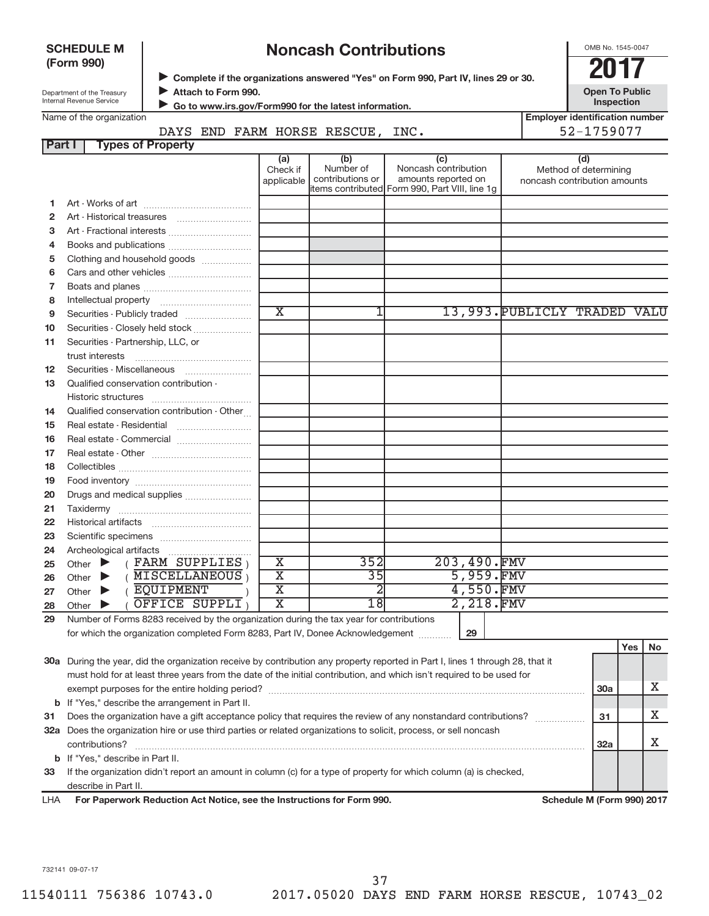**SCHEDULE M (Form 990)**

Department of the Treasury
Internal Revenue Service

# Noncash Contributions

▶ Complete if the organizations answered "Yes" on Form 990, Part IV, lines 29 or 30.
▶ Attach to Form 990.
▶ Go to www.irs.gov/Form990 for the latest information.

OMB No. 1545-0047

**2017**

**Open To Public Inspection**

Name of the organization: DAYS END FARM HORSE RESCUE, INC.

Employer identification number: 52-1759077

## Part I Types of Property

| | | (a) Check if applicable | (b) Number of contributions or items contributed | (c) Noncash contribution amounts reported on Form 990, Part VIII, line 1g | (d) Method of determining noncash contribution amounts |
|---|---|---|---|---|---|
| 1 | Art - Works of art | | | | |
| 2 | Art - Historical treasures | | | | |
| 3 | Art - Fractional interests | | | | |
| 4 | Books and publications | | | | |
| 5 | Clothing and household goods | | | | |
| 6 | Cars and other vehicles | | | | |
| 7 | Boats and planes | | | | |
| 8 | Intellectual property | | | | |
| 9 | Securities - Publicly traded | X | 1 | 13,993. | PUBLICLY TRADED VALU |
| 10 | Securities - Closely held stock | | | | |
| 11 | Securities - Partnership, LLC, or trust interests | | | | |
| 12 | Securities - Miscellaneous | | | | |
| 13 | Qualified conservation contribution - Historic structures | | | | |
| 14 | Qualified conservation contribution - Other | | | | |
| 15 | Real estate - Residential | | | | |
| 16 | Real estate - Commercial | | | | |
| 17 | Real estate - Other | | | | |
| 18 | Collectibles | | | | |
| 19 | Food inventory | | | | |
| 20 | Drugs and medical supplies | | | | |
| 21 | Taxidermy | | | | |
| 22 | Historical artifacts | | | | |
| 23 | Scientific specimens | | | | |
| 24 | Archeological artifacts | | | | |
| 25 | Other ▶ ( FARM SUPPLIES ) | X | 352 | 203,490. | FMV |
| 26 | Other ▶ ( MISCELLANEOUS ) | X | 35 | 5,959. | FMV |
| 27 | Other ▶ ( EQUIPMENT ) | X | 2 | 4,550. | FMV |
| 28 | Other ▶ ( OFFICE SUPPLI ) | X | 18 | 2,218. | FMV |

29 Number of Forms 8283 received by the organization during the tax year for contributions for which the organization completed Form 8283, Part IV, Donee Acknowledgement ..... 29

| | | | Yes | No |
|---|---|---|---|---|
| 30a | During the year, did the organization receive by contribution any property reported in Part I, lines 1 through 28, that it must hold for at least three years from the date of the initial contribution, and which isn't required to be used for exempt purposes for the entire holding period? | 30a | | X |
| b | If "Yes," describe the arrangement in Part II. | | | |
| 31 | Does the organization have a gift acceptance policy that requires the review of any nonstandard contributions? | 31 | | X |
| 32a | Does the organization hire or use third parties or related organizations to solicit, process, or sell noncash contributions? | 32a | | X |
| b | If "Yes," describe in Part II. | | | |
| 33 | If the organization didn't report an amount in column (c) for a type of property for which column (a) is checked, describe in Part II. | | | |

LHA For Paperwork Reduction Act Notice, see the Instructions for Form 990. Schedule M (Form 990) 2017

732141 09-07-17

11540111 756386 10743.0 2017.05020 DAYS END FARM HORSE RESCUE, 10743_02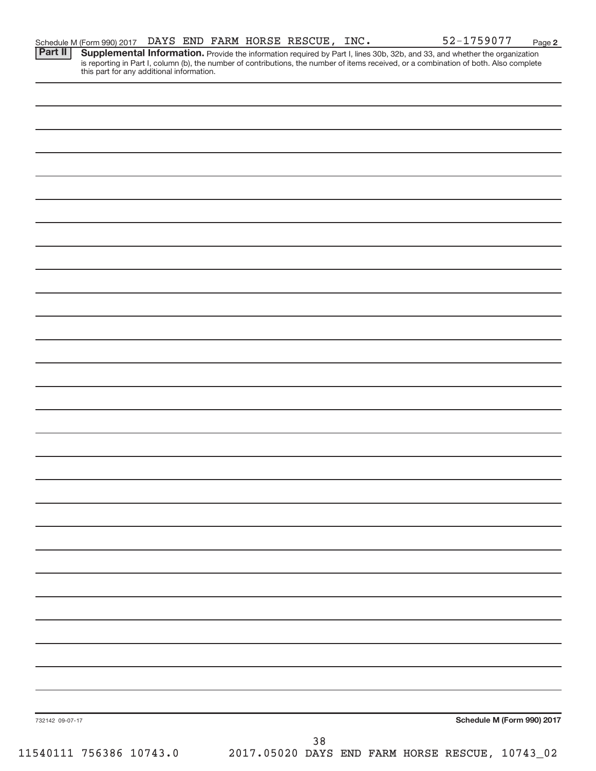Schedule M (Form 990) 2017 DAYS END FARM HORSE RESCUE, INC. 52-1759077 Page **2**

**Part II** **Supplemental Information.** Provide the information required by Part I, lines 30b, 32b, and 33, and whether the organization is reporting in Part I, column (b), the number of contributions, the number of items received, or a combination of both. Also complete this part for any additional information.

732142 09-07-17

**Schedule M (Form 990) 2017**

11540111 756386 10743.0 2017.05020 DAYS END FARM HORSE RESCUE, 10743_02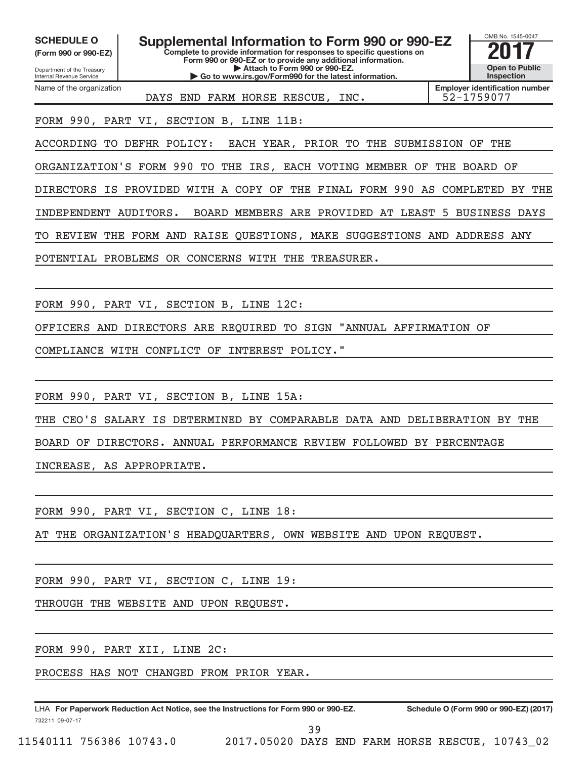**SCHEDULE O**
**(Form 990 or 990-EZ)**

Department of the Treasury
Internal Revenue Service

# Supplemental Information to Form 990 or 990-EZ

**Complete to provide information for responses to specific questions on Form 990 or 990-EZ or to provide any additional information.**
**▶ Attach to Form 990 or 990-EZ.**
**▶ Go to www.irs.gov/Form990 for the latest information.**

OMB No. 1545-0047

**2017**

**Open to Public Inspection**

| Name of the organization | Employer identification number |
|---|---|
| DAYS END FARM HORSE RESCUE, INC. | 52-1759077 |

FORM 990, PART VI, SECTION B, LINE 11B:

ACCORDING TO DEFHR POLICY: EACH YEAR, PRIOR TO THE SUBMISSION OF THE ORGANIZATION'S FORM 990 TO THE IRS, EACH VOTING MEMBER OF THE BOARD OF DIRECTORS IS PROVIDED WITH A COPY OF THE FINAL FORM 990 AS COMPLETED BY THE INDEPENDENT AUDITORS. BOARD MEMBERS ARE PROVIDED AT LEAST 5 BUSINESS DAYS TO REVIEW THE FORM AND RAISE QUESTIONS, MAKE SUGGESTIONS AND ADDRESS ANY POTENTIAL PROBLEMS OR CONCERNS WITH THE TREASURER.

FORM 990, PART VI, SECTION B, LINE 12C:

OFFICERS AND DIRECTORS ARE REQUIRED TO SIGN "ANNUAL AFFIRMATION OF COMPLIANCE WITH CONFLICT OF INTEREST POLICY."

FORM 990, PART VI, SECTION B, LINE 15A:

THE CEO'S SALARY IS DETERMINED BY COMPARABLE DATA AND DELIBERATION BY THE BOARD OF DIRECTORS. ANNUAL PERFORMANCE REVIEW FOLLOWED BY PERCENTAGE INCREASE, AS APPROPRIATE.

FORM 990, PART VI, SECTION C, LINE 18:

AT THE ORGANIZATION'S HEADQUARTERS, OWN WEBSITE AND UPON REQUEST.

FORM 990, PART VI, SECTION C, LINE 19:

THROUGH THE WEBSITE AND UPON REQUEST.

FORM 990, PART XII, LINE 2C:

PROCESS HAS NOT CHANGED FROM PRIOR YEAR.

LHA **For Paperwork Reduction Act Notice, see the Instructions for Form 990 or 990-EZ.** **Schedule O (Form 990 or 990-EZ) (2017)**

732211 09-07-17

11540111 756386 10743.0 2017.05020 DAYS END FARM HORSE RESCUE, 10743_02